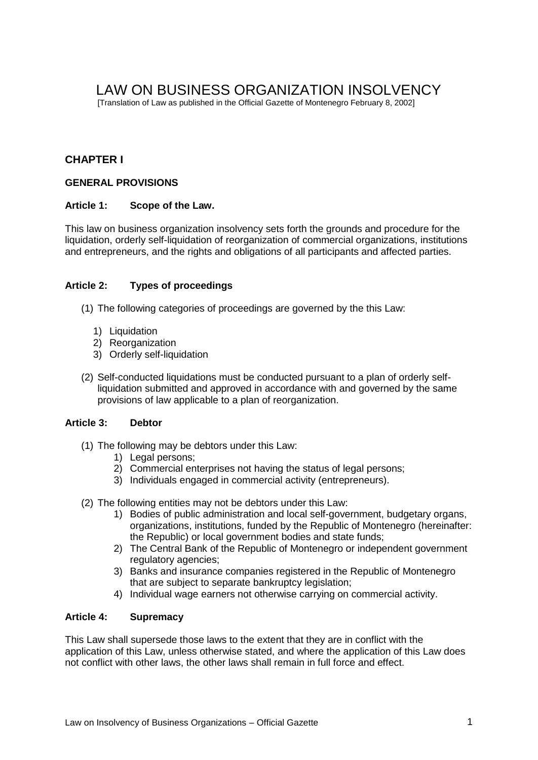# LAW ON BUSINESS ORGANIZATION INSOLVENCY

[Translation of Law as published in the Official Gazette of Montenegro February 8, 2002]

## CHAPTER I

### GENERAL PROVISIONS

#### Article 1: Scope of the Law.

This law on business organization insolvency sets forth the grounds and procedure for the liquidation, orderly self-liquidation of reorganization of commercial organizations, institutions and entrepreneurs, and the rights and obligations of all participants and affected parties.

#### Article 2: Types of proceedings

(1) The following categories of proceedings are governed by the this Law:

1) Liquidation
2) Reorganization
3) Orderly self-liquidation

(2) Self-conducted liquidations must be conducted pursuant to a plan of orderly self-liquidation submitted and approved in accordance with and governed by the same provisions of law applicable to a plan of reorganization.

#### Article 3: Debtor

(1) The following may be debtors under this Law:

1) Legal persons;
2) Commercial enterprises not having the status of legal persons;
3) Individuals engaged in commercial activity (entrepreneurs).

(2) The following entities may not be debtors under this Law:

1) Bodies of public administration and local self-government, budgetary organs, organizations, institutions, funded by the Republic of Montenegro (hereinafter: the Republic) or local government bodies and state funds;
2) The Central Bank of the Republic of Montenegro or independent government regulatory agencies;
3) Banks and insurance companies registered in the Republic of Montenegro that are subject to separate bankruptcy legislation;
4) Individual wage earners not otherwise carrying on commercial activity.

#### Article 4: Supremacy

This Law shall supersede those laws to the extent that they are in conflict with the application of this Law, unless otherwise stated, and where the application of this Law does not conflict with other laws, the other laws shall remain in full force and effect.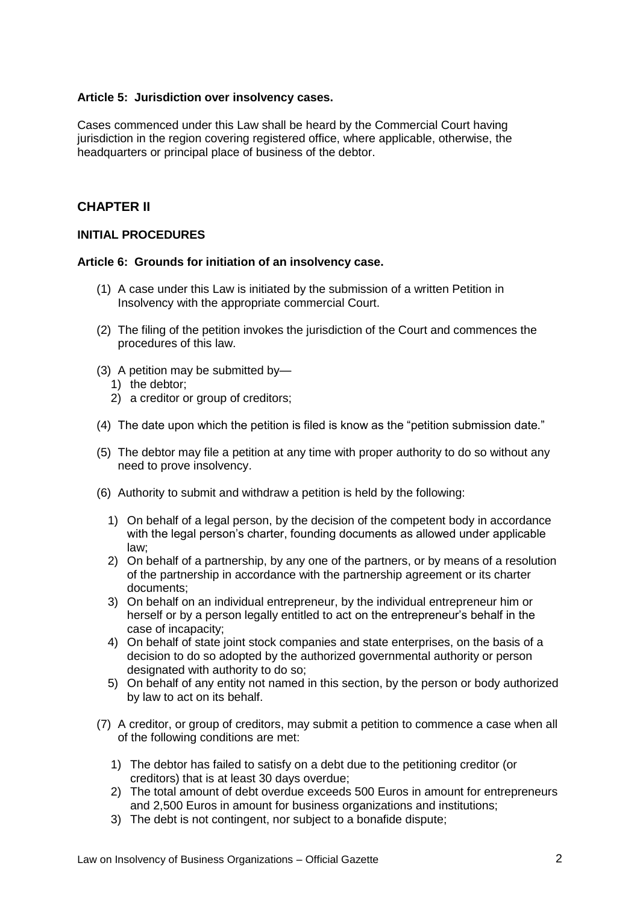**Article 5: Jurisdiction over insolvency cases.**

Cases commenced under this Law shall be heard by the Commercial Court having jurisdiction in the region covering registered office, where applicable, otherwise, the headquarters or principal place of business of the debtor.

## CHAPTER II

### INITIAL PROCEDURES

**Article 6: Grounds for initiation of an insolvency case.**

(1) A case under this Law is initiated by the submission of a written Petition in Insolvency with the appropriate commercial Court.

(2) The filing of the petition invokes the jurisdiction of the Court and commences the procedures of this law.

(3) A petition may be submitted by—
   1) the debtor;
   2) a creditor or group of creditors;

(4) The date upon which the petition is filed is know as the "petition submission date."

(5) The debtor may file a petition at any time with proper authority to do so without any need to prove insolvency.

(6) Authority to submit and withdraw a petition is held by the following:

   1) On behalf of a legal person, by the decision of the competent body in accordance with the legal person's charter, founding documents as allowed under applicable law;
   2) On behalf of a partnership, by any one of the partners, or by means of a resolution of the partnership in accordance with the partnership agreement or its charter documents;
   3) On behalf on an individual entrepreneur, by the individual entrepreneur him or herself or by a person legally entitled to act on the entrepreneur's behalf in the case of incapacity;
   4) On behalf of state joint stock companies and state enterprises, on the basis of a decision to do so adopted by the authorized governmental authority or person designated with authority to do so;
   5) On behalf of any entity not named in this section, by the person or body authorized by law to act on its behalf.

(7) A creditor, or group of creditors, may submit a petition to commence a case when all of the following conditions are met:

   1) The debtor has failed to satisfy on a debt due to the petitioning creditor (or creditors) that is at least 30 days overdue;
   2) The total amount of debt overdue exceeds 500 Euros in amount for entrepreneurs and 2,500 Euros in amount for business organizations and institutions;
   3) The debt is not contingent, nor subject to a bonafide dispute;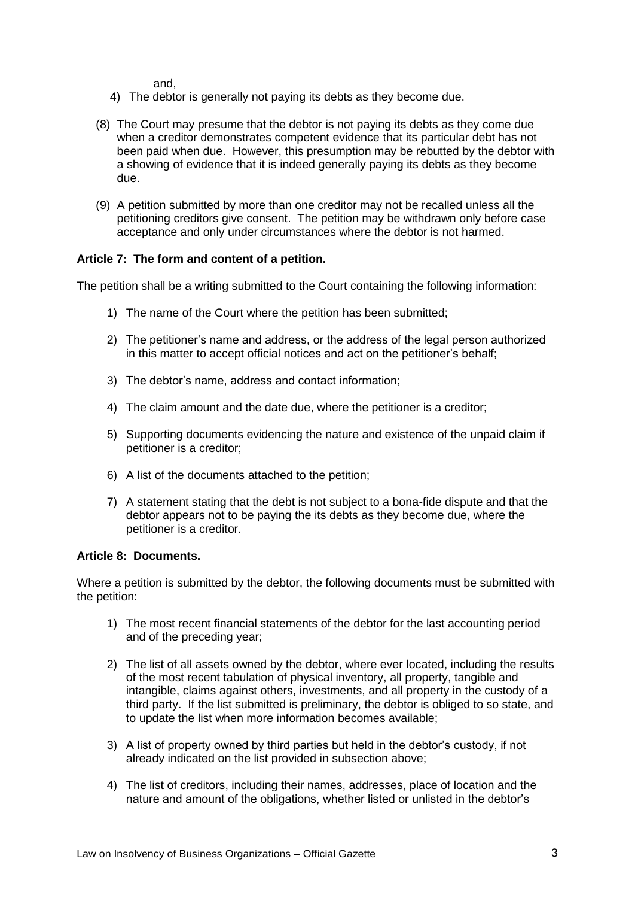and,

4) The debtor is generally not paying its debts as they become due.

(8) The Court may presume that the debtor is not paying its debts as they come due when a creditor demonstrates competent evidence that its particular debt has not been paid when due. However, this presumption may be rebutted by the debtor with a showing of evidence that it is indeed generally paying its debts as they become due.

(9) A petition submitted by more than one creditor may not be recalled unless all the petitioning creditors give consent. The petition may be withdrawn only before case acceptance and only under circumstances where the debtor is not harmed.

**Article 7: The form and content of a petition.**

The petition shall be a writing submitted to the Court containing the following information:

1) The name of the Court where the petition has been submitted;

2) The petitioner's name and address, or the address of the legal person authorized in this matter to accept official notices and act on the petitioner's behalf;

3) The debtor's name, address and contact information;

4) The claim amount and the date due, where the petitioner is a creditor;

5) Supporting documents evidencing the nature and existence of the unpaid claim if petitioner is a creditor;

6) A list of the documents attached to the petition;

7) A statement stating that the debt is not subject to a bona-fide dispute and that the debtor appears not to be paying the its debts as they become due, where the petitioner is a creditor.

**Article 8: Documents.**

Where a petition is submitted by the debtor, the following documents must be submitted with the petition:

1) The most recent financial statements of the debtor for the last accounting period and of the preceding year;

2) The list of all assets owned by the debtor, where ever located, including the results of the most recent tabulation of physical inventory, all property, tangible and intangible, claims against others, investments, and all property in the custody of a third party. If the list submitted is preliminary, the debtor is obliged to so state, and to update the list when more information becomes available;

3) A list of property owned by third parties but held in the debtor's custody, if not already indicated on the list provided in subsection above;

4) The list of creditors, including their names, addresses, place of location and the nature and amount of the obligations, whether listed or unlisted in the debtor's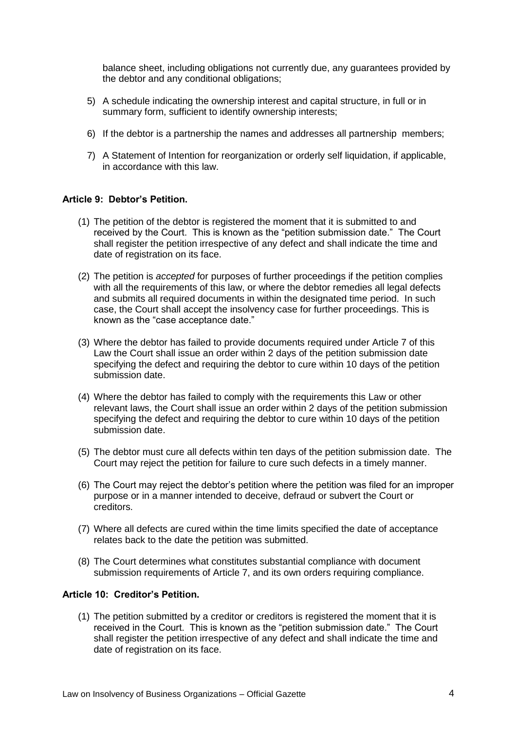balance sheet, including obligations not currently due, any guarantees provided by the debtor and any conditional obligations;

5) A schedule indicating the ownership interest and capital structure, in full or in summary form, sufficient to identify ownership interests;

6) If the debtor is a partnership the names and addresses all partnership members;

7) A Statement of Intention for reorganization or orderly self liquidation, if applicable, in accordance with this law.

**Article 9: Debtor's Petition.**

(1) The petition of the debtor is registered the moment that it is submitted to and received by the Court. This is known as the "petition submission date." The Court shall register the petition irrespective of any defect and shall indicate the time and date of registration on its face.

(2) The petition is *accepted* for purposes of further proceedings if the petition complies with all the requirements of this law, or where the debtor remedies all legal defects and submits all required documents in within the designated time period. In such case, the Court shall accept the insolvency case for further proceedings. This is known as the "case acceptance date."

(3) Where the debtor has failed to provide documents required under Article 7 of this Law the Court shall issue an order within 2 days of the petition submission date specifying the defect and requiring the debtor to cure within 10 days of the petition submission date.

(4) Where the debtor has failed to comply with the requirements this Law or other relevant laws, the Court shall issue an order within 2 days of the petition submission specifying the defect and requiring the debtor to cure within 10 days of the petition submission date.

(5) The debtor must cure all defects within ten days of the petition submission date. The Court may reject the petition for failure to cure such defects in a timely manner.

(6) The Court may reject the debtor's petition where the petition was filed for an improper purpose or in a manner intended to deceive, defraud or subvert the Court or creditors.

(7) Where all defects are cured within the time limits specified the date of acceptance relates back to the date the petition was submitted.

(8) The Court determines what constitutes substantial compliance with document submission requirements of Article 7, and its own orders requiring compliance.

**Article 10: Creditor's Petition.**

(1) The petition submitted by a creditor or creditors is registered the moment that it is received in the Court. This is known as the "petition submission date." The Court shall register the petition irrespective of any defect and shall indicate the time and date of registration on its face.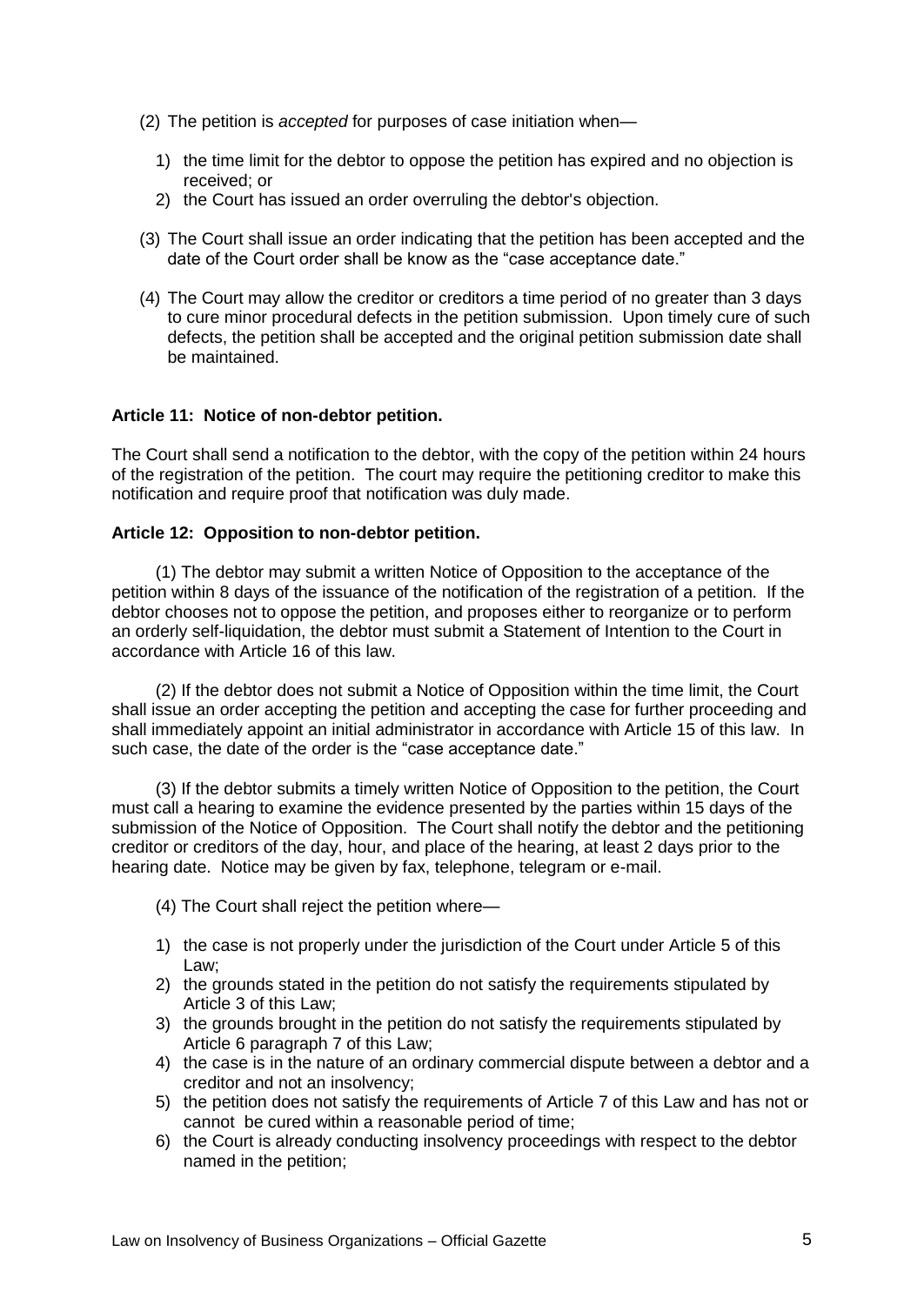(2) The petition is *accepted* for purposes of case initiation when—

1) the time limit for the debtor to oppose the petition has expired and no objection is received; or
2) the Court has issued an order overruling the debtor's objection.

(3) The Court shall issue an order indicating that the petition has been accepted and the date of the Court order shall be know as the "case acceptance date."

(4) The Court may allow the creditor or creditors a time period of no greater than 3 days to cure minor procedural defects in the petition submission. Upon timely cure of such defects, the petition shall be accepted and the original petition submission date shall be maintained.

**Article 11: Notice of non-debtor petition.**

The Court shall send a notification to the debtor, with the copy of the petition within 24 hours of the registration of the petition. The court may require the petitioning creditor to make this notification and require proof that notification was duly made.

**Article 12: Opposition to non-debtor petition.**

(1) The debtor may submit a written Notice of Opposition to the acceptance of the petition within 8 days of the issuance of the notification of the registration of a petition. If the debtor chooses not to oppose the petition, and proposes either to reorganize or to perform an orderly self-liquidation, the debtor must submit a Statement of Intention to the Court in accordance with Article 16 of this law.

(2) If the debtor does not submit a Notice of Opposition within the time limit, the Court shall issue an order accepting the petition and accepting the case for further proceeding and shall immediately appoint an initial administrator in accordance with Article 15 of this law. In such case, the date of the order is the "case acceptance date."

(3) If the debtor submits a timely written Notice of Opposition to the petition, the Court must call a hearing to examine the evidence presented by the parties within 15 days of the submission of the Notice of Opposition. The Court shall notify the debtor and the petitioning creditor or creditors of the day, hour, and place of the hearing, at least 2 days prior to the hearing date. Notice may be given by fax, telephone, telegram or e-mail.

(4) The Court shall reject the petition where—

1) the case is not properly under the jurisdiction of the Court under Article 5 of this Law;
2) the grounds stated in the petition do not satisfy the requirements stipulated by Article 3 of this Law;
3) the grounds brought in the petition do not satisfy the requirements stipulated by Article 6 paragraph 7 of this Law;
4) the case is in the nature of an ordinary commercial dispute between a debtor and a creditor and not an insolvency;
5) the petition does not satisfy the requirements of Article 7 of this Law and has not or cannot be cured within a reasonable period of time;
6) the Court is already conducting insolvency proceedings with respect to the debtor named in the petition;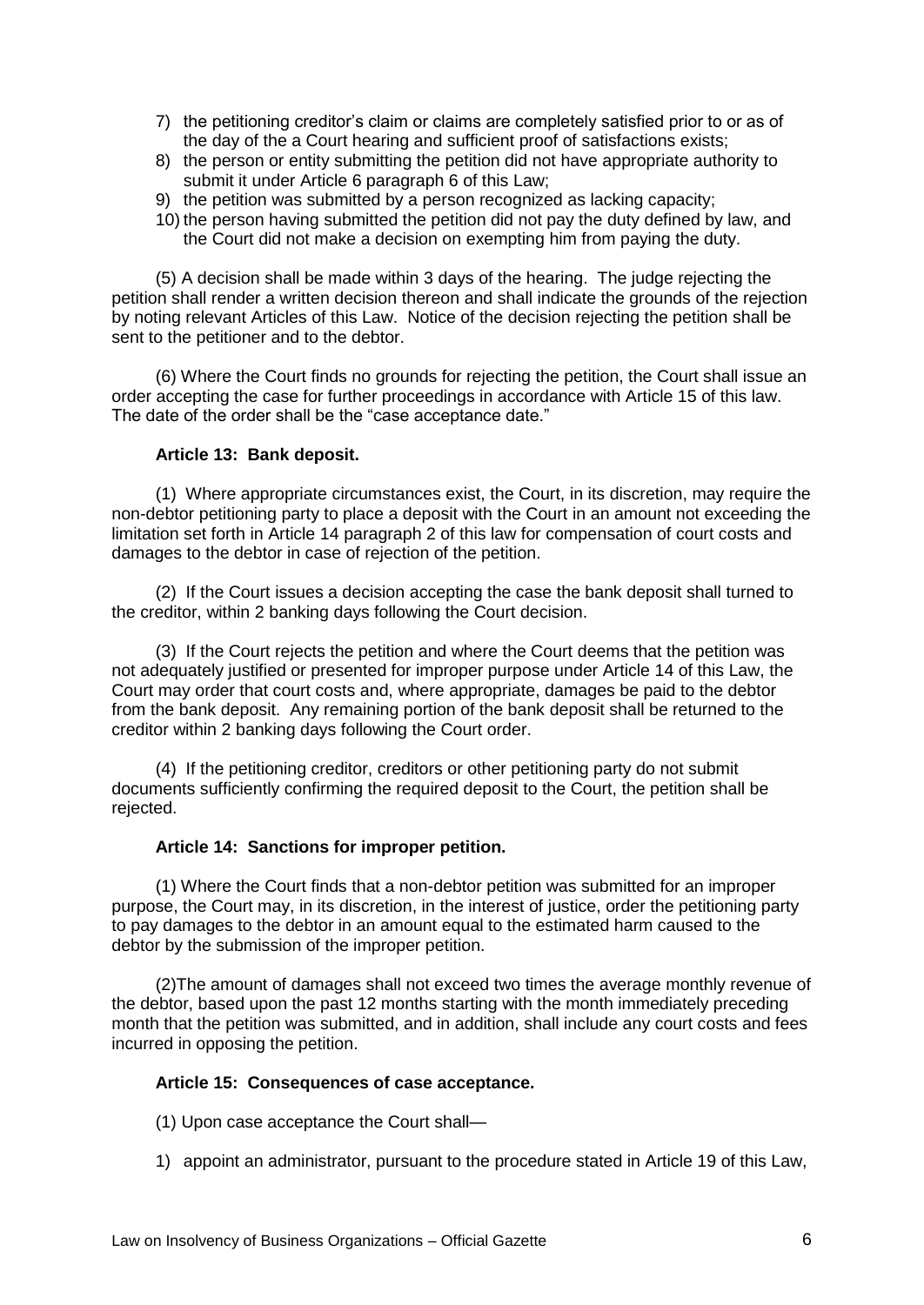7) the petitioning creditor's claim or claims are completely satisfied prior to or as of the day of the a Court hearing and sufficient proof of satisfactions exists;
8) the person or entity submitting the petition did not have appropriate authority to submit it under Article 6 paragraph 6 of this Law;
9) the petition was submitted by a person recognized as lacking capacity;
10) the person having submitted the petition did not pay the duty defined by law, and the Court did not make a decision on exempting him from paying the duty.

(5) A decision shall be made within 3 days of the hearing. The judge rejecting the petition shall render a written decision thereon and shall indicate the grounds of the rejection by noting relevant Articles of this Law. Notice of the decision rejecting the petition shall be sent to the petitioner and to the debtor.

(6) Where the Court finds no grounds for rejecting the petition, the Court shall issue an order accepting the case for further proceedings in accordance with Article 15 of this law. The date of the order shall be the "case acceptance date."

**Article 13: Bank deposit.**

(1) Where appropriate circumstances exist, the Court, in its discretion, may require the non-debtor petitioning party to place a deposit with the Court in an amount not exceeding the limitation set forth in Article 14 paragraph 2 of this law for compensation of court costs and damages to the debtor in case of rejection of the petition.

(2) If the Court issues a decision accepting the case the bank deposit shall turned to the creditor, within 2 banking days following the Court decision.

(3) If the Court rejects the petition and where the Court deems that the petition was not adequately justified or presented for improper purpose under Article 14 of this Law, the Court may order that court costs and, where appropriate, damages be paid to the debtor from the bank deposit. Any remaining portion of the bank deposit shall be returned to the creditor within 2 banking days following the Court order.

(4) If the petitioning creditor, creditors or other petitioning party do not submit documents sufficiently confirming the required deposit to the Court, the petition shall be rejected.

**Article 14: Sanctions for improper petition.**

(1) Where the Court finds that a non-debtor petition was submitted for an improper purpose, the Court may, in its discretion, in the interest of justice, order the petitioning party to pay damages to the debtor in an amount equal to the estimated harm caused to the debtor by the submission of the improper petition.

(2)The amount of damages shall not exceed two times the average monthly revenue of the debtor, based upon the past 12 months starting with the month immediately preceding month that the petition was submitted, and in addition, shall include any court costs and fees incurred in opposing the petition.

**Article 15: Consequences of case acceptance.**

(1) Upon case acceptance the Court shall—

1) appoint an administrator, pursuant to the procedure stated in Article 19 of this Law,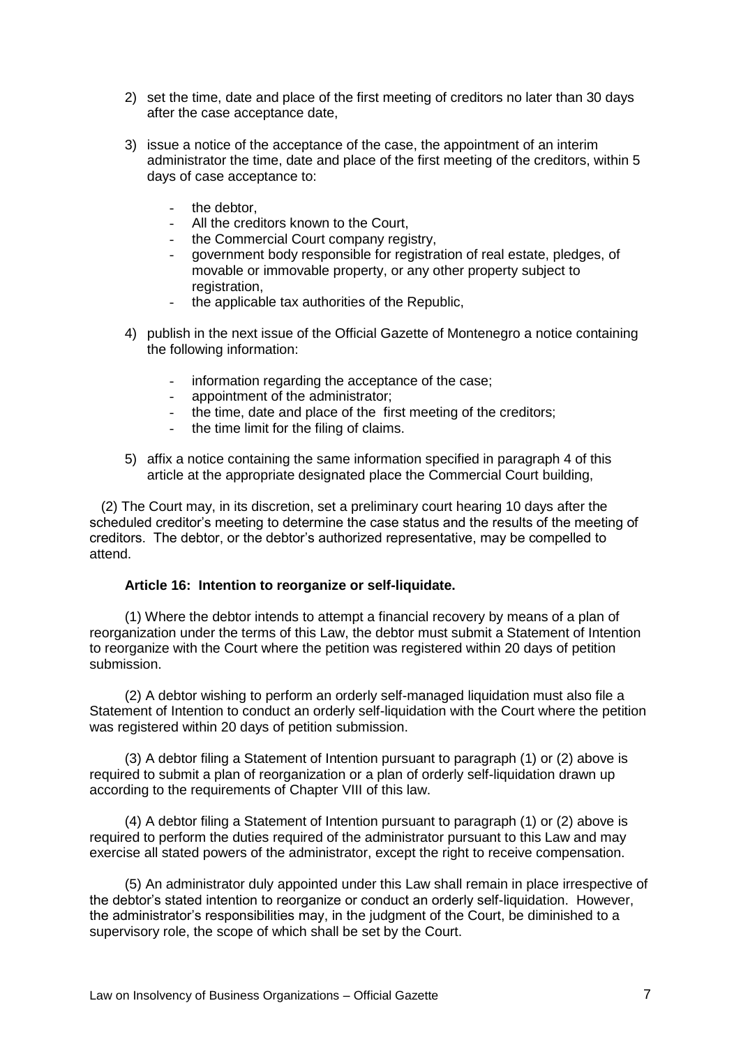2) set the time, date and place of the first meeting of creditors no later than 30 days after the case acceptance date,

3) issue a notice of the acceptance of the case, the appointment of an interim administrator the time, date and place of the first meeting of the creditors, within 5 days of case acceptance to:

   - the debtor,
   - All the creditors known to the Court,
   - the Commercial Court company registry,
   - government body responsible for registration of real estate, pledges, of movable or immovable property, or any other property subject to registration,
   - the applicable tax authorities of the Republic,

4) publish in the next issue of the Official Gazette of Montenegro a notice containing the following information:

   - information regarding the acceptance of the case;
   - appointment of the administrator;
   - the time, date and place of the first meeting of the creditors;
   - the time limit for the filing of claims.

5) affix a notice containing the same information specified in paragraph 4 of this article at the appropriate designated place the Commercial Court building,

(2) The Court may, in its discretion, set a preliminary court hearing 10 days after the scheduled creditor's meeting to determine the case status and the results of the meeting of creditors. The debtor, or the debtor's authorized representative, may be compelled to attend.

**Article 16: Intention to reorganize or self-liquidate.**

(1) Where the debtor intends to attempt a financial recovery by means of a plan of reorganization under the terms of this Law, the debtor must submit a Statement of Intention to reorganize with the Court where the petition was registered within 20 days of petition submission.

(2) A debtor wishing to perform an orderly self-managed liquidation must also file a Statement of Intention to conduct an orderly self-liquidation with the Court where the petition was registered within 20 days of petition submission.

(3) A debtor filing a Statement of Intention pursuant to paragraph (1) or (2) above is required to submit a plan of reorganization or a plan of orderly self-liquidation drawn up according to the requirements of Chapter VIII of this law.

(4) A debtor filing a Statement of Intention pursuant to paragraph (1) or (2) above is required to perform the duties required of the administrator pursuant to this Law and may exercise all stated powers of the administrator, except the right to receive compensation.

(5) An administrator duly appointed under this Law shall remain in place irrespective of the debtor's stated intention to reorganize or conduct an orderly self-liquidation. However, the administrator's responsibilities may, in the judgment of the Court, be diminished to a supervisory role, the scope of which shall be set by the Court.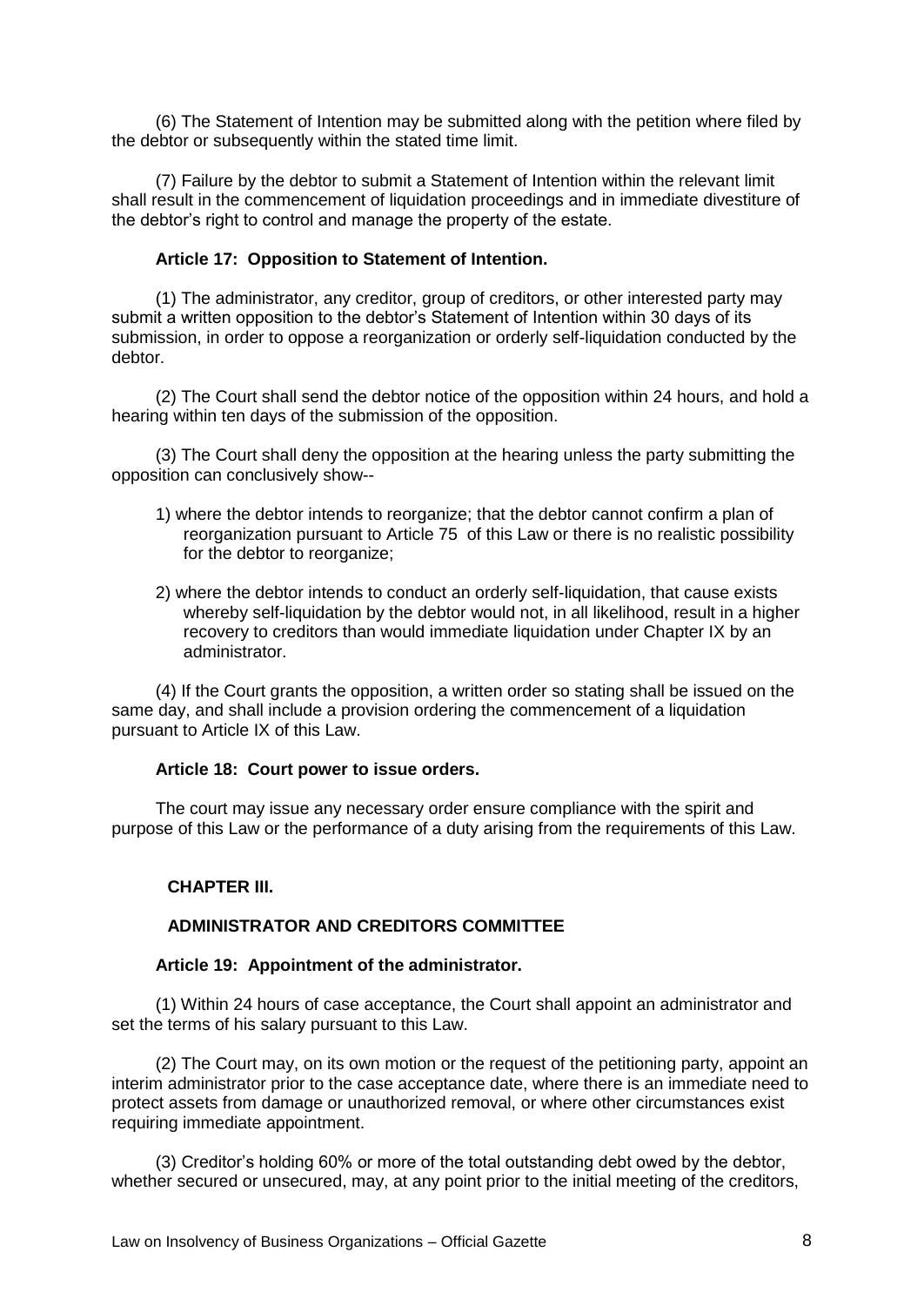(6) The Statement of Intention may be submitted along with the petition where filed by the debtor or subsequently within the stated time limit.

(7) Failure by the debtor to submit a Statement of Intention within the relevant limit shall result in the commencement of liquidation proceedings and in immediate divestiture of the debtor's right to control and manage the property of the estate.

#### Article 17: Opposition to Statement of Intention.

(1) The administrator, any creditor, group of creditors, or other interested party may submit a written opposition to the debtor's Statement of Intention within 30 days of its submission, in order to oppose a reorganization or orderly self-liquidation conducted by the debtor.

(2) The Court shall send the debtor notice of the opposition within 24 hours, and hold a hearing within ten days of the submission of the opposition.

(3) The Court shall deny the opposition at the hearing unless the party submitting the opposition can conclusively show--

1) where the debtor intends to reorganize; that the debtor cannot confirm a plan of reorganization pursuant to Article 75 of this Law or there is no realistic possibility for the debtor to reorganize;

2) where the debtor intends to conduct an orderly self-liquidation, that cause exists whereby self-liquidation by the debtor would not, in all likelihood, result in a higher recovery to creditors than would immediate liquidation under Chapter IX by an administrator.

(4) If the Court grants the opposition, a written order so stating shall be issued on the same day, and shall include a provision ordering the commencement of a liquidation pursuant to Article IX of this Law.

#### Article 18: Court power to issue orders.

The court may issue any necessary order ensure compliance with the spirit and purpose of this Law or the performance of a duty arising from the requirements of this Law.

## CHAPTER III.

## ADMINISTRATOR AND CREDITORS COMMITTEE

#### Article 19: Appointment of the administrator.

(1) Within 24 hours of case acceptance, the Court shall appoint an administrator and set the terms of his salary pursuant to this Law.

(2) The Court may, on its own motion or the request of the petitioning party, appoint an interim administrator prior to the case acceptance date, where there is an immediate need to protect assets from damage or unauthorized removal, or where other circumstances exist requiring immediate appointment.

(3) Creditor's holding 60% or more of the total outstanding debt owed by the debtor, whether secured or unsecured, may, at any point prior to the initial meeting of the creditors,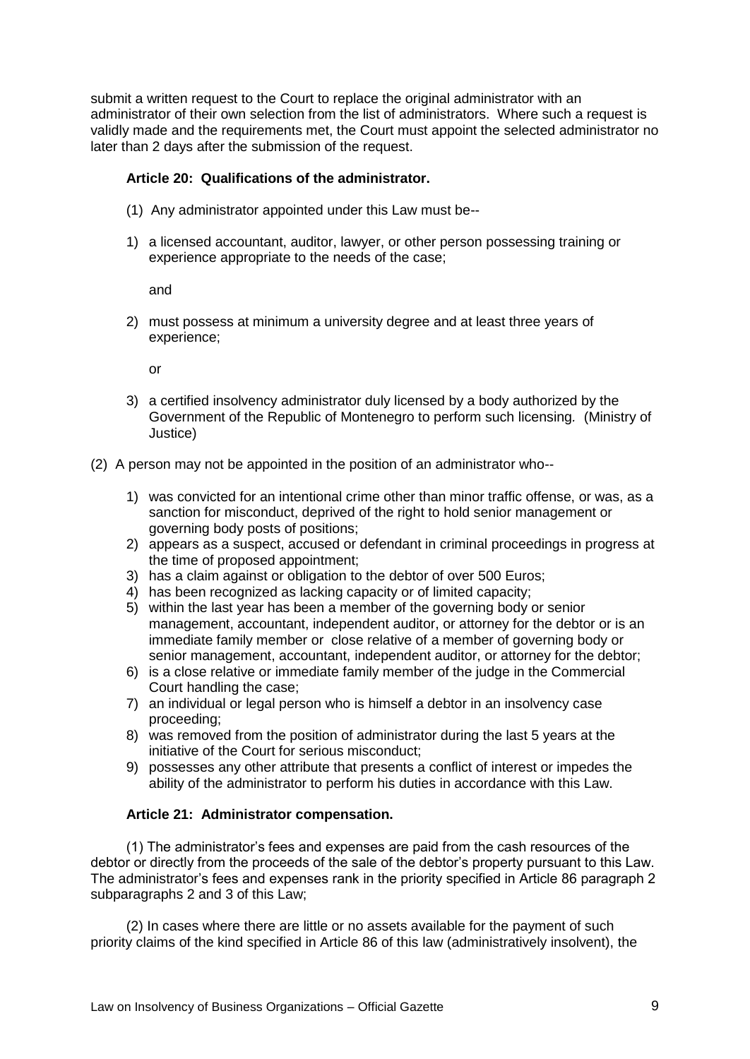submit a written request to the Court to replace the original administrator with an administrator of their own selection from the list of administrators. Where such a request is validly made and the requirements met, the Court must appoint the selected administrator no later than 2 days after the submission of the request.

**Article 20: Qualifications of the administrator.**

(1) Any administrator appointed under this Law must be--

1) a licensed accountant, auditor, lawyer, or other person possessing training or experience appropriate to the needs of the case;

and

2) must possess at minimum a university degree and at least three years of experience;

or

3) a certified insolvency administrator duly licensed by a body authorized by the Government of the Republic of Montenegro to perform such licensing. (Ministry of Justice)

(2) A person may not be appointed in the position of an administrator who--

1) was convicted for an intentional crime other than minor traffic offense, or was, as a sanction for misconduct, deprived of the right to hold senior management or governing body posts of positions;
2) appears as a suspect, accused or defendant in criminal proceedings in progress at the time of proposed appointment;
3) has a claim against or obligation to the debtor of over 500 Euros;
4) has been recognized as lacking capacity or of limited capacity;
5) within the last year has been a member of the governing body or senior management, accountant, independent auditor, or attorney for the debtor or is an immediate family member or close relative of a member of governing body or senior management, accountant, independent auditor, or attorney for the debtor;
6) is a close relative or immediate family member of the judge in the Commercial Court handling the case;
7) an individual or legal person who is himself a debtor in an insolvency case proceeding;
8) was removed from the position of administrator during the last 5 years at the initiative of the Court for serious misconduct;
9) possesses any other attribute that presents a conflict of interest or impedes the ability of the administrator to perform his duties in accordance with this Law.

**Article 21: Administrator compensation.**

(1) The administrator's fees and expenses are paid from the cash resources of the debtor or directly from the proceeds of the sale of the debtor's property pursuant to this Law. The administrator's fees and expenses rank in the priority specified in Article 86 paragraph 2 subparagraphs 2 and 3 of this Law;

(2) In cases where there are little or no assets available for the payment of such priority claims of the kind specified in Article 86 of this law (administratively insolvent), the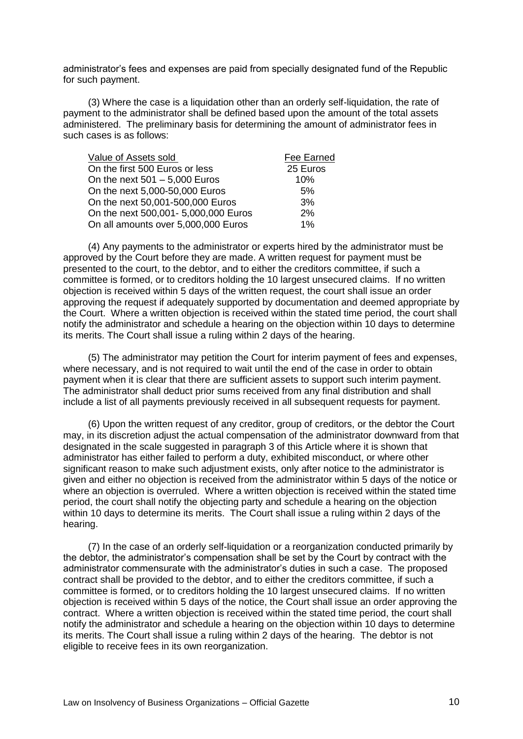administrator's fees and expenses are paid from specially designated fund of the Republic for such payment.

(3) Where the case is a liquidation other than an orderly self-liquidation, the rate of payment to the administrator shall be defined based upon the amount of the total assets administered. The preliminary basis for determining the amount of administrator fees in such cases is as follows:

| Value of Assets sold | Fee Earned |
|---|---|
| On the first 500 Euros or less | 25 Euros |
| On the next 501 – 5,000 Euros | 10% |
| On the next 5,000-50,000 Euros | 5% |
| On the next 50,001-500,000 Euros | 3% |
| On the next 500,001- 5,000,000 Euros | 2% |
| On all amounts over 5,000,000 Euros | 1% |

(4) Any payments to the administrator or experts hired by the administrator must be approved by the Court before they are made. A written request for payment must be presented to the court, to the debtor, and to either the creditors committee, if such a committee is formed, or to creditors holding the 10 largest unsecured claims. If no written objection is received within 5 days of the written request, the court shall issue an order approving the request if adequately supported by documentation and deemed appropriate by the Court. Where a written objection is received within the stated time period, the court shall notify the administrator and schedule a hearing on the objection within 10 days to determine its merits. The Court shall issue a ruling within 2 days of the hearing.

(5) The administrator may petition the Court for interim payment of fees and expenses, where necessary, and is not required to wait until the end of the case in order to obtain payment when it is clear that there are sufficient assets to support such interim payment. The administrator shall deduct prior sums received from any final distribution and shall include a list of all payments previously received in all subsequent requests for payment.

(6) Upon the written request of any creditor, group of creditors, or the debtor the Court may, in its discretion adjust the actual compensation of the administrator downward from that designated in the scale suggested in paragraph 3 of this Article where it is shown that administrator has either failed to perform a duty, exhibited misconduct, or where other significant reason to make such adjustment exists, only after notice to the administrator is given and either no objection is received from the administrator within 5 days of the notice or where an objection is overruled. Where a written objection is received within the stated time period, the court shall notify the objecting party and schedule a hearing on the objection within 10 days to determine its merits. The Court shall issue a ruling within 2 days of the hearing.

(7) In the case of an orderly self-liquidation or a reorganization conducted primarily by the debtor, the administrator's compensation shall be set by the Court by contract with the administrator commensurate with the administrator's duties in such a case. The proposed contract shall be provided to the debtor, and to either the creditors committee, if such a committee is formed, or to creditors holding the 10 largest unsecured claims. If no written objection is received within 5 days of the notice, the Court shall issue an order approving the contract. Where a written objection is received within the stated time period, the court shall notify the administrator and schedule a hearing on the objection within 10 days to determine its merits. The Court shall issue a ruling within 2 days of the hearing. The debtor is not eligible to receive fees in its own reorganization.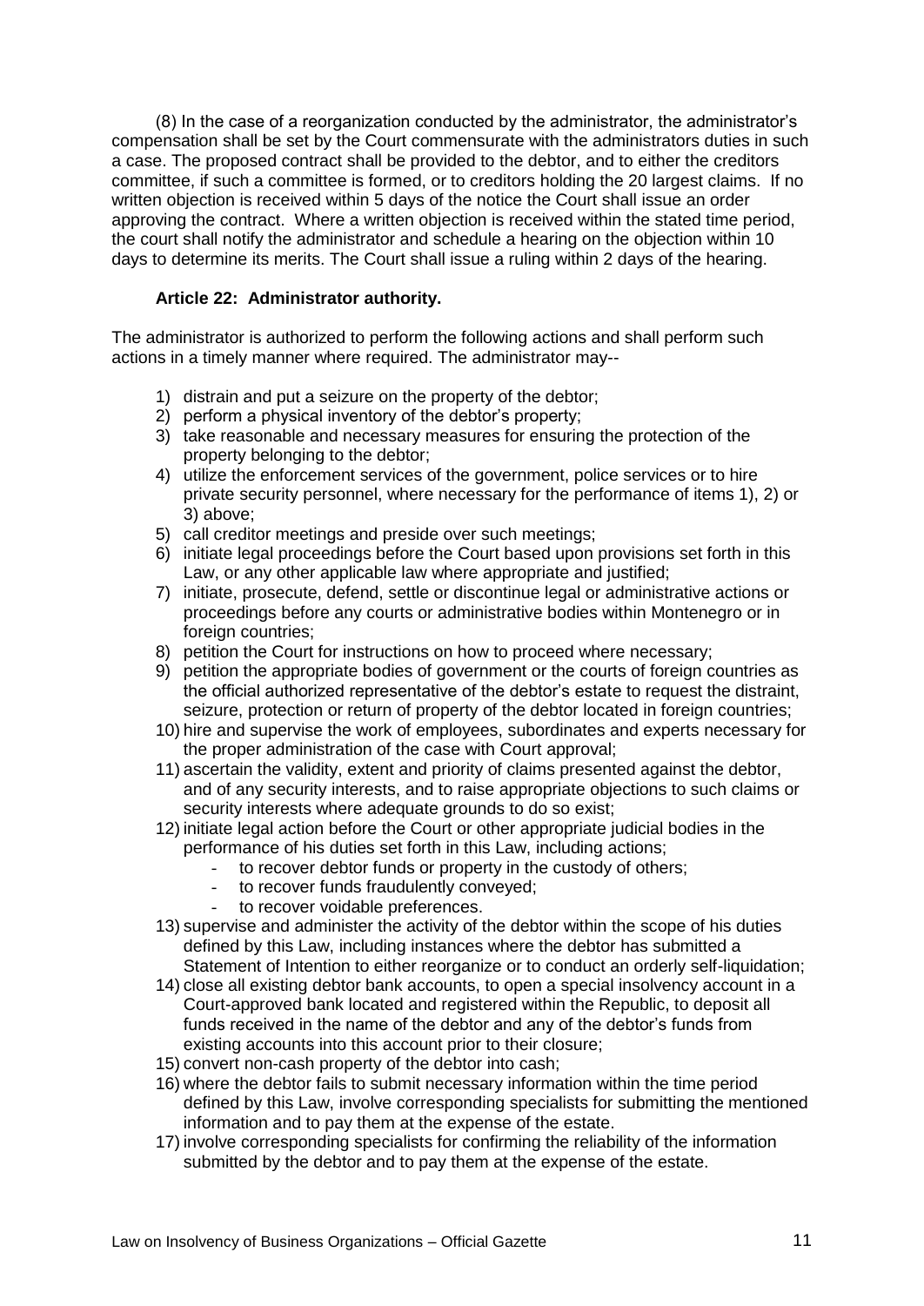(8) In the case of a reorganization conducted by the administrator, the administrator's compensation shall be set by the Court commensurate with the administrators duties in such a case. The proposed contract shall be provided to the debtor, and to either the creditors committee, if such a committee is formed, or to creditors holding the 20 largest claims. If no written objection is received within 5 days of the notice the Court shall issue an order approving the contract. Where a written objection is received within the stated time period, the court shall notify the administrator and schedule a hearing on the objection within 10 days to determine its merits. The Court shall issue a ruling within 2 days of the hearing.

**Article 22: Administrator authority.**

The administrator is authorized to perform the following actions and shall perform such actions in a timely manner where required. The administrator may--

1) distrain and put a seizure on the property of the debtor;
2) perform a physical inventory of the debtor's property;
3) take reasonable and necessary measures for ensuring the protection of the property belonging to the debtor;
4) utilize the enforcement services of the government, police services or to hire private security personnel, where necessary for the performance of items 1), 2) or 3) above;
5) call creditor meetings and preside over such meetings;
6) initiate legal proceedings before the Court based upon provisions set forth in this Law, or any other applicable law where appropriate and justified;
7) initiate, prosecute, defend, settle or discontinue legal or administrative actions or proceedings before any courts or administrative bodies within Montenegro or in foreign countries;
8) petition the Court for instructions on how to proceed where necessary;
9) petition the appropriate bodies of government or the courts of foreign countries as the official authorized representative of the debtor's estate to request the distraint, seizure, protection or return of property of the debtor located in foreign countries;
10) hire and supervise the work of employees, subordinates and experts necessary for the proper administration of the case with Court approval;
11) ascertain the validity, extent and priority of claims presented against the debtor, and of any security interests, and to raise appropriate objections to such claims or security interests where adequate grounds to do so exist;
12) initiate legal action before the Court or other appropriate judicial bodies in the performance of his duties set forth in this Law, including actions;
    - to recover debtor funds or property in the custody of others;
    - to recover funds fraudulently conveyed;
    - to recover voidable preferences.
13) supervise and administer the activity of the debtor within the scope of his duties defined by this Law, including instances where the debtor has submitted a Statement of Intention to either reorganize or to conduct an orderly self-liquidation;
14) close all existing debtor bank accounts, to open a special insolvency account in a Court-approved bank located and registered within the Republic, to deposit all funds received in the name of the debtor and any of the debtor's funds from existing accounts into this account prior to their closure;
15) convert non-cash property of the debtor into cash;
16) where the debtor fails to submit necessary information within the time period defined by this Law, involve corresponding specialists for submitting the mentioned information and to pay them at the expense of the estate.
17) involve corresponding specialists for confirming the reliability of the information submitted by the debtor and to pay them at the expense of the estate.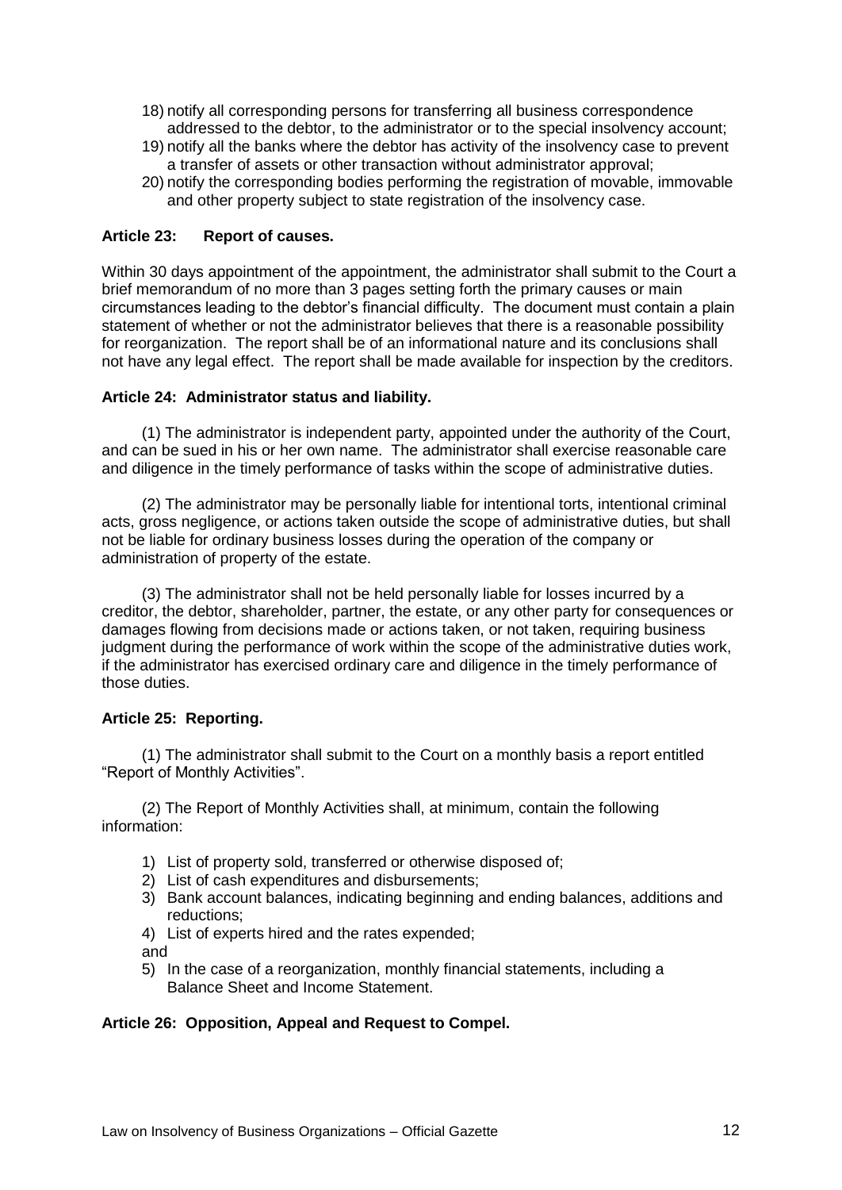18) notify all corresponding persons for transferring all business correspondence addressed to the debtor, to the administrator or to the special insolvency account;
19) notify all the banks where the debtor has activity of the insolvency case to prevent a transfer of assets or other transaction without administrator approval;
20) notify the corresponding bodies performing the registration of movable, immovable and other property subject to state registration of the insolvency case.

**Article 23: Report of causes.**

Within 30 days appointment of the appointment, the administrator shall submit to the Court a brief memorandum of no more than 3 pages setting forth the primary causes or main circumstances leading to the debtor's financial difficulty. The document must contain a plain statement of whether or not the administrator believes that there is a reasonable possibility for reorganization. The report shall be of an informational nature and its conclusions shall not have any legal effect. The report shall be made available for inspection by the creditors.

**Article 24: Administrator status and liability.**

(1) The administrator is independent party, appointed under the authority of the Court, and can be sued in his or her own name. The administrator shall exercise reasonable care and diligence in the timely performance of tasks within the scope of administrative duties.

(2) The administrator may be personally liable for intentional torts, intentional criminal acts, gross negligence, or actions taken outside the scope of administrative duties, but shall not be liable for ordinary business losses during the operation of the company or administration of property of the estate.

(3) The administrator shall not be held personally liable for losses incurred by a creditor, the debtor, shareholder, partner, the estate, or any other party for consequences or damages flowing from decisions made or actions taken, or not taken, requiring business judgment during the performance of work within the scope of the administrative duties work, if the administrator has exercised ordinary care and diligence in the timely performance of those duties.

**Article 25: Reporting.**

(1) The administrator shall submit to the Court on a monthly basis a report entitled "Report of Monthly Activities".

(2) The Report of Monthly Activities shall, at minimum, contain the following information:

1) List of property sold, transferred or otherwise disposed of;
2) List of cash expenditures and disbursements;
3) Bank account balances, indicating beginning and ending balances, additions and reductions;
4) List of experts hired and the rates expended;
and
5) In the case of a reorganization, monthly financial statements, including a Balance Sheet and Income Statement.

**Article 26: Opposition, Appeal and Request to Compel.**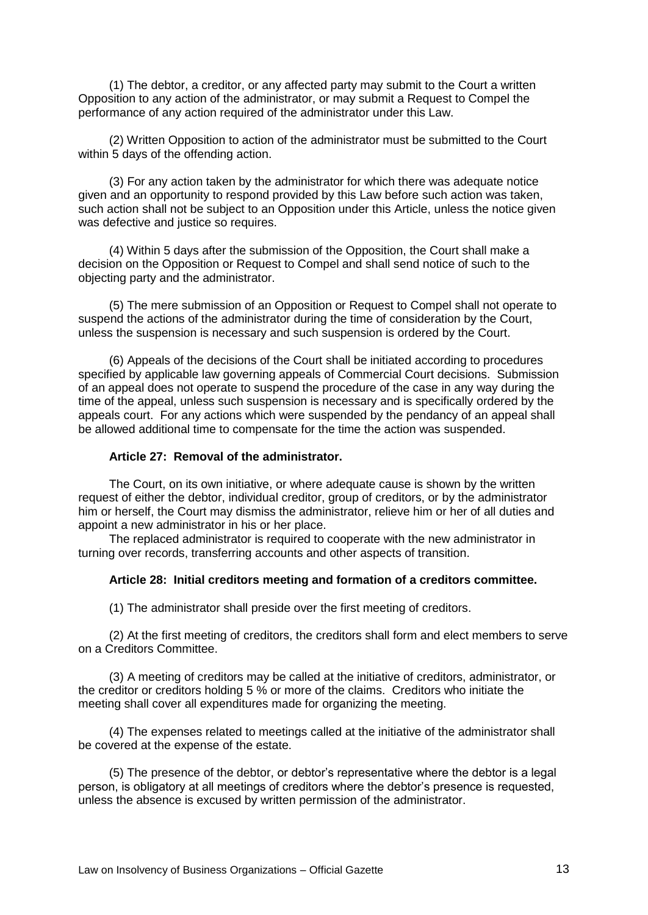(1) The debtor, a creditor, or any affected party may submit to the Court a written Opposition to any action of the administrator, or may submit a Request to Compel the performance of any action required of the administrator under this Law.

(2) Written Opposition to action of the administrator must be submitted to the Court within 5 days of the offending action.

(3) For any action taken by the administrator for which there was adequate notice given and an opportunity to respond provided by this Law before such action was taken, such action shall not be subject to an Opposition under this Article, unless the notice given was defective and justice so requires.

(4) Within 5 days after the submission of the Opposition, the Court shall make a decision on the Opposition or Request to Compel and shall send notice of such to the objecting party and the administrator.

(5) The mere submission of an Opposition or Request to Compel shall not operate to suspend the actions of the administrator during the time of consideration by the Court, unless the suspension is necessary and such suspension is ordered by the Court.

(6) Appeals of the decisions of the Court shall be initiated according to procedures specified by applicable law governing appeals of Commercial Court decisions. Submission of an appeal does not operate to suspend the procedure of the case in any way during the time of the appeal, unless such suspension is necessary and is specifically ordered by the appeals court. For any actions which were suspended by the pendancy of an appeal shall be allowed additional time to compensate for the time the action was suspended.

### Article 27: Removal of the administrator.

The Court, on its own initiative, or where adequate cause is shown by the written request of either the debtor, individual creditor, group of creditors, or by the administrator him or herself, the Court may dismiss the administrator, relieve him or her of all duties and appoint a new administrator in his or her place.

The replaced administrator is required to cooperate with the new administrator in turning over records, transferring accounts and other aspects of transition.

### Article 28: Initial creditors meeting and formation of a creditors committee.

(1) The administrator shall preside over the first meeting of creditors.

(2) At the first meeting of creditors, the creditors shall form and elect members to serve on a Creditors Committee.

(3) A meeting of creditors may be called at the initiative of creditors, administrator, or the creditor or creditors holding 5 % or more of the claims. Creditors who initiate the meeting shall cover all expenditures made for organizing the meeting.

(4) The expenses related to meetings called at the initiative of the administrator shall be covered at the expense of the estate.

(5) The presence of the debtor, or debtor's representative where the debtor is a legal person, is obligatory at all meetings of creditors where the debtor's presence is requested, unless the absence is excused by written permission of the administrator.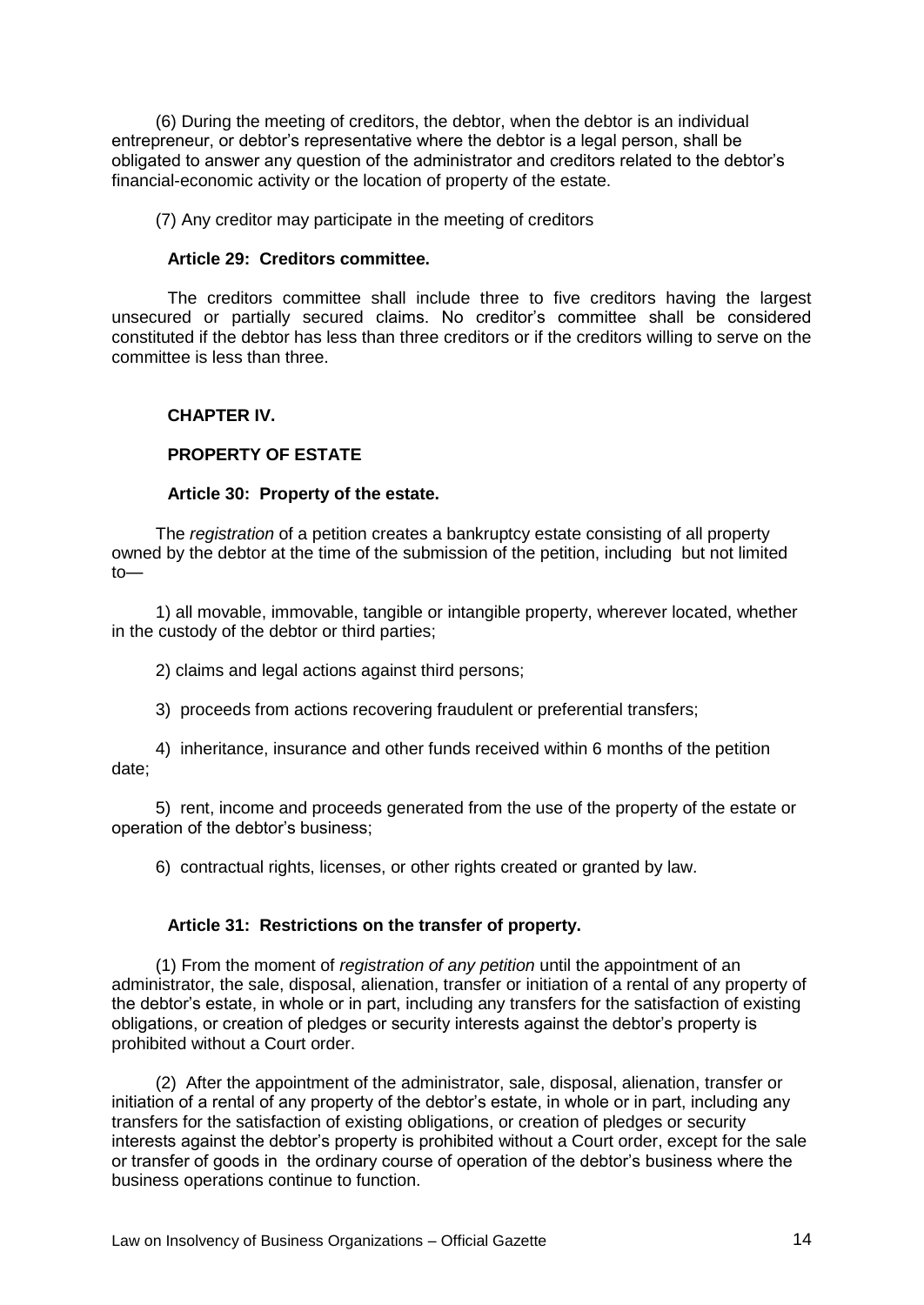(6) During the meeting of creditors, the debtor, when the debtor is an individual entrepreneur, or debtor's representative where the debtor is a legal person, shall be obligated to answer any question of the administrator and creditors related to the debtor's financial-economic activity or the location of property of the estate.

(7) Any creditor may participate in the meeting of creditors

### Article 29: Creditors committee.

The creditors committee shall include three to five creditors having the largest unsecured or partially secured claims. No creditor's committee shall be considered constituted if the debtor has less than three creditors or if the creditors willing to serve on the committee is less than three.

## CHAPTER IV.

## PROPERTY OF ESTATE

### Article 30: Property of the estate.

The *registration* of a petition creates a bankruptcy estate consisting of all property owned by the debtor at the time of the submission of the petition, including but not limited to—

1) all movable, immovable, tangible or intangible property, wherever located, whether in the custody of the debtor or third parties;

2) claims and legal actions against third persons;

3) proceeds from actions recovering fraudulent or preferential transfers;

4) inheritance, insurance and other funds received within 6 months of the petition date;

5) rent, income and proceeds generated from the use of the property of the estate or operation of the debtor's business;

6) contractual rights, licenses, or other rights created or granted by law.

### Article 31: Restrictions on the transfer of property.

(1) From the moment of *registration of any petition* until the appointment of an administrator, the sale, disposal, alienation, transfer or initiation of a rental of any property of the debtor's estate, in whole or in part, including any transfers for the satisfaction of existing obligations, or creation of pledges or security interests against the debtor's property is prohibited without a Court order.

(2) After the appointment of the administrator, sale, disposal, alienation, transfer or initiation of a rental of any property of the debtor's estate, in whole or in part, including any transfers for the satisfaction of existing obligations, or creation of pledges or security interests against the debtor's property is prohibited without a Court order, except for the sale or transfer of goods in the ordinary course of operation of the debtor's business where the business operations continue to function.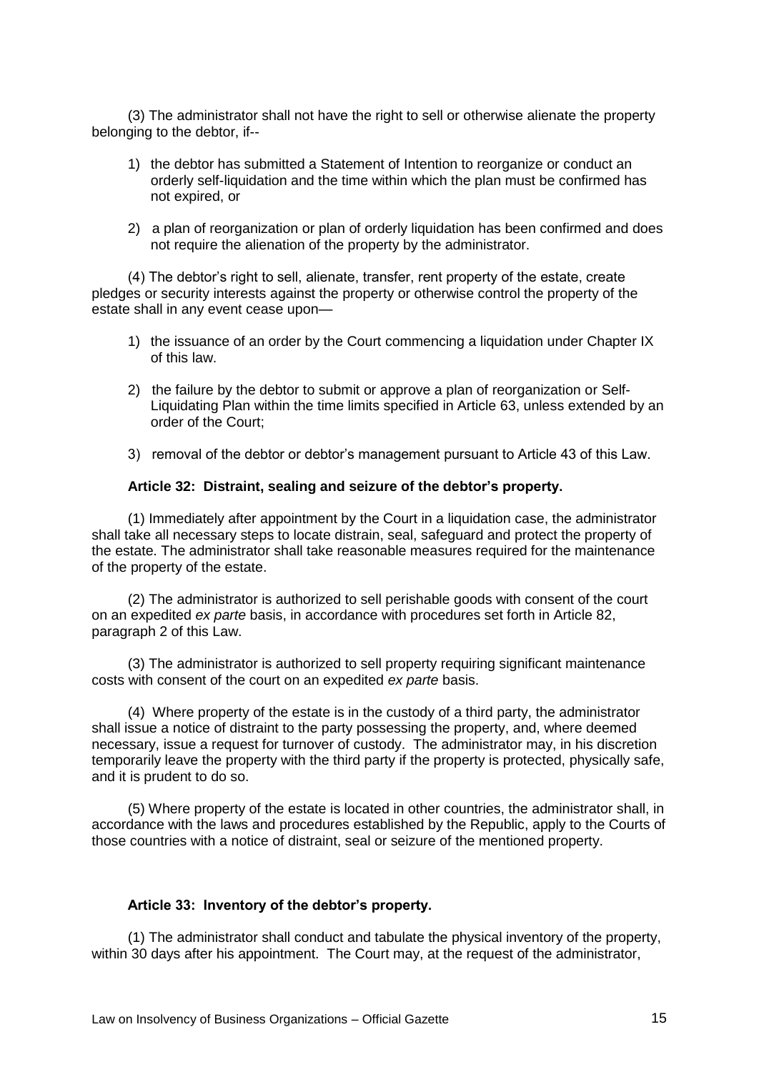(3) The administrator shall not have the right to sell or otherwise alienate the property belonging to the debtor, if--

1) the debtor has submitted a Statement of Intention to reorganize or conduct an orderly self-liquidation and the time within which the plan must be confirmed has not expired, or

2) a plan of reorganization or plan of orderly liquidation has been confirmed and does not require the alienation of the property by the administrator.

(4) The debtor's right to sell, alienate, transfer, rent property of the estate, create pledges or security interests against the property or otherwise control the property of the estate shall in any event cease upon—

1) the issuance of an order by the Court commencing a liquidation under Chapter IX of this law.

2) the failure by the debtor to submit or approve a plan of reorganization or Self-Liquidating Plan within the time limits specified in Article 63, unless extended by an order of the Court;

3) removal of the debtor or debtor's management pursuant to Article 43 of this Law.

**Article 32: Distraint, sealing and seizure of the debtor's property.**

(1) Immediately after appointment by the Court in a liquidation case, the administrator shall take all necessary steps to locate distrain, seal, safeguard and protect the property of the estate. The administrator shall take reasonable measures required for the maintenance of the property of the estate.

(2) The administrator is authorized to sell perishable goods with consent of the court on an expedited *ex parte* basis, in accordance with procedures set forth in Article 82, paragraph 2 of this Law.

(3) The administrator is authorized to sell property requiring significant maintenance costs with consent of the court on an expedited *ex parte* basis.

(4) Where property of the estate is in the custody of a third party, the administrator shall issue a notice of distraint to the party possessing the property, and, where deemed necessary, issue a request for turnover of custody. The administrator may, in his discretion temporarily leave the property with the third party if the property is protected, physically safe, and it is prudent to do so.

(5) Where property of the estate is located in other countries, the administrator shall, in accordance with the laws and procedures established by the Republic, apply to the Courts of those countries with a notice of distraint, seal or seizure of the mentioned property.

**Article 33: Inventory of the debtor's property.**

(1) The administrator shall conduct and tabulate the physical inventory of the property, within 30 days after his appointment. The Court may, at the request of the administrator,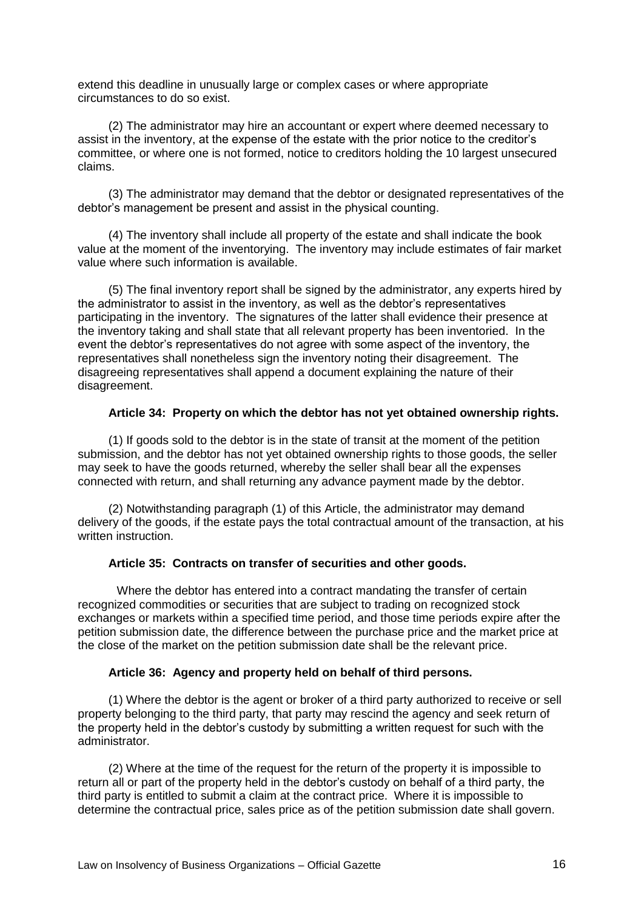extend this deadline in unusually large or complex cases or where appropriate circumstances to do so exist.

(2) The administrator may hire an accountant or expert where deemed necessary to assist in the inventory, at the expense of the estate with the prior notice to the creditor's committee, or where one is not formed, notice to creditors holding the 10 largest unsecured claims.

(3) The administrator may demand that the debtor or designated representatives of the debtor's management be present and assist in the physical counting.

(4) The inventory shall include all property of the estate and shall indicate the book value at the moment of the inventorying. The inventory may include estimates of fair market value where such information is available.

(5) The final inventory report shall be signed by the administrator, any experts hired by the administrator to assist in the inventory, as well as the debtor's representatives participating in the inventory. The signatures of the latter shall evidence their presence at the inventory taking and shall state that all relevant property has been inventoried. In the event the debtor's representatives do not agree with some aspect of the inventory, the representatives shall nonetheless sign the inventory noting their disagreement. The disagreeing representatives shall append a document explaining the nature of their disagreement.

**Article 34: Property on which the debtor has not yet obtained ownership rights.**

(1) If goods sold to the debtor is in the state of transit at the moment of the petition submission, and the debtor has not yet obtained ownership rights to those goods, the seller may seek to have the goods returned, whereby the seller shall bear all the expenses connected with return, and shall returning any advance payment made by the debtor.

(2) Notwithstanding paragraph (1) of this Article, the administrator may demand delivery of the goods, if the estate pays the total contractual amount of the transaction, at his written instruction.

**Article 35: Contracts on transfer of securities and other goods.**

Where the debtor has entered into a contract mandating the transfer of certain recognized commodities or securities that are subject to trading on recognized stock exchanges or markets within a specified time period, and those time periods expire after the petition submission date, the difference between the purchase price and the market price at the close of the market on the petition submission date shall be the relevant price.

**Article 36: Agency and property held on behalf of third persons.**

(1) Where the debtor is the agent or broker of a third party authorized to receive or sell property belonging to the third party, that party may rescind the agency and seek return of the property held in the debtor's custody by submitting a written request for such with the administrator.

(2) Where at the time of the request for the return of the property it is impossible to return all or part of the property held in the debtor's custody on behalf of a third party, the third party is entitled to submit a claim at the contract price. Where it is impossible to determine the contractual price, sales price as of the petition submission date shall govern.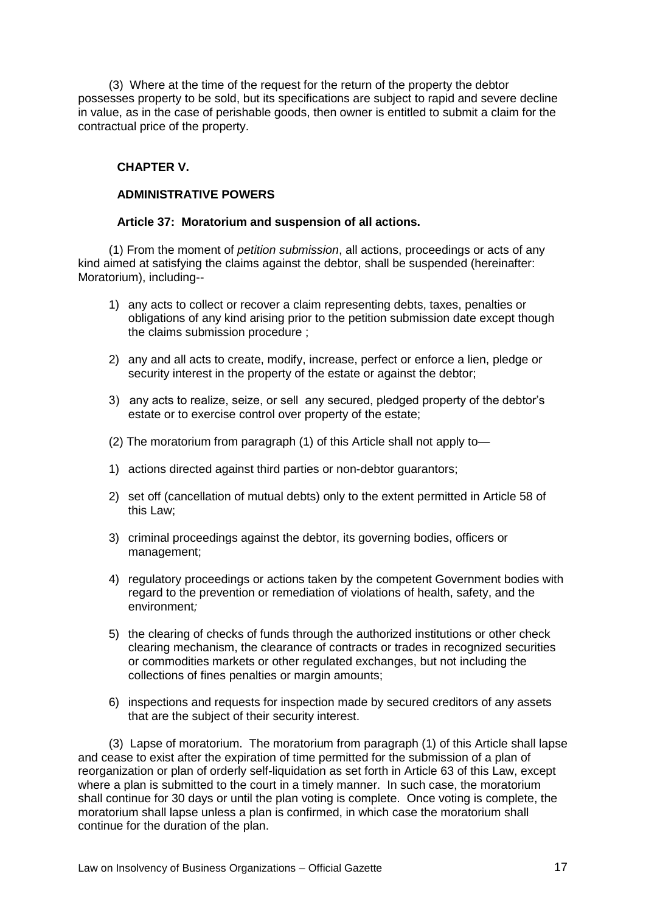(3) Where at the time of the request for the return of the property the debtor possesses property to be sold, but its specifications are subject to rapid and severe decline in value, as in the case of perishable goods, then owner is entitled to submit a claim for the contractual price of the property.

## CHAPTER V.

## ADMINISTRATIVE POWERS

### Article 37: Moratorium and suspension of all actions.

(1) From the moment of *petition submission*, all actions, proceedings or acts of any kind aimed at satisfying the claims against the debtor, shall be suspended (hereinafter: Moratorium), including--

1) any acts to collect or recover a claim representing debts, taxes, penalties or obligations of any kind arising prior to the petition submission date except though the claims submission procedure ;

2) any and all acts to create, modify, increase, perfect or enforce a lien, pledge or security interest in the property of the estate or against the debtor;

3) any acts to realize, seize, or sell any secured, pledged property of the debtor's estate or to exercise control over property of the estate;

(2) The moratorium from paragraph (1) of this Article shall not apply to—

1) actions directed against third parties or non-debtor guarantors;

2) set off (cancellation of mutual debts) only to the extent permitted in Article 58 of this Law;

3) criminal proceedings against the debtor, its governing bodies, officers or management;

4) regulatory proceedings or actions taken by the competent Government bodies with regard to the prevention or remediation of violations of health, safety, and the environment;

5) the clearing of checks of funds through the authorized institutions or other check clearing mechanism, the clearance of contracts or trades in recognized securities or commodities markets or other regulated exchanges, but not including the collections of fines penalties or margin amounts;

6) inspections and requests for inspection made by secured creditors of any assets that are the subject of their security interest.

(3) Lapse of moratorium. The moratorium from paragraph (1) of this Article shall lapse and cease to exist after the expiration of time permitted for the submission of a plan of reorganization or plan of orderly self-liquidation as set forth in Article 63 of this Law, except where a plan is submitted to the court in a timely manner. In such case, the moratorium shall continue for 30 days or until the plan voting is complete. Once voting is complete, the moratorium shall lapse unless a plan is confirmed, in which case the moratorium shall continue for the duration of the plan.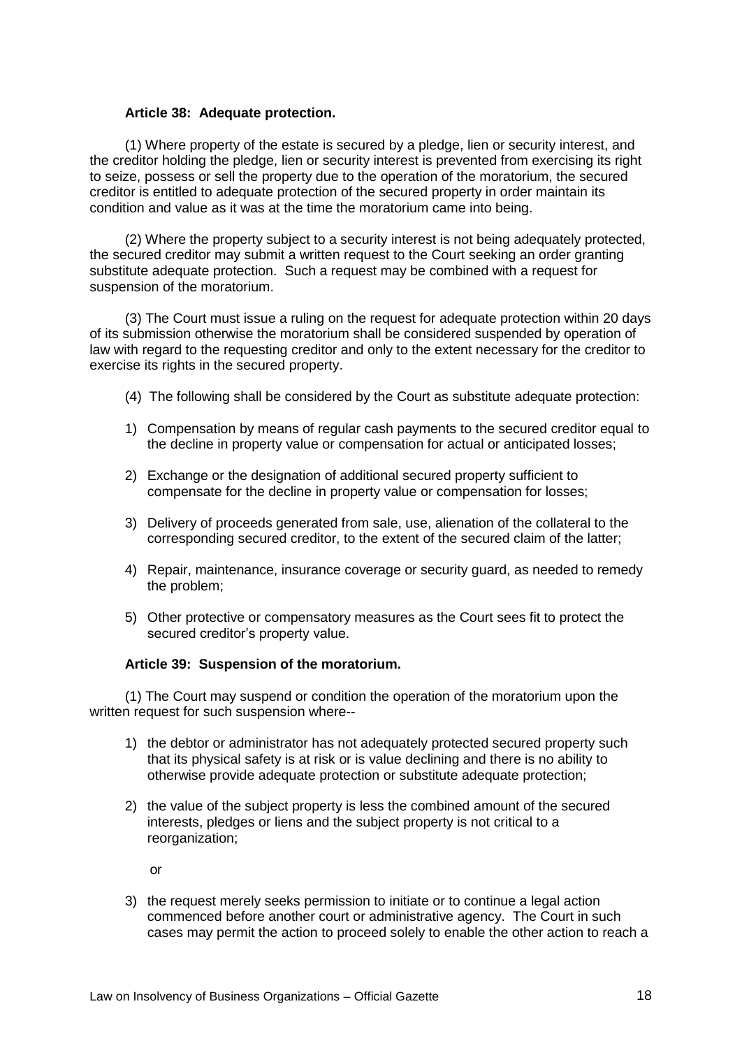**Article 38: Adequate protection.**

(1) Where property of the estate is secured by a pledge, lien or security interest, and the creditor holding the pledge, lien or security interest is prevented from exercising its right to seize, possess or sell the property due to the operation of the moratorium, the secured creditor is entitled to adequate protection of the secured property in order maintain its condition and value as it was at the time the moratorium came into being.

(2) Where the property subject to a security interest is not being adequately protected, the secured creditor may submit a written request to the Court seeking an order granting substitute adequate protection. Such a request may be combined with a request for suspension of the moratorium.

(3) The Court must issue a ruling on the request for adequate protection within 20 days of its submission otherwise the moratorium shall be considered suspended by operation of law with regard to the requesting creditor and only to the extent necessary for the creditor to exercise its rights in the secured property.

(4) The following shall be considered by the Court as substitute adequate protection:

1) Compensation by means of regular cash payments to the secured creditor equal to the decline in property value or compensation for actual or anticipated losses;
2) Exchange or the designation of additional secured property sufficient to compensate for the decline in property value or compensation for losses;
3) Delivery of proceeds generated from sale, use, alienation of the collateral to the corresponding secured creditor, to the extent of the secured claim of the latter;
4) Repair, maintenance, insurance coverage or security guard, as needed to remedy the problem;
5) Other protective or compensatory measures as the Court sees fit to protect the secured creditor's property value.

**Article 39: Suspension of the moratorium.**

(1) The Court may suspend or condition the operation of the moratorium upon the written request for such suspension where--

1) the debtor or administrator has not adequately protected secured property such that its physical safety is at risk or is value declining and there is no ability to otherwise provide adequate protection or substitute adequate protection;
2) the value of the subject property is less the combined amount of the secured interests, pledges or liens and the subject property is not critical to a reorganization;

   or

3) the request merely seeks permission to initiate or to continue a legal action commenced before another court or administrative agency. The Court in such cases may permit the action to proceed solely to enable the other action to reach a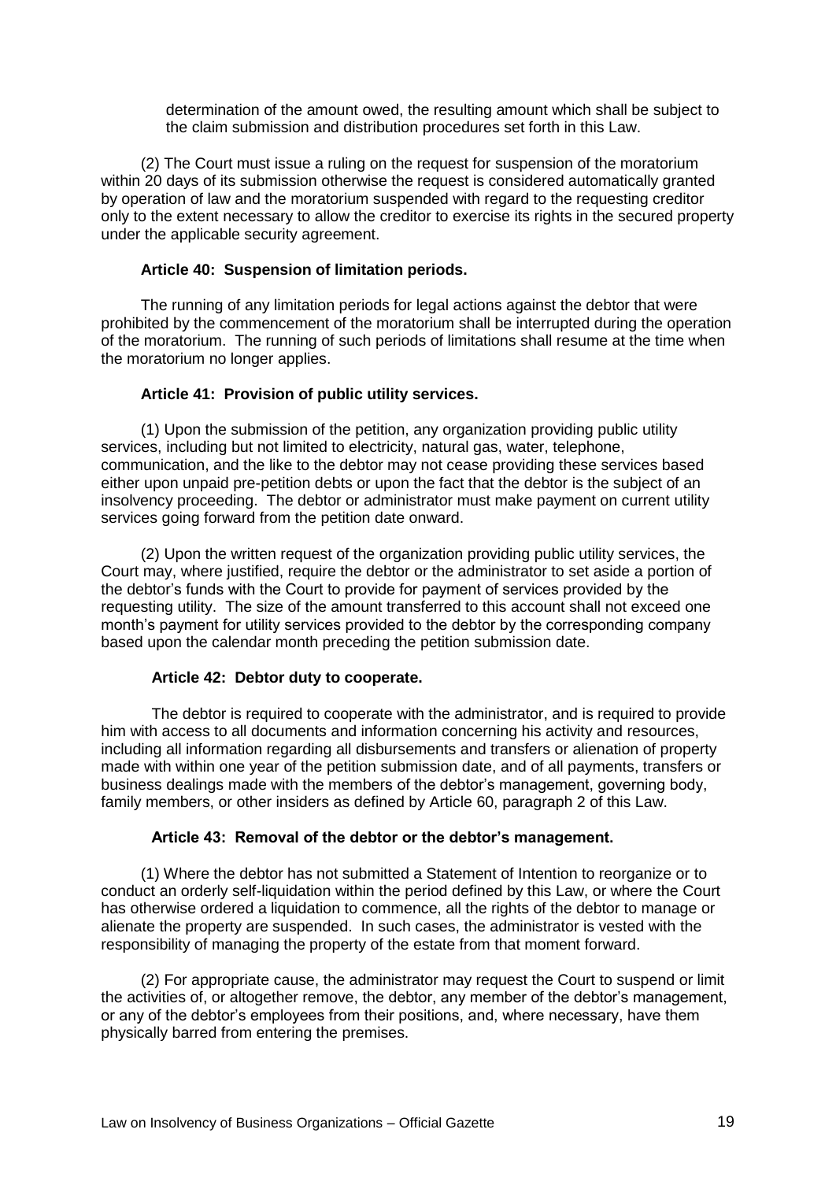determination of the amount owed, the resulting amount which shall be subject to the claim submission and distribution procedures set forth in this Law.

(2) The Court must issue a ruling on the request for suspension of the moratorium within 20 days of its submission otherwise the request is considered automatically granted by operation of law and the moratorium suspended with regard to the requesting creditor only to the extent necessary to allow the creditor to exercise its rights in the secured property under the applicable security agreement.

**Article 40: Suspension of limitation periods.**

The running of any limitation periods for legal actions against the debtor that were prohibited by the commencement of the moratorium shall be interrupted during the operation of the moratorium. The running of such periods of limitations shall resume at the time when the moratorium no longer applies.

**Article 41: Provision of public utility services.**

(1) Upon the submission of the petition, any organization providing public utility services, including but not limited to electricity, natural gas, water, telephone, communication, and the like to the debtor may not cease providing these services based either upon unpaid pre-petition debts or upon the fact that the debtor is the subject of an insolvency proceeding. The debtor or administrator must make payment on current utility services going forward from the petition date onward.

(2) Upon the written request of the organization providing public utility services, the Court may, where justified, require the debtor or the administrator to set aside a portion of the debtor's funds with the Court to provide for payment of services provided by the requesting utility. The size of the amount transferred to this account shall not exceed one month's payment for utility services provided to the debtor by the corresponding company based upon the calendar month preceding the petition submission date.

**Article 42: Debtor duty to cooperate.**

The debtor is required to cooperate with the administrator, and is required to provide him with access to all documents and information concerning his activity and resources, including all information regarding all disbursements and transfers or alienation of property made with within one year of the petition submission date, and of all payments, transfers or business dealings made with the members of the debtor's management, governing body, family members, or other insiders as defined by Article 60, paragraph 2 of this Law.

**Article 43: Removal of the debtor or the debtor's management.**

(1) Where the debtor has not submitted a Statement of Intention to reorganize or to conduct an orderly self-liquidation within the period defined by this Law, or where the Court has otherwise ordered a liquidation to commence, all the rights of the debtor to manage or alienate the property are suspended. In such cases, the administrator is vested with the responsibility of managing the property of the estate from that moment forward.

(2) For appropriate cause, the administrator may request the Court to suspend or limit the activities of, or altogether remove, the debtor, any member of the debtor's management, or any of the debtor's employees from their positions, and, where necessary, have them physically barred from entering the premises.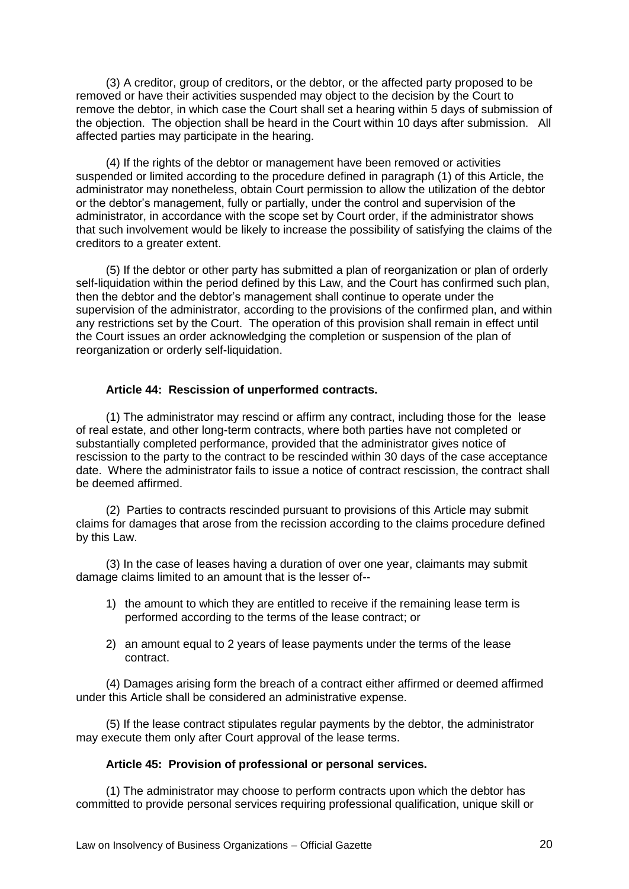(3) A creditor, group of creditors, or the debtor, or the affected party proposed to be removed or have their activities suspended may object to the decision by the Court to remove the debtor, in which case the Court shall set a hearing within 5 days of submission of the objection. The objection shall be heard in the Court within 10 days after submission. All affected parties may participate in the hearing.

(4) If the rights of the debtor or management have been removed or activities suspended or limited according to the procedure defined in paragraph (1) of this Article, the administrator may nonetheless, obtain Court permission to allow the utilization of the debtor or the debtor's management, fully or partially, under the control and supervision of the administrator, in accordance with the scope set by Court order, if the administrator shows that such involvement would be likely to increase the possibility of satisfying the claims of the creditors to a greater extent.

(5) If the debtor or other party has submitted a plan of reorganization or plan of orderly self-liquidation within the period defined by this Law, and the Court has confirmed such plan, then the debtor and the debtor's management shall continue to operate under the supervision of the administrator, according to the provisions of the confirmed plan, and within any restrictions set by the Court. The operation of this provision shall remain in effect until the Court issues an order acknowledging the completion or suspension of the plan of reorganization or orderly self-liquidation.

### Article 44: Rescission of unperformed contracts.

(1) The administrator may rescind or affirm any contract, including those for the lease of real estate, and other long-term contracts, where both parties have not completed or substantially completed performance, provided that the administrator gives notice of rescission to the party to the contract to be rescinded within 30 days of the case acceptance date. Where the administrator fails to issue a notice of contract rescission, the contract shall be deemed affirmed.

(2) Parties to contracts rescinded pursuant to provisions of this Article may submit claims for damages that arose from the recission according to the claims procedure defined by this Law.

(3) In the case of leases having a duration of over one year, claimants may submit damage claims limited to an amount that is the lesser of--

1) the amount to which they are entitled to receive if the remaining lease term is performed according to the terms of the lease contract; or

2) an amount equal to 2 years of lease payments under the terms of the lease contract.

(4) Damages arising form the breach of a contract either affirmed or deemed affirmed under this Article shall be considered an administrative expense.

(5) If the lease contract stipulates regular payments by the debtor, the administrator may execute them only after Court approval of the lease terms.

### Article 45: Provision of professional or personal services.

(1) The administrator may choose to perform contracts upon which the debtor has committed to provide personal services requiring professional qualification, unique skill or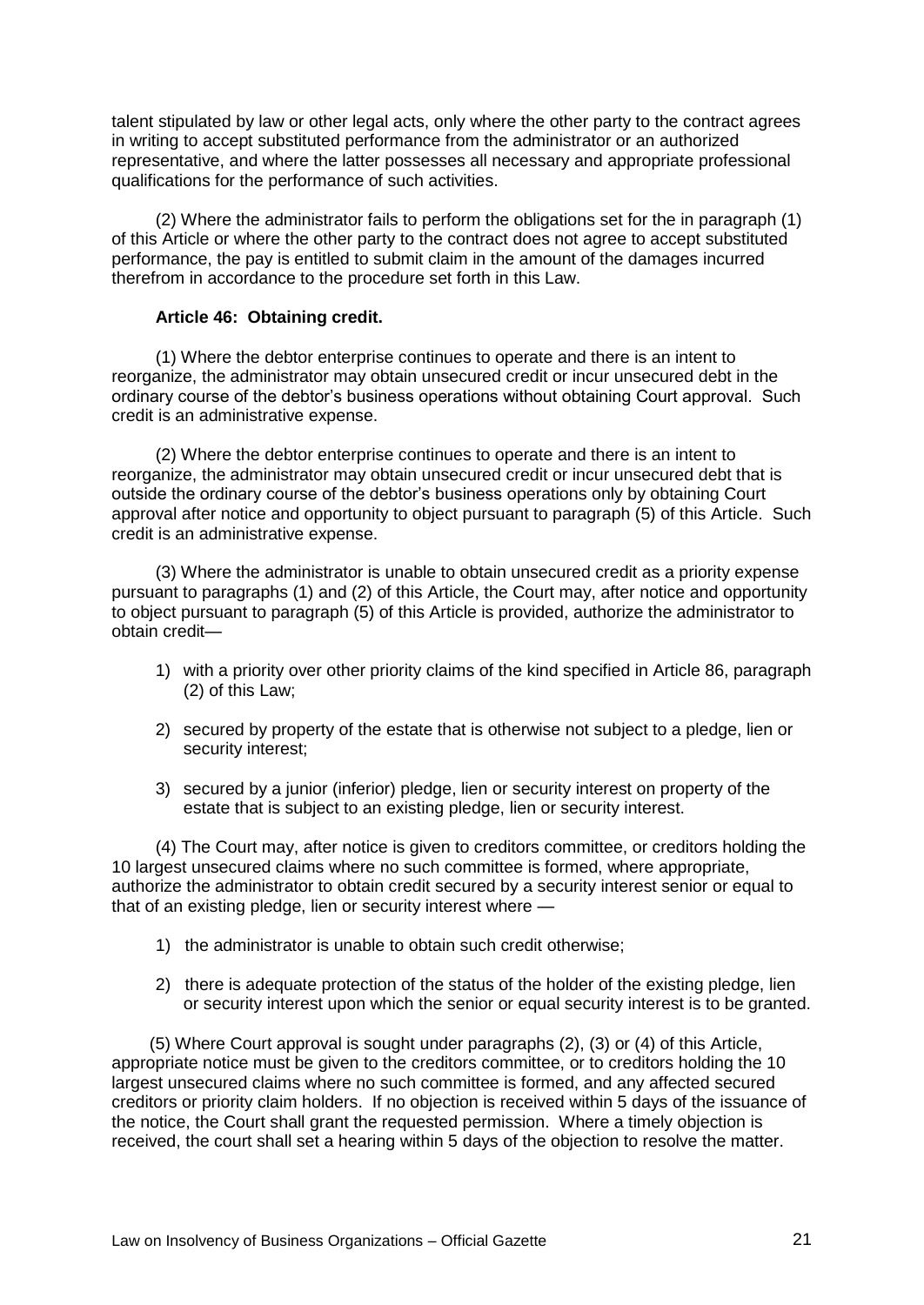talent stipulated by law or other legal acts, only where the other party to the contract agrees in writing to accept substituted performance from the administrator or an authorized representative, and where the latter possesses all necessary and appropriate professional qualifications for the performance of such activities.

(2) Where the administrator fails to perform the obligations set for the in paragraph (1) of this Article or where the other party to the contract does not agree to accept substituted performance, the pay is entitled to submit claim in the amount of the damages incurred therefrom in accordance to the procedure set forth in this Law.

**Article 46: Obtaining credit.**

(1) Where the debtor enterprise continues to operate and there is an intent to reorganize, the administrator may obtain unsecured credit or incur unsecured debt in the ordinary course of the debtor's business operations without obtaining Court approval. Such credit is an administrative expense.

(2) Where the debtor enterprise continues to operate and there is an intent to reorganize, the administrator may obtain unsecured credit or incur unsecured debt that is outside the ordinary course of the debtor's business operations only by obtaining Court approval after notice and opportunity to object pursuant to paragraph (5) of this Article. Such credit is an administrative expense.

(3) Where the administrator is unable to obtain unsecured credit as a priority expense pursuant to paragraphs (1) and (2) of this Article, the Court may, after notice and opportunity to object pursuant to paragraph (5) of this Article is provided, authorize the administrator to obtain credit—

1) with a priority over other priority claims of the kind specified in Article 86, paragraph (2) of this Law;

2) secured by property of the estate that is otherwise not subject to a pledge, lien or security interest;

3) secured by a junior (inferior) pledge, lien or security interest on property of the estate that is subject to an existing pledge, lien or security interest.

(4) The Court may, after notice is given to creditors committee, or creditors holding the 10 largest unsecured claims where no such committee is formed, where appropriate, authorize the administrator to obtain credit secured by a security interest senior or equal to that of an existing pledge, lien or security interest where —

1) the administrator is unable to obtain such credit otherwise;

2) there is adequate protection of the status of the holder of the existing pledge, lien or security interest upon which the senior or equal security interest is to be granted.

(5) Where Court approval is sought under paragraphs (2), (3) or (4) of this Article, appropriate notice must be given to the creditors committee, or to creditors holding the 10 largest unsecured claims where no such committee is formed, and any affected secured creditors or priority claim holders. If no objection is received within 5 days of the issuance of the notice, the Court shall grant the requested permission. Where a timely objection is received, the court shall set a hearing within 5 days of the objection to resolve the matter.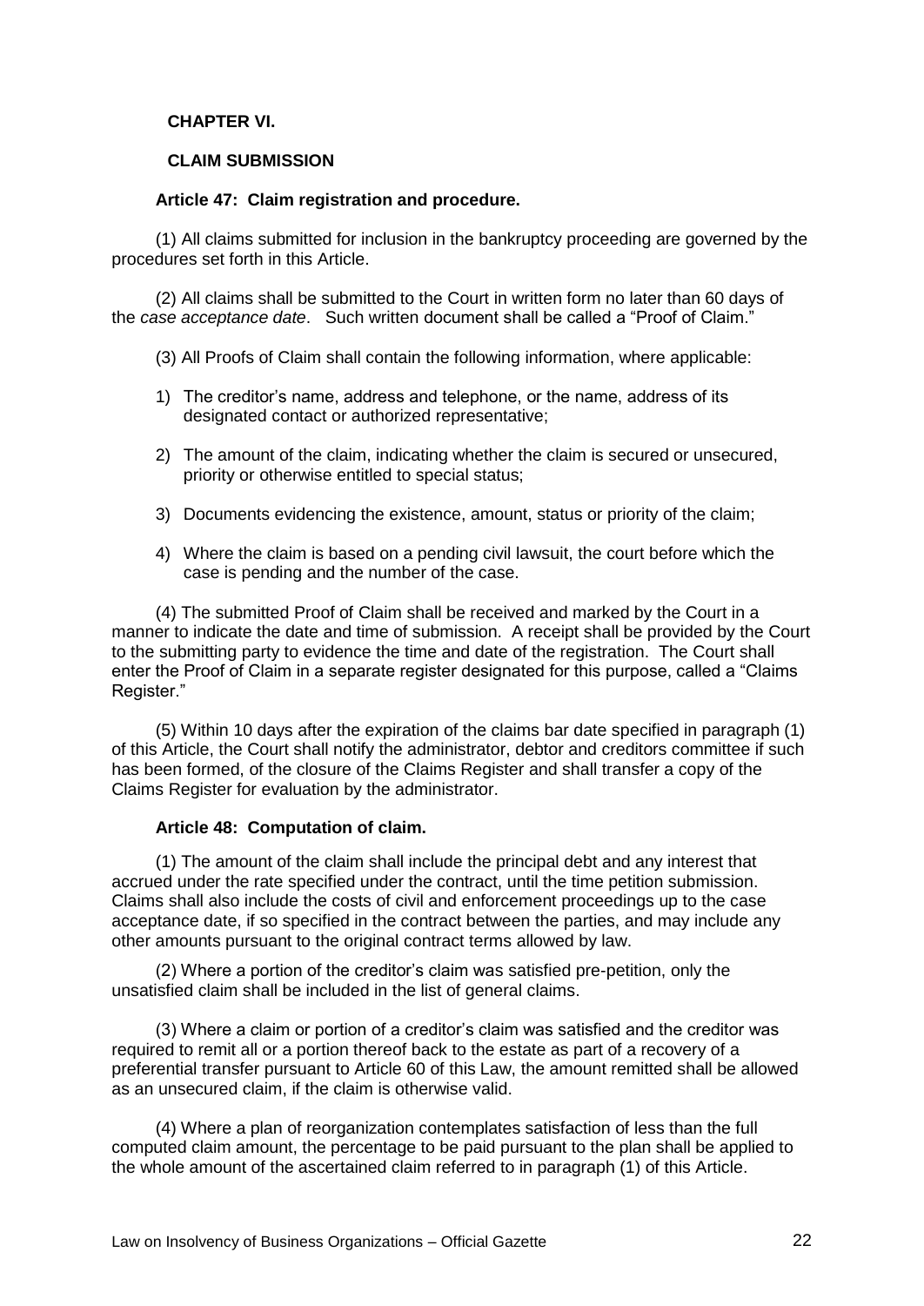## CHAPTER VI.

## CLAIM SUBMISSION

### Article 47: Claim registration and procedure.

(1) All claims submitted for inclusion in the bankruptcy proceeding are governed by the procedures set forth in this Article.

(2) All claims shall be submitted to the Court in written form no later than 60 days of the *case acceptance date*. Such written document shall be called a "Proof of Claim."

(3) All Proofs of Claim shall contain the following information, where applicable:

1) The creditor's name, address and telephone, or the name, address of its designated contact or authorized representative;

2) The amount of the claim, indicating whether the claim is secured or unsecured, priority or otherwise entitled to special status;

3) Documents evidencing the existence, amount, status or priority of the claim;

4) Where the claim is based on a pending civil lawsuit, the court before which the case is pending and the number of the case.

(4) The submitted Proof of Claim shall be received and marked by the Court in a manner to indicate the date and time of submission. A receipt shall be provided by the Court to the submitting party to evidence the time and date of the registration. The Court shall enter the Proof of Claim in a separate register designated for this purpose, called a "Claims Register."

(5) Within 10 days after the expiration of the claims bar date specified in paragraph (1) of this Article, the Court shall notify the administrator, debtor and creditors committee if such has been formed, of the closure of the Claims Register and shall transfer a copy of the Claims Register for evaluation by the administrator.

### Article 48: Computation of claim.

(1) The amount of the claim shall include the principal debt and any interest that accrued under the rate specified under the contract, until the time petition submission. Claims shall also include the costs of civil and enforcement proceedings up to the case acceptance date, if so specified in the contract between the parties, and may include any other amounts pursuant to the original contract terms allowed by law.

(2) Where a portion of the creditor's claim was satisfied pre-petition, only the unsatisfied claim shall be included in the list of general claims.

(3) Where a claim or portion of a creditor's claim was satisfied and the creditor was required to remit all or a portion thereof back to the estate as part of a recovery of a preferential transfer pursuant to Article 60 of this Law, the amount remitted shall be allowed as an unsecured claim, if the claim is otherwise valid.

(4) Where a plan of reorganization contemplates satisfaction of less than the full computed claim amount, the percentage to be paid pursuant to the plan shall be applied to the whole amount of the ascertained claim referred to in paragraph (1) of this Article.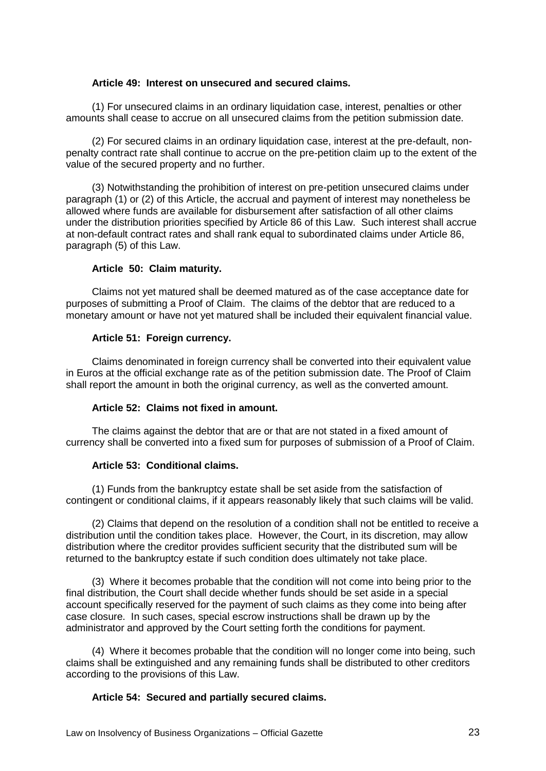**Article 49: Interest on unsecured and secured claims.**

(1) For unsecured claims in an ordinary liquidation case, interest, penalties or other amounts shall cease to accrue on all unsecured claims from the petition submission date.

(2) For secured claims in an ordinary liquidation case, interest at the pre-default, non-penalty contract rate shall continue to accrue on the pre-petition claim up to the extent of the value of the secured property and no further.

(3) Notwithstanding the prohibition of interest on pre-petition unsecured claims under paragraph (1) or (2) of this Article, the accrual and payment of interest may nonetheless be allowed where funds are available for disbursement after satisfaction of all other claims under the distribution priorities specified by Article 86 of this Law. Such interest shall accrue at non-default contract rates and shall rank equal to subordinated claims under Article 86, paragraph (5) of this Law.

**Article 50: Claim maturity.**

Claims not yet matured shall be deemed matured as of the case acceptance date for purposes of submitting a Proof of Claim. The claims of the debtor that are reduced to a monetary amount or have not yet matured shall be included their equivalent financial value.

**Article 51: Foreign currency.**

Claims denominated in foreign currency shall be converted into their equivalent value in Euros at the official exchange rate as of the petition submission date. The Proof of Claim shall report the amount in both the original currency, as well as the converted amount.

**Article 52: Claims not fixed in amount.**

The claims against the debtor that are or that are not stated in a fixed amount of currency shall be converted into a fixed sum for purposes of submission of a Proof of Claim.

**Article 53: Conditional claims.**

(1) Funds from the bankruptcy estate shall be set aside from the satisfaction of contingent or conditional claims, if it appears reasonably likely that such claims will be valid.

(2) Claims that depend on the resolution of a condition shall not be entitled to receive a distribution until the condition takes place. However, the Court, in its discretion, may allow distribution where the creditor provides sufficient security that the distributed sum will be returned to the bankruptcy estate if such condition does ultimately not take place.

(3) Where it becomes probable that the condition will not come into being prior to the final distribution, the Court shall decide whether funds should be set aside in a special account specifically reserved for the payment of such claims as they come into being after case closure. In such cases, special escrow instructions shall be drawn up by the administrator and approved by the Court setting forth the conditions for payment.

(4) Where it becomes probable that the condition will no longer come into being, such claims shall be extinguished and any remaining funds shall be distributed to other creditors according to the provisions of this Law.

**Article 54: Secured and partially secured claims.**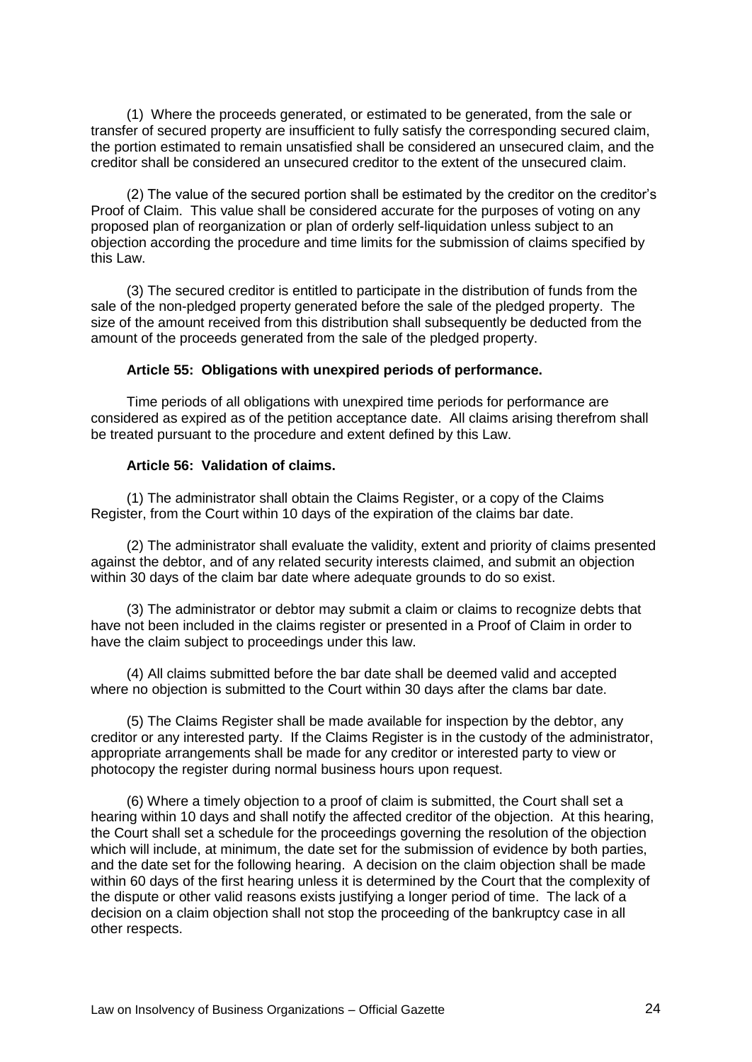(1) Where the proceeds generated, or estimated to be generated, from the sale or transfer of secured property are insufficient to fully satisfy the corresponding secured claim, the portion estimated to remain unsatisfied shall be considered an unsecured claim, and the creditor shall be considered an unsecured creditor to the extent of the unsecured claim.

(2) The value of the secured portion shall be estimated by the creditor on the creditor's Proof of Claim. This value shall be considered accurate for the purposes of voting on any proposed plan of reorganization or plan of orderly self-liquidation unless subject to an objection according the procedure and time limits for the submission of claims specified by this Law.

(3) The secured creditor is entitled to participate in the distribution of funds from the sale of the non-pledged property generated before the sale of the pledged property. The size of the amount received from this distribution shall subsequently be deducted from the amount of the proceeds generated from the sale of the pledged property.

**Article 55: Obligations with unexpired periods of performance.**

Time periods of all obligations with unexpired time periods for performance are considered as expired as of the petition acceptance date. All claims arising therefrom shall be treated pursuant to the procedure and extent defined by this Law.

**Article 56: Validation of claims.**

(1) The administrator shall obtain the Claims Register, or a copy of the Claims Register, from the Court within 10 days of the expiration of the claims bar date.

(2) The administrator shall evaluate the validity, extent and priority of claims presented against the debtor, and of any related security interests claimed, and submit an objection within 30 days of the claim bar date where adequate grounds to do so exist.

(3) The administrator or debtor may submit a claim or claims to recognize debts that have not been included in the claims register or presented in a Proof of Claim in order to have the claim subject to proceedings under this law.

(4) All claims submitted before the bar date shall be deemed valid and accepted where no objection is submitted to the Court within 30 days after the clams bar date.

(5) The Claims Register shall be made available for inspection by the debtor, any creditor or any interested party. If the Claims Register is in the custody of the administrator, appropriate arrangements shall be made for any creditor or interested party to view or photocopy the register during normal business hours upon request.

(6) Where a timely objection to a proof of claim is submitted, the Court shall set a hearing within 10 days and shall notify the affected creditor of the objection. At this hearing, the Court shall set a schedule for the proceedings governing the resolution of the objection which will include, at minimum, the date set for the submission of evidence by both parties, and the date set for the following hearing. A decision on the claim objection shall be made within 60 days of the first hearing unless it is determined by the Court that the complexity of the dispute or other valid reasons exists justifying a longer period of time. The lack of a decision on a claim objection shall not stop the proceeding of the bankruptcy case in all other respects.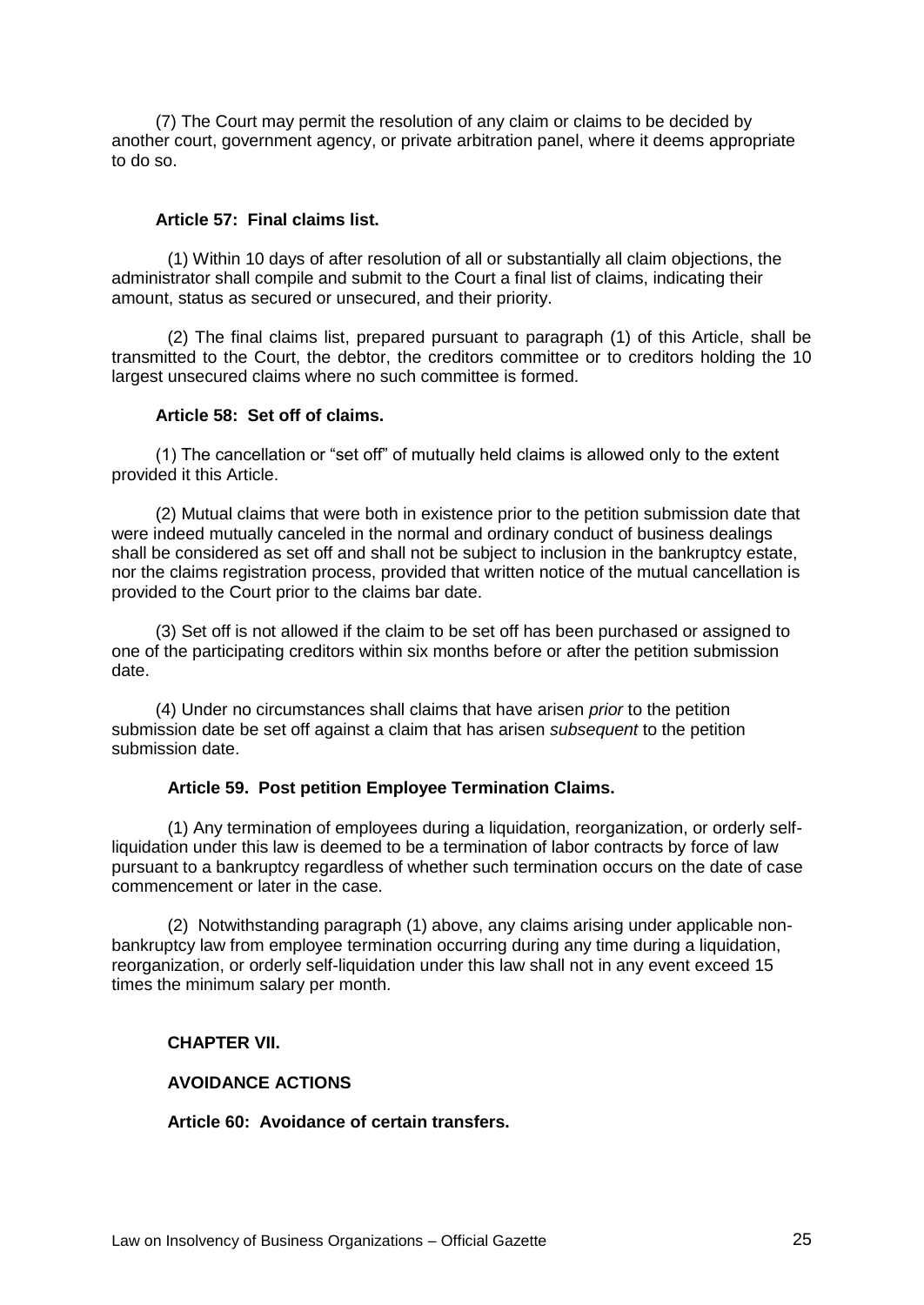(7) The Court may permit the resolution of any claim or claims to be decided by another court, government agency, or private arbitration panel, where it deems appropriate to do so.

**Article 57: Final claims list.**

(1) Within 10 days of after resolution of all or substantially all claim objections, the administrator shall compile and submit to the Court a final list of claims, indicating their amount, status as secured or unsecured, and their priority.

(2) The final claims list, prepared pursuant to paragraph (1) of this Article, shall be transmitted to the Court, the debtor, the creditors committee or to creditors holding the 10 largest unsecured claims where no such committee is formed.

**Article 58: Set off of claims.**

(1) The cancellation or "set off" of mutually held claims is allowed only to the extent provided it this Article.

(2) Mutual claims that were both in existence prior to the petition submission date that were indeed mutually canceled in the normal and ordinary conduct of business dealings shall be considered as set off and shall not be subject to inclusion in the bankruptcy estate, nor the claims registration process, provided that written notice of the mutual cancellation is provided to the Court prior to the claims bar date.

(3) Set off is not allowed if the claim to be set off has been purchased or assigned to one of the participating creditors within six months before or after the petition submission date.

(4) Under no circumstances shall claims that have arisen *prior* to the petition submission date be set off against a claim that has arisen *subsequent* to the petition submission date.

**Article 59. Post petition Employee Termination Claims.**

(1) Any termination of employees during a liquidation, reorganization, or orderly self-liquidation under this law is deemed to be a termination of labor contracts by force of law pursuant to a bankruptcy regardless of whether such termination occurs on the date of case commencement or later in the case.

(2) Notwithstanding paragraph (1) above, any claims arising under applicable non-bankruptcy law from employee termination occurring during any time during a liquidation, reorganization, or orderly self-liquidation under this law shall not in any event exceed 15 times the minimum salary per month.

**CHAPTER VII.**

**AVOIDANCE ACTIONS**

**Article 60: Avoidance of certain transfers.**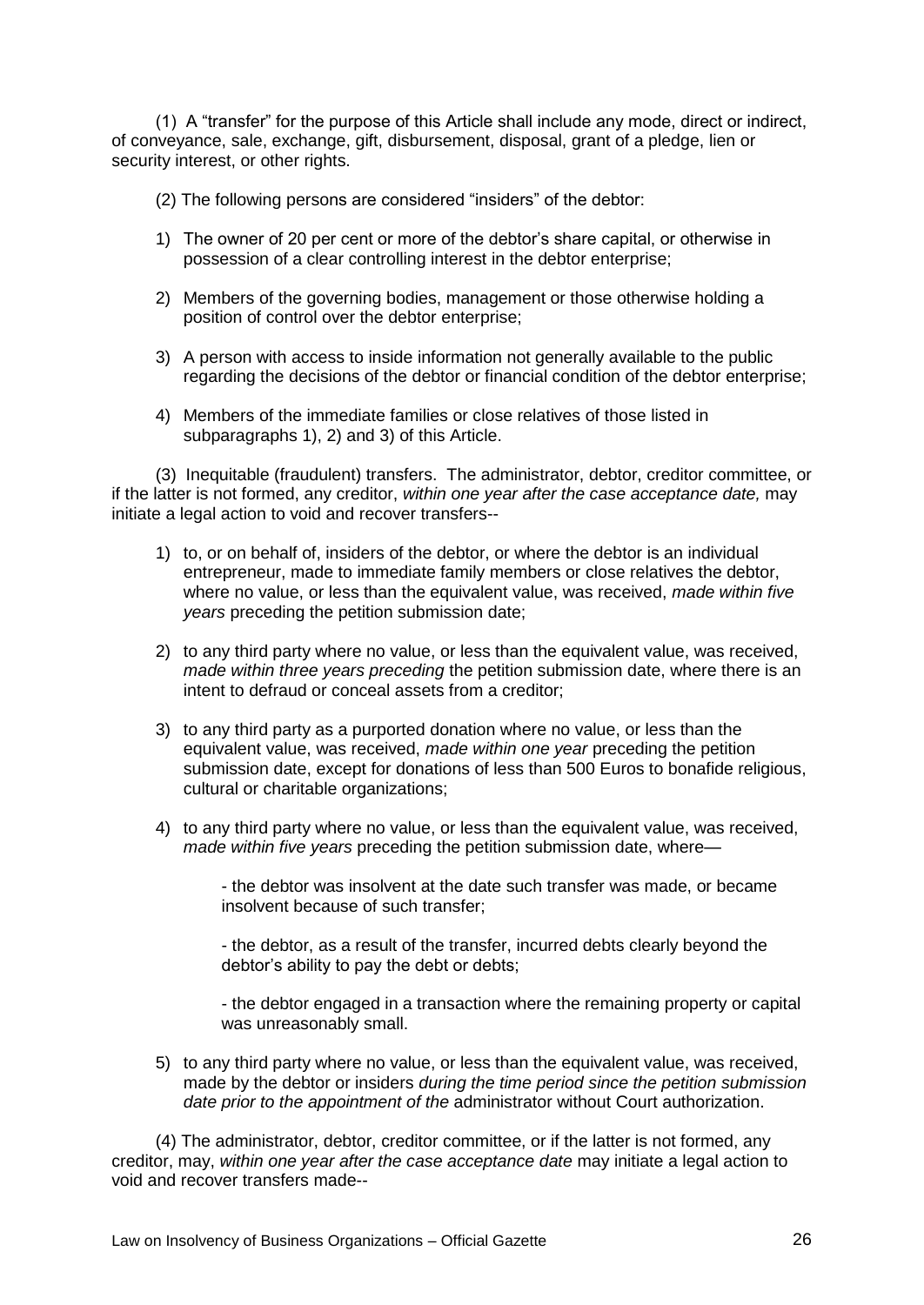(1) A "transfer" for the purpose of this Article shall include any mode, direct or indirect, of conveyance, sale, exchange, gift, disbursement, disposal, grant of a pledge, lien or security interest, or other rights.

(2) The following persons are considered "insiders" of the debtor:

1) The owner of 20 per cent or more of the debtor's share capital, or otherwise in possession of a clear controlling interest in the debtor enterprise;

2) Members of the governing bodies, management or those otherwise holding a position of control over the debtor enterprise;

3) A person with access to inside information not generally available to the public regarding the decisions of the debtor or financial condition of the debtor enterprise;

4) Members of the immediate families or close relatives of those listed in subparagraphs 1), 2) and 3) of this Article.

(3) Inequitable (fraudulent) transfers. The administrator, debtor, creditor committee, or if the latter is not formed, any creditor, *within one year after the case acceptance date,* may initiate a legal action to void and recover transfers--

1) to, or on behalf of, insiders of the debtor, or where the debtor is an individual entrepreneur, made to immediate family members or close relatives the debtor, where no value, or less than the equivalent value, was received, *made within five years* preceding the petition submission date;

2) to any third party where no value, or less than the equivalent value, was received, *made within three years preceding* the petition submission date, where there is an intent to defraud or conceal assets from a creditor;

3) to any third party as a purported donation where no value, or less than the equivalent value, was received, *made within one year* preceding the petition submission date, except for donations of less than 500 Euros to bonafide religious, cultural or charitable organizations;

4) to any third party where no value, or less than the equivalent value, was received, *made within five years* preceding the petition submission date, where—

   - the debtor was insolvent at the date such transfer was made, or became insolvent because of such transfer;

   - the debtor, as a result of the transfer, incurred debts clearly beyond the debtor's ability to pay the debt or debts;

   - the debtor engaged in a transaction where the remaining property or capital was unreasonably small.

5) to any third party where no value, or less than the equivalent value, was received, made by the debtor or insiders *during the time period since the petition submission date prior to the appointment of the* administrator without Court authorization.

(4) The administrator, debtor, creditor committee, or if the latter is not formed, any creditor, may, *within one year after the case acceptance date* may initiate a legal action to void and recover transfers made--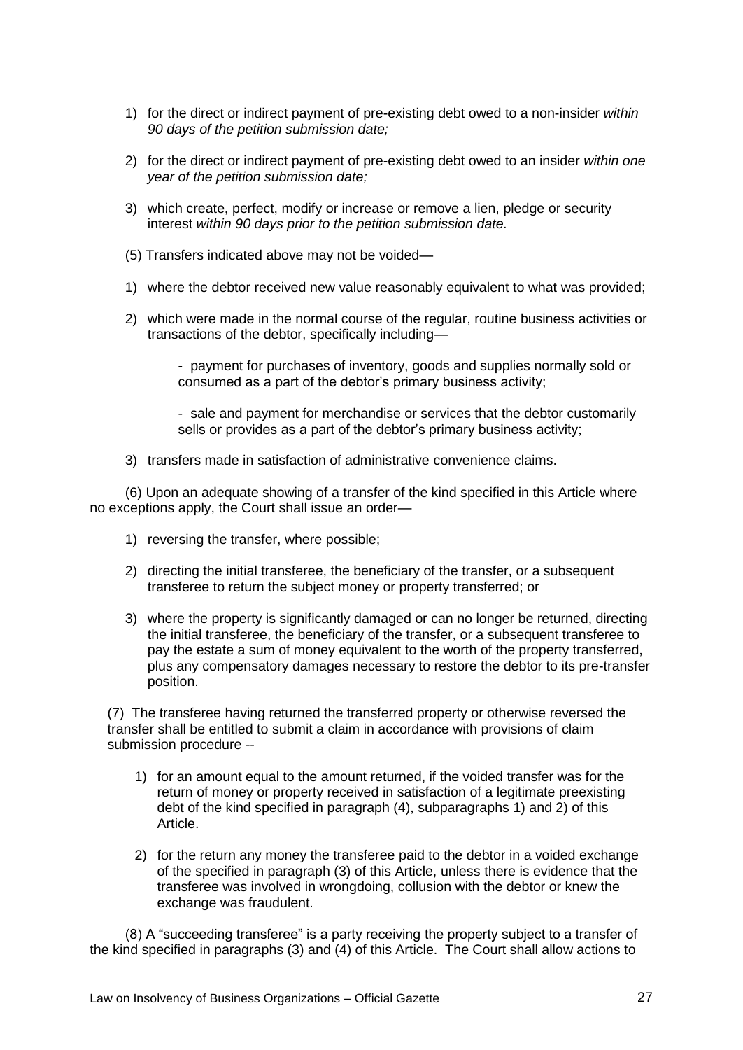1) for the direct or indirect payment of pre-existing debt owed to a non-insider *within 90 days of the petition submission date;*

2) for the direct or indirect payment of pre-existing debt owed to an insider *within one year of the petition submission date;*

3) which create, perfect, modify or increase or remove a lien, pledge or security interest *within 90 days prior to the petition submission date.*

(5) Transfers indicated above may not be voided—

1) where the debtor received new value reasonably equivalent to what was provided;

2) which were made in the normal course of the regular, routine business activities or transactions of the debtor, specifically including—

   - payment for purchases of inventory, goods and supplies normally sold or consumed as a part of the debtor's primary business activity;

   - sale and payment for merchandise or services that the debtor customarily sells or provides as a part of the debtor's primary business activity;

3) transfers made in satisfaction of administrative convenience claims.

(6) Upon an adequate showing of a transfer of the kind specified in this Article where no exceptions apply, the Court shall issue an order—

1) reversing the transfer, where possible;

2) directing the initial transferee, the beneficiary of the transfer, or a subsequent transferee to return the subject money or property transferred; or

3) where the property is significantly damaged or can no longer be returned, directing the initial transferee, the beneficiary of the transfer, or a subsequent transferee to pay the estate a sum of money equivalent to the worth of the property transferred, plus any compensatory damages necessary to restore the debtor to its pre-transfer position.

(7) The transferee having returned the transferred property or otherwise reversed the transfer shall be entitled to submit a claim in accordance with provisions of claim submission procedure --

1) for an amount equal to the amount returned, if the voided transfer was for the return of money or property received in satisfaction of a legitimate preexisting debt of the kind specified in paragraph (4), subparagraphs 1) and 2) of this Article.

2) for the return any money the transferee paid to the debtor in a voided exchange of the specified in paragraph (3) of this Article, unless there is evidence that the transferee was involved in wrongdoing, collusion with the debtor or knew the exchange was fraudulent.

(8) A "succeeding transferee" is a party receiving the property subject to a transfer of the kind specified in paragraphs (3) and (4) of this Article. The Court shall allow actions to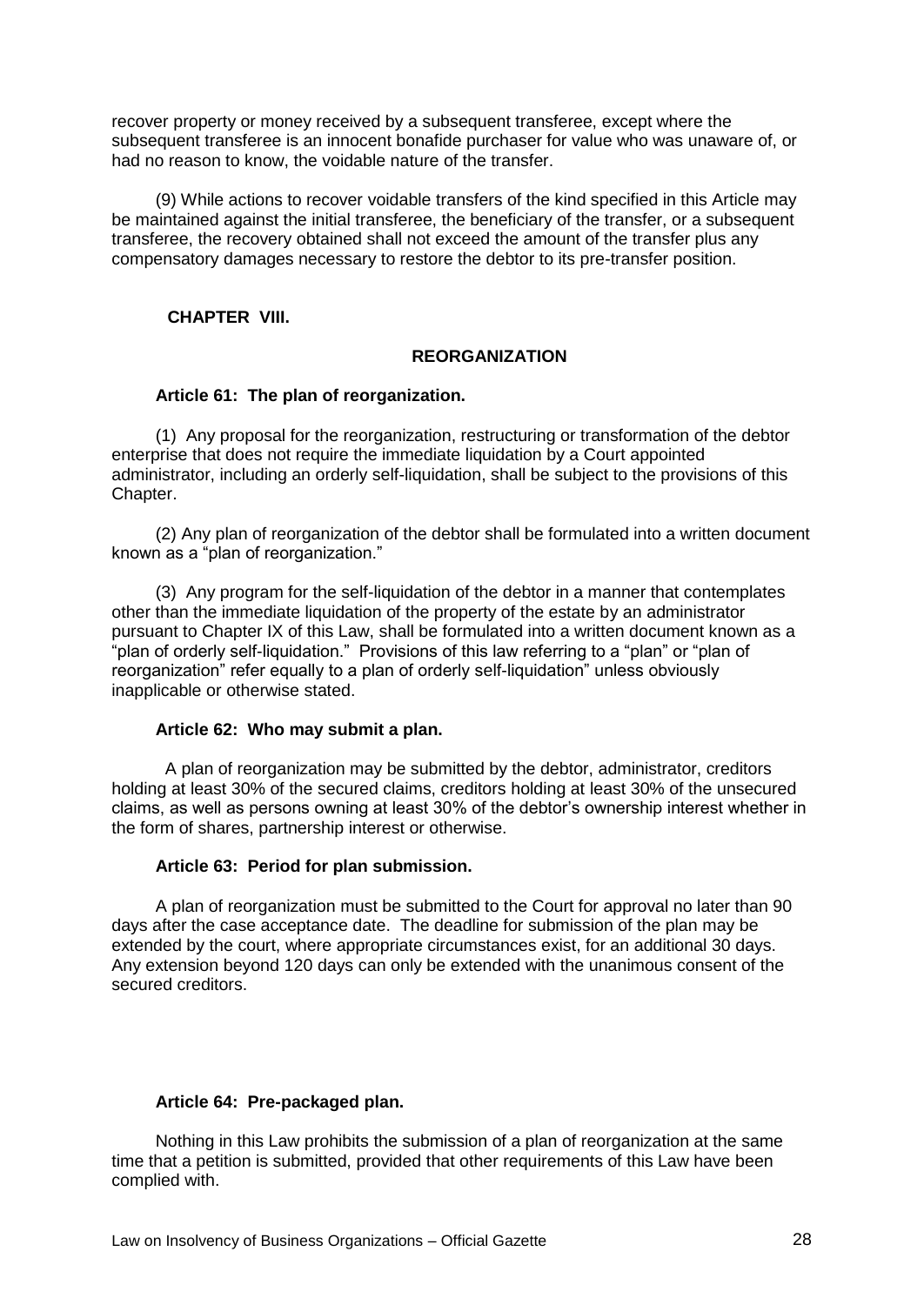recover property or money received by a subsequent transferee, except where the subsequent transferee is an innocent bonafide purchaser for value who was unaware of, or had no reason to know, the voidable nature of the transfer.

(9) While actions to recover voidable transfers of the kind specified in this Article may be maintained against the initial transferee, the beneficiary of the transfer, or a subsequent transferee, the recovery obtained shall not exceed the amount of the transfer plus any compensatory damages necessary to restore the debtor to its pre-transfer position.

## CHAPTER VIII.

## REORGANIZATION

### Article 61: The plan of reorganization.

(1) Any proposal for the reorganization, restructuring or transformation of the debtor enterprise that does not require the immediate liquidation by a Court appointed administrator, including an orderly self-liquidation, shall be subject to the provisions of this Chapter.

(2) Any plan of reorganization of the debtor shall be formulated into a written document known as a "plan of reorganization."

(3) Any program for the self-liquidation of the debtor in a manner that contemplates other than the immediate liquidation of the property of the estate by an administrator pursuant to Chapter IX of this Law, shall be formulated into a written document known as a "plan of orderly self-liquidation." Provisions of this law referring to a "plan" or "plan of reorganization" refer equally to a plan of orderly self-liquidation" unless obviously inapplicable or otherwise stated.

### Article 62: Who may submit a plan.

A plan of reorganization may be submitted by the debtor, administrator, creditors holding at least 30% of the secured claims, creditors holding at least 30% of the unsecured claims, as well as persons owning at least 30% of the debtor's ownership interest whether in the form of shares, partnership interest or otherwise.

### Article 63: Period for plan submission.

A plan of reorganization must be submitted to the Court for approval no later than 90 days after the case acceptance date. The deadline for submission of the plan may be extended by the court, where appropriate circumstances exist, for an additional 30 days. Any extension beyond 120 days can only be extended with the unanimous consent of the secured creditors.

### Article 64: Pre-packaged plan.

Nothing in this Law prohibits the submission of a plan of reorganization at the same time that a petition is submitted, provided that other requirements of this Law have been complied with.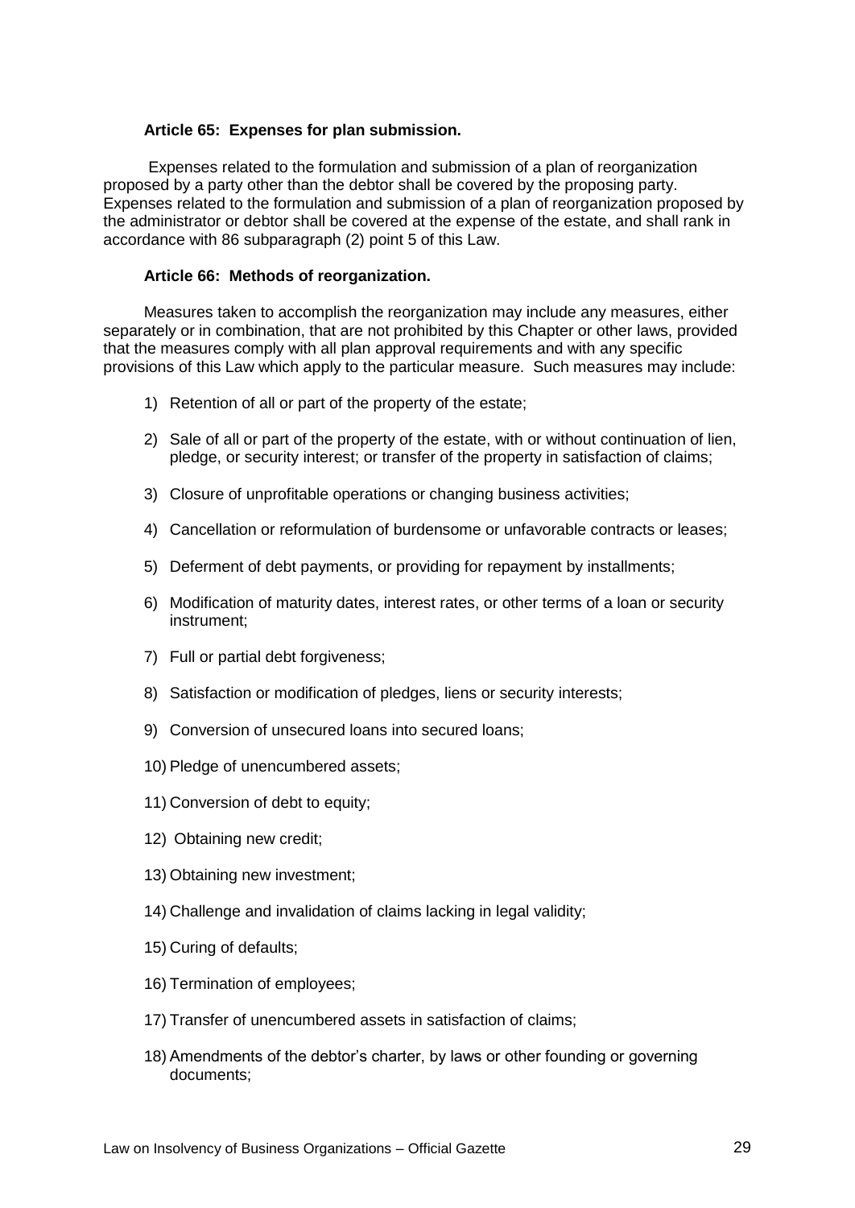**Article 65: Expenses for plan submission.**

Expenses related to the formulation and submission of a plan of reorganization proposed by a party other than the debtor shall be covered by the proposing party. Expenses related to the formulation and submission of a plan of reorganization proposed by the administrator or debtor shall be covered at the expense of the estate, and shall rank in accordance with 86 subparagraph (2) point 5 of this Law.

**Article 66: Methods of reorganization.**

Measures taken to accomplish the reorganization may include any measures, either separately or in combination, that are not prohibited by this Chapter or other laws, provided that the measures comply with all plan approval requirements and with any specific provisions of this Law which apply to the particular measure. Such measures may include:

1) Retention of all or part of the property of the estate;
2) Sale of all or part of the property of the estate, with or without continuation of lien, pledge, or security interest; or transfer of the property in satisfaction of claims;
3) Closure of unprofitable operations or changing business activities;
4) Cancellation or reformulation of burdensome or unfavorable contracts or leases;
5) Deferment of debt payments, or providing for repayment by installments;
6) Modification of maturity dates, interest rates, or other terms of a loan or security instrument;
7) Full or partial debt forgiveness;
8) Satisfaction or modification of pledges, liens or security interests;
9) Conversion of unsecured loans into secured loans;
10) Pledge of unencumbered assets;
11) Conversion of debt to equity;
12) Obtaining new credit;
13) Obtaining new investment;
14) Challenge and invalidation of claims lacking in legal validity;
15) Curing of defaults;
16) Termination of employees;
17) Transfer of unencumbered assets in satisfaction of claims;
18) Amendments of the debtor's charter, by laws or other founding or governing documents;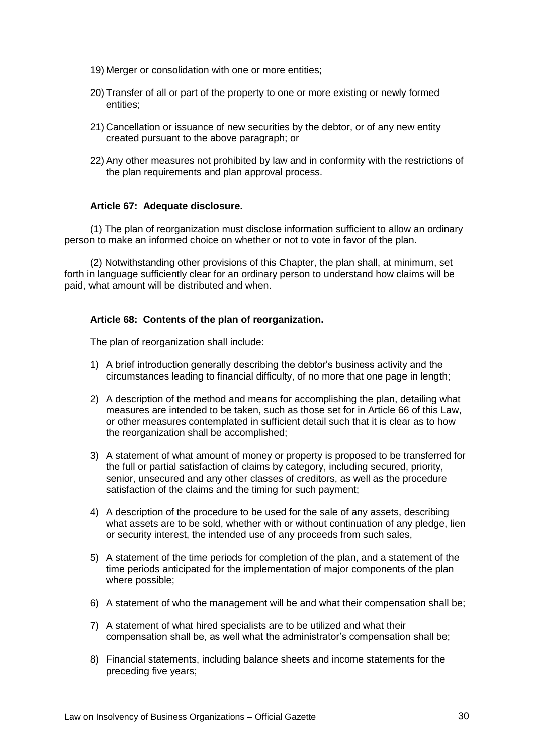19) Merger or consolidation with one or more entities;

20) Transfer of all or part of the property to one or more existing or newly formed entities;

21) Cancellation or issuance of new securities by the debtor, or of any new entity created pursuant to the above paragraph; or

22) Any other measures not prohibited by law and in conformity with the restrictions of the plan requirements and plan approval process.

**Article 67: Adequate disclosure.**

(1) The plan of reorganization must disclose information sufficient to allow an ordinary person to make an informed choice on whether or not to vote in favor of the plan.

(2) Notwithstanding other provisions of this Chapter, the plan shall, at minimum, set forth in language sufficiently clear for an ordinary person to understand how claims will be paid, what amount will be distributed and when.

**Article 68: Contents of the plan of reorganization.**

The plan of reorganization shall include:

1) A brief introduction generally describing the debtor's business activity and the circumstances leading to financial difficulty, of no more that one page in length;

2) A description of the method and means for accomplishing the plan, detailing what measures are intended to be taken, such as those set for in Article 66 of this Law, or other measures contemplated in sufficient detail such that it is clear as to how the reorganization shall be accomplished;

3) A statement of what amount of money or property is proposed to be transferred for the full or partial satisfaction of claims by category, including secured, priority, senior, unsecured and any other classes of creditors, as well as the procedure satisfaction of the claims and the timing for such payment;

4) A description of the procedure to be used for the sale of any assets, describing what assets are to be sold, whether with or without continuation of any pledge, lien or security interest, the intended use of any proceeds from such sales,

5) A statement of the time periods for completion of the plan, and a statement of the time periods anticipated for the implementation of major components of the plan where possible;

6) A statement of who the management will be and what their compensation shall be;

7) A statement of what hired specialists are to be utilized and what their compensation shall be, as well what the administrator's compensation shall be;

8) Financial statements, including balance sheets and income statements for the preceding five years;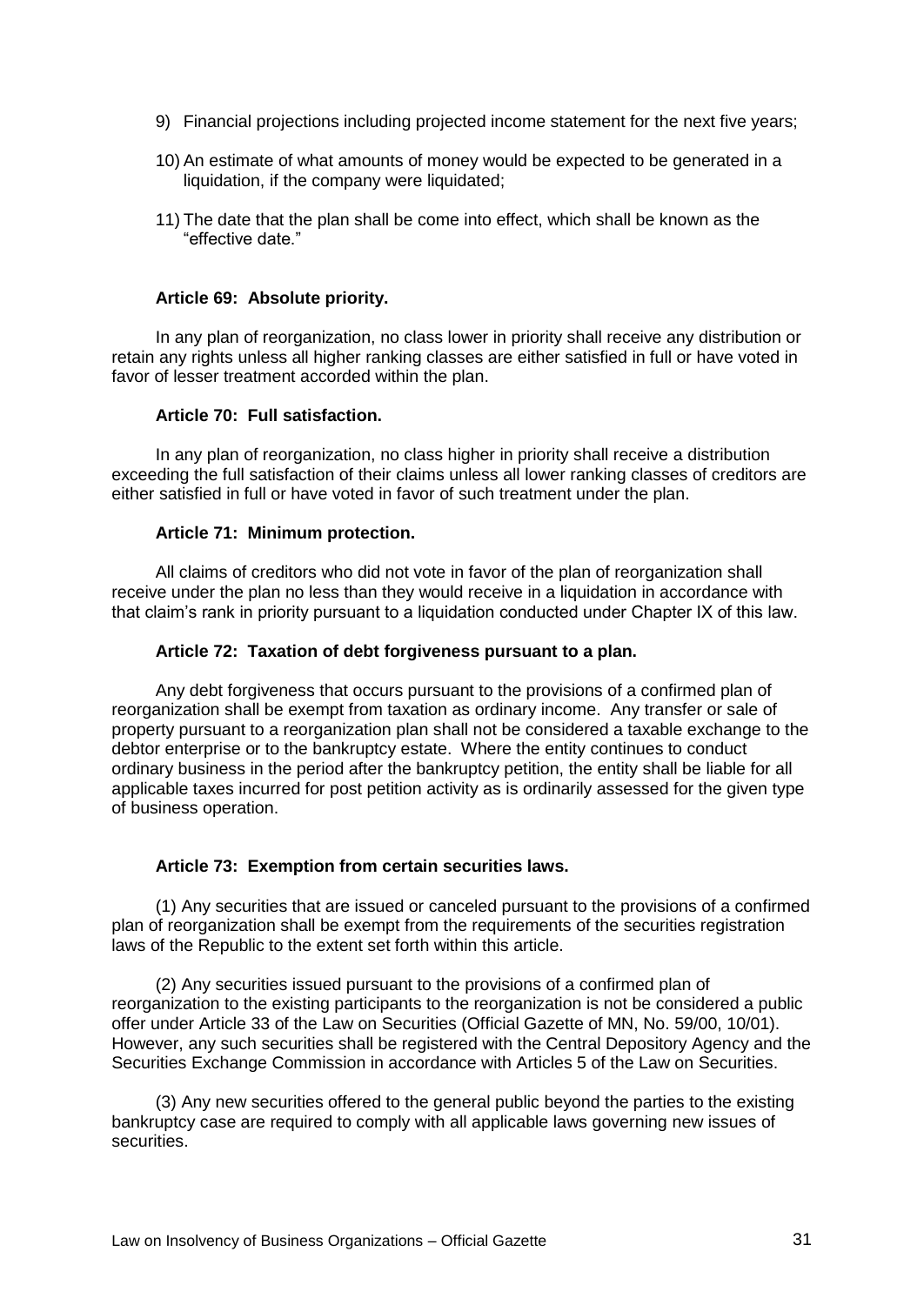9) Financial projections including projected income statement for the next five years;

10) An estimate of what amounts of money would be expected to be generated in a liquidation, if the company were liquidated;

11) The date that the plan shall be come into effect, which shall be known as the "effective date."

**Article 69: Absolute priority.**

In any plan of reorganization, no class lower in priority shall receive any distribution or retain any rights unless all higher ranking classes are either satisfied in full or have voted in favor of lesser treatment accorded within the plan.

**Article 70: Full satisfaction.**

In any plan of reorganization, no class higher in priority shall receive a distribution exceeding the full satisfaction of their claims unless all lower ranking classes of creditors are either satisfied in full or have voted in favor of such treatment under the plan.

**Article 71: Minimum protection.**

All claims of creditors who did not vote in favor of the plan of reorganization shall receive under the plan no less than they would receive in a liquidation in accordance with that claim's rank in priority pursuant to a liquidation conducted under Chapter IX of this law.

**Article 72: Taxation of debt forgiveness pursuant to a plan.**

Any debt forgiveness that occurs pursuant to the provisions of a confirmed plan of reorganization shall be exempt from taxation as ordinary income. Any transfer or sale of property pursuant to a reorganization plan shall not be considered a taxable exchange to the debtor enterprise or to the bankruptcy estate. Where the entity continues to conduct ordinary business in the period after the bankruptcy petition, the entity shall be liable for all applicable taxes incurred for post petition activity as is ordinarily assessed for the given type of business operation.

**Article 73: Exemption from certain securities laws.**

(1) Any securities that are issued or canceled pursuant to the provisions of a confirmed plan of reorganization shall be exempt from the requirements of the securities registration laws of the Republic to the extent set forth within this article.

(2) Any securities issued pursuant to the provisions of a confirmed plan of reorganization to the existing participants to the reorganization is not be considered a public offer under Article 33 of the Law on Securities (Official Gazette of MN, No. 59/00, 10/01). However, any such securities shall be registered with the Central Depository Agency and the Securities Exchange Commission in accordance with Articles 5 of the Law on Securities.

(3) Any new securities offered to the general public beyond the parties to the existing bankruptcy case are required to comply with all applicable laws governing new issues of securities.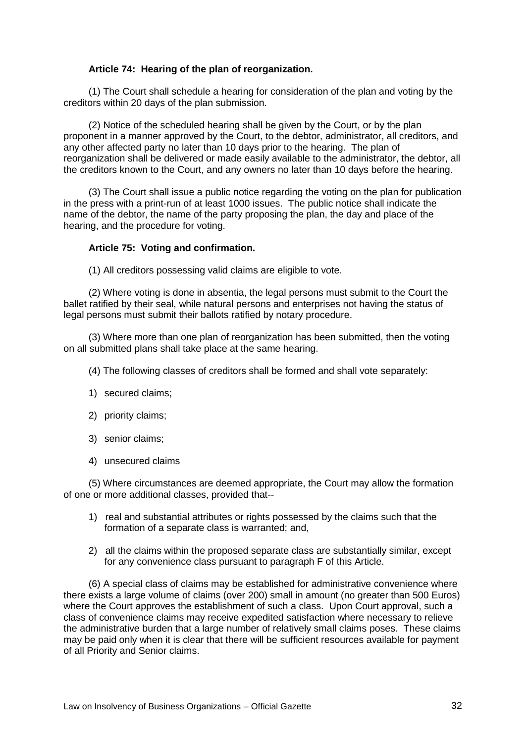**Article 74: Hearing of the plan of reorganization.**

(1) The Court shall schedule a hearing for consideration of the plan and voting by the creditors within 20 days of the plan submission.

(2) Notice of the scheduled hearing shall be given by the Court, or by the plan proponent in a manner approved by the Court, to the debtor, administrator, all creditors, and any other affected party no later than 10 days prior to the hearing. The plan of reorganization shall be delivered or made easily available to the administrator, the debtor, all the creditors known to the Court, and any owners no later than 10 days before the hearing.

(3) The Court shall issue a public notice regarding the voting on the plan for publication in the press with a print-run of at least 1000 issues. The public notice shall indicate the name of the debtor, the name of the party proposing the plan, the day and place of the hearing, and the procedure for voting.

**Article 75: Voting and confirmation.**

(1) All creditors possessing valid claims are eligible to vote.

(2) Where voting is done in absentia, the legal persons must submit to the Court the ballet ratified by their seal, while natural persons and enterprises not having the status of legal persons must submit their ballots ratified by notary procedure.

(3) Where more than one plan of reorganization has been submitted, then the voting on all submitted plans shall take place at the same hearing.

(4) The following classes of creditors shall be formed and shall vote separately:

1) secured claims;

2) priority claims;

3) senior claims;

4) unsecured claims

(5) Where circumstances are deemed appropriate, the Court may allow the formation of one or more additional classes, provided that--

1) real and substantial attributes or rights possessed by the claims such that the formation of a separate class is warranted; and,

2) all the claims within the proposed separate class are substantially similar, except for any convenience class pursuant to paragraph F of this Article.

(6) A special class of claims may be established for administrative convenience where there exists a large volume of claims (over 200) small in amount (no greater than 500 Euros) where the Court approves the establishment of such a class. Upon Court approval, such a class of convenience claims may receive expedited satisfaction where necessary to relieve the administrative burden that a large number of relatively small claims poses. These claims may be paid only when it is clear that there will be sufficient resources available for payment of all Priority and Senior claims.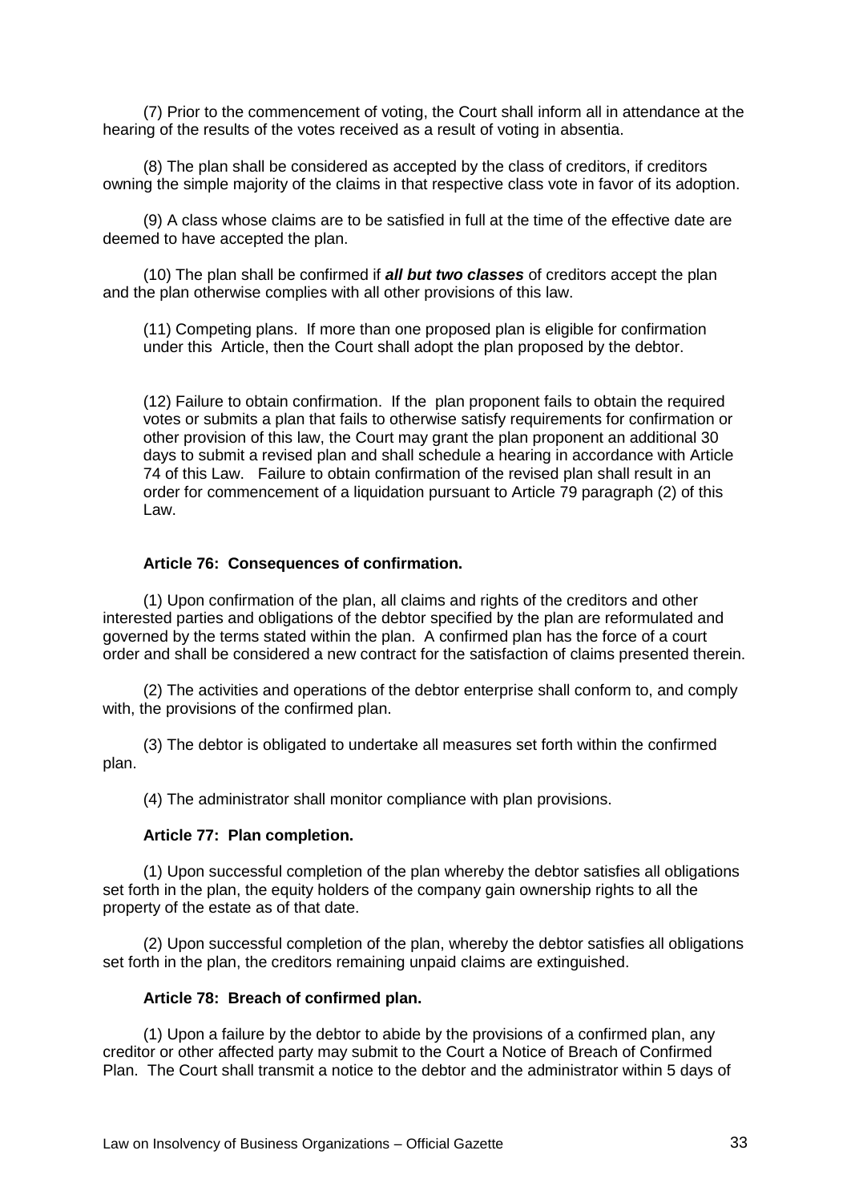(7) Prior to the commencement of voting, the Court shall inform all in attendance at the hearing of the results of the votes received as a result of voting in absentia.

(8) The plan shall be considered as accepted by the class of creditors, if creditors owning the simple majority of the claims in that respective class vote in favor of its adoption.

(9) A class whose claims are to be satisfied in full at the time of the effective date are deemed to have accepted the plan.

(10) The plan shall be confirmed if ***all but two classes*** of creditors accept the plan and the plan otherwise complies with all other provisions of this law.

(11) Competing plans. If more than one proposed plan is eligible for confirmation under this Article, then the Court shall adopt the plan proposed by the debtor.

(12) Failure to obtain confirmation. If the plan proponent fails to obtain the required votes or submits a plan that fails to otherwise satisfy requirements for confirmation or other provision of this law, the Court may grant the plan proponent an additional 30 days to submit a revised plan and shall schedule a hearing in accordance with Article 74 of this Law. Failure to obtain confirmation of the revised plan shall result in an order for commencement of a liquidation pursuant to Article 79 paragraph (2) of this Law.

**Article 76: Consequences of confirmation.**

(1) Upon confirmation of the plan, all claims and rights of the creditors and other interested parties and obligations of the debtor specified by the plan are reformulated and governed by the terms stated within the plan. A confirmed plan has the force of a court order and shall be considered a new contract for the satisfaction of claims presented therein.

(2) The activities and operations of the debtor enterprise shall conform to, and comply with, the provisions of the confirmed plan.

(3) The debtor is obligated to undertake all measures set forth within the confirmed plan.

(4) The administrator shall monitor compliance with plan provisions.

**Article 77: Plan completion.**

(1) Upon successful completion of the plan whereby the debtor satisfies all obligations set forth in the plan, the equity holders of the company gain ownership rights to all the property of the estate as of that date.

(2) Upon successful completion of the plan, whereby the debtor satisfies all obligations set forth in the plan, the creditors remaining unpaid claims are extinguished.

**Article 78: Breach of confirmed plan.**

(1) Upon a failure by the debtor to abide by the provisions of a confirmed plan, any creditor or other affected party may submit to the Court a Notice of Breach of Confirmed Plan. The Court shall transmit a notice to the debtor and the administrator within 5 days of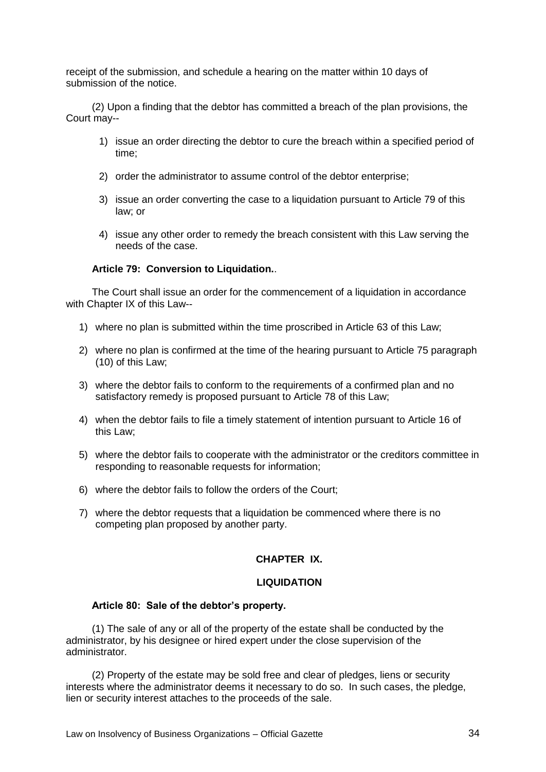receipt of the submission, and schedule a hearing on the matter within 10 days of submission of the notice.

(2) Upon a finding that the debtor has committed a breach of the plan provisions, the Court may--

1) issue an order directing the debtor to cure the breach within a specified period of time;

2) order the administrator to assume control of the debtor enterprise;

3) issue an order converting the case to a liquidation pursuant to Article 79 of this law; or

4) issue any other order to remedy the breach consistent with this Law serving the needs of the case.

**Article 79: Conversion to Liquidation.**.

The Court shall issue an order for the commencement of a liquidation in accordance with Chapter IX of this Law--

1) where no plan is submitted within the time proscribed in Article 63 of this Law;

2) where no plan is confirmed at the time of the hearing pursuant to Article 75 paragraph (10) of this Law;

3) where the debtor fails to conform to the requirements of a confirmed plan and no satisfactory remedy is proposed pursuant to Article 78 of this Law;

4) when the debtor fails to file a timely statement of intention pursuant to Article 16 of this Law;

5) where the debtor fails to cooperate with the administrator or the creditors committee in responding to reasonable requests for information;

6) where the debtor fails to follow the orders of the Court;

7) where the debtor requests that a liquidation be commenced where there is no competing plan proposed by another party.

## CHAPTER IX.

## LIQUIDATION

**Article 80: Sale of the debtor's property.**

(1) The sale of any or all of the property of the estate shall be conducted by the administrator, by his designee or hired expert under the close supervision of the administrator.

(2) Property of the estate may be sold free and clear of pledges, liens or security interests where the administrator deems it necessary to do so. In such cases, the pledge, lien or security interest attaches to the proceeds of the sale.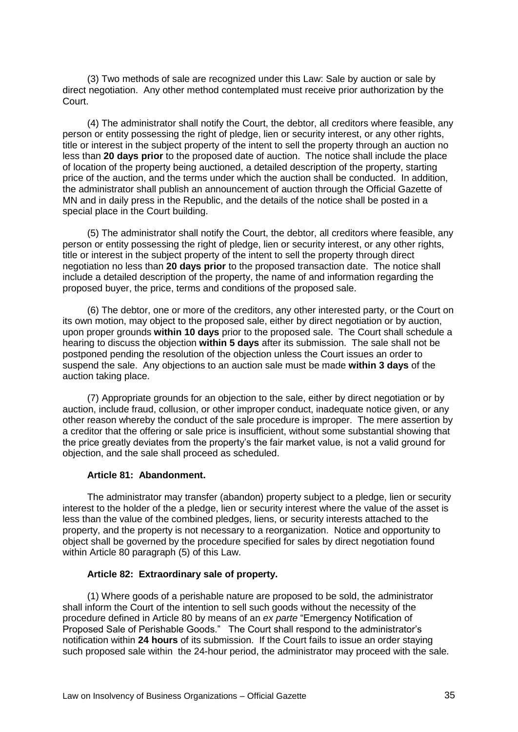(3) Two methods of sale are recognized under this Law: Sale by auction or sale by direct negotiation. Any other method contemplated must receive prior authorization by the Court.

(4) The administrator shall notify the Court, the debtor, all creditors where feasible, any person or entity possessing the right of pledge, lien or security interest, or any other rights, title or interest in the subject property of the intent to sell the property through an auction no less than **20 days prior** to the proposed date of auction. The notice shall include the place of location of the property being auctioned, a detailed description of the property, starting price of the auction, and the terms under which the auction shall be conducted. In addition, the administrator shall publish an announcement of auction through the Official Gazette of MN and in daily press in the Republic, and the details of the notice shall be posted in a special place in the Court building.

(5) The administrator shall notify the Court, the debtor, all creditors where feasible, any person or entity possessing the right of pledge, lien or security interest, or any other rights, title or interest in the subject property of the intent to sell the property through direct negotiation no less than **20 days prior** to the proposed transaction date. The notice shall include a detailed description of the property, the name of and information regarding the proposed buyer, the price, terms and conditions of the proposed sale.

(6) The debtor, one or more of the creditors, any other interested party, or the Court on its own motion, may object to the proposed sale, either by direct negotiation or by auction, upon proper grounds **within 10 days** prior to the proposed sale. The Court shall schedule a hearing to discuss the objection **within 5 days** after its submission. The sale shall not be postponed pending the resolution of the objection unless the Court issues an order to suspend the sale. Any objections to an auction sale must be made **within 3 days** of the auction taking place.

(7) Appropriate grounds for an objection to the sale, either by direct negotiation or by auction, include fraud, collusion, or other improper conduct, inadequate notice given, or any other reason whereby the conduct of the sale procedure is improper. The mere assertion by a creditor that the offering or sale price is insufficient, without some substantial showing that the price greatly deviates from the property's the fair market value, is not a valid ground for objection, and the sale shall proceed as scheduled.

### Article 81: Abandonment.

The administrator may transfer (abandon) property subject to a pledge, lien or security interest to the holder of the a pledge, lien or security interest where the value of the asset is less than the value of the combined pledges, liens, or security interests attached to the property, and the property is not necessary to a reorganization. Notice and opportunity to object shall be governed by the procedure specified for sales by direct negotiation found within Article 80 paragraph (5) of this Law.

### Article 82: Extraordinary sale of property.

(1) Where goods of a perishable nature are proposed to be sold, the administrator shall inform the Court of the intention to sell such goods without the necessity of the procedure defined in Article 80 by means of an *ex parte* "Emergency Notification of Proposed Sale of Perishable Goods." The Court shall respond to the administrator's notification within **24 hours** of its submission. If the Court fails to issue an order staying such proposed sale within the 24-hour period, the administrator may proceed with the sale.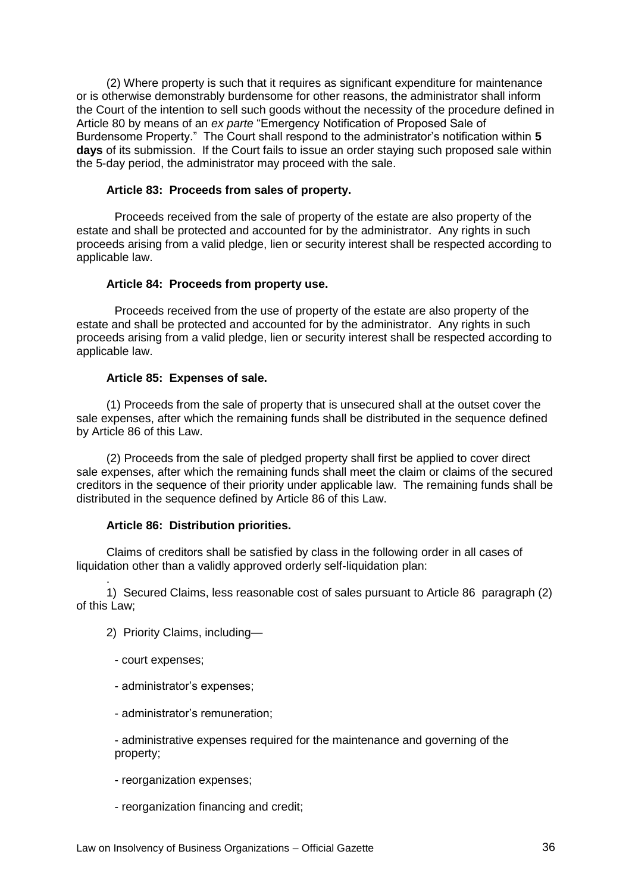(2) Where property is such that it requires as significant expenditure for maintenance or is otherwise demonstrably burdensome for other reasons, the administrator shall inform the Court of the intention to sell such goods without the necessity of the procedure defined in Article 80 by means of an *ex parte* "Emergency Notification of Proposed Sale of Burdensome Property." The Court shall respond to the administrator's notification within **5 days** of its submission. If the Court fails to issue an order staying such proposed sale within the 5-day period, the administrator may proceed with the sale.

**Article 83: Proceeds from sales of property.**

Proceeds received from the sale of property of the estate are also property of the estate and shall be protected and accounted for by the administrator. Any rights in such proceeds arising from a valid pledge, lien or security interest shall be respected according to applicable law.

**Article 84: Proceeds from property use.**

Proceeds received from the use of property of the estate are also property of the estate and shall be protected and accounted for by the administrator. Any rights in such proceeds arising from a valid pledge, lien or security interest shall be respected according to applicable law.

**Article 85: Expenses of sale.**

(1) Proceeds from the sale of property that is unsecured shall at the outset cover the sale expenses, after which the remaining funds shall be distributed in the sequence defined by Article 86 of this Law.

(2) Proceeds from the sale of pledged property shall first be applied to cover direct sale expenses, after which the remaining funds shall meet the claim or claims of the secured creditors in the sequence of their priority under applicable law. The remaining funds shall be distributed in the sequence defined by Article 86 of this Law.

**Article 86: Distribution priorities.**

Claims of creditors shall be satisfied by class in the following order in all cases of liquidation other than a validly approved orderly self-liquidation plan:

1) Secured Claims, less reasonable cost of sales pursuant to Article 86 paragraph (2) of this Law;

2) Priority Claims, including—

- court expenses;
- administrator's expenses;
- administrator's remuneration;
- administrative expenses required for the maintenance and governing of the property;
- reorganization expenses;
- reorganization financing and credit;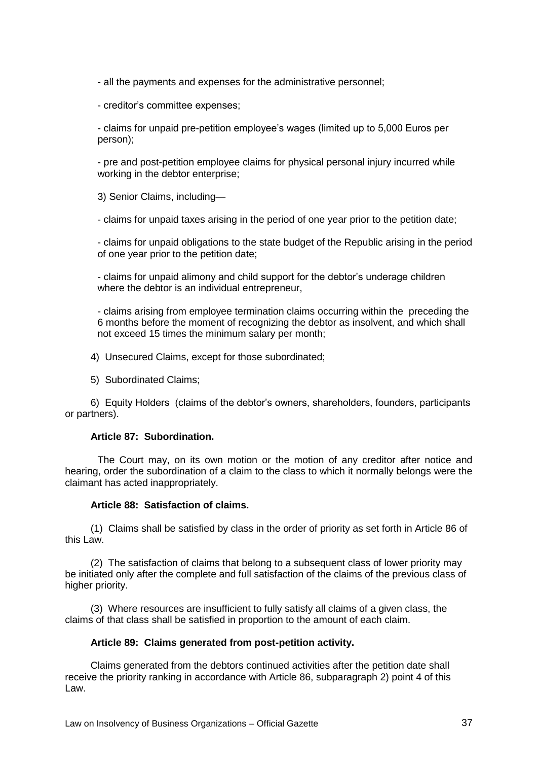- all the payments and expenses for the administrative personnel;

- creditor's committee expenses;

- claims for unpaid pre-petition employee's wages (limited up to 5,000 Euros per person);

- pre and post-petition employee claims for physical personal injury incurred while working in the debtor enterprise;

3) Senior Claims, including—

- claims for unpaid taxes arising in the period of one year prior to the petition date;

- claims for unpaid obligations to the state budget of the Republic arising in the period of one year prior to the petition date;

- claims for unpaid alimony and child support for the debtor's underage children where the debtor is an individual entrepreneur,

- claims arising from employee termination claims occurring within the preceding the 6 months before the moment of recognizing the debtor as insolvent, and which shall not exceed 15 times the minimum salary per month;

4) Unsecured Claims, except for those subordinated;

5) Subordinated Claims;

6) Equity Holders (claims of the debtor's owners, shareholders, founders, participants or partners).

**Article 87: Subordination.**

The Court may, on its own motion or the motion of any creditor after notice and hearing, order the subordination of a claim to the class to which it normally belongs were the claimant has acted inappropriately.

**Article 88: Satisfaction of claims.**

(1) Claims shall be satisfied by class in the order of priority as set forth in Article 86 of this Law.

(2) The satisfaction of claims that belong to a subsequent class of lower priority may be initiated only after the complete and full satisfaction of the claims of the previous class of higher priority.

(3) Where resources are insufficient to fully satisfy all claims of a given class, the claims of that class shall be satisfied in proportion to the amount of each claim.

**Article 89: Claims generated from post-petition activity.**

Claims generated from the debtors continued activities after the petition date shall receive the priority ranking in accordance with Article 86, subparagraph 2) point 4 of this Law.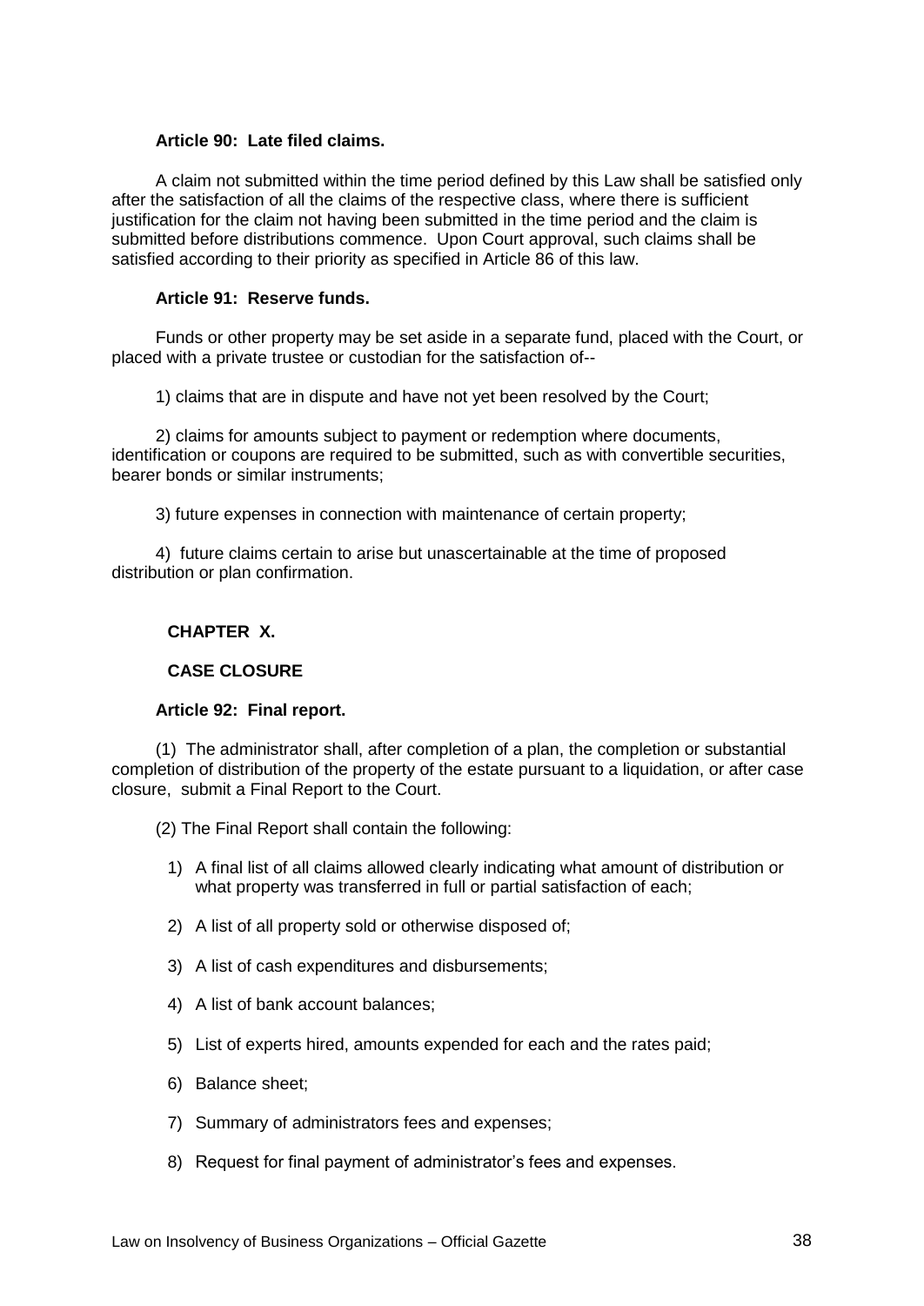**Article 90: Late filed claims.**

A claim not submitted within the time period defined by this Law shall be satisfied only after the satisfaction of all the claims of the respective class, where there is sufficient justification for the claim not having been submitted in the time period and the claim is submitted before distributions commence. Upon Court approval, such claims shall be satisfied according to their priority as specified in Article 86 of this law.

**Article 91: Reserve funds.**

Funds or other property may be set aside in a separate fund, placed with the Court, or placed with a private trustee or custodian for the satisfaction of--

1) claims that are in dispute and have not yet been resolved by the Court;

2) claims for amounts subject to payment or redemption where documents, identification or coupons are required to be submitted, such as with convertible securities, bearer bonds or similar instruments;

3) future expenses in connection with maintenance of certain property;

4) future claims certain to arise but unascertainable at the time of proposed distribution or plan confirmation.

## CHAPTER X.

## CASE CLOSURE

**Article 92: Final report.**

(1) The administrator shall, after completion of a plan, the completion or substantial completion of distribution of the property of the estate pursuant to a liquidation, or after case closure, submit a Final Report to the Court.

(2) The Final Report shall contain the following:

1) A final list of all claims allowed clearly indicating what amount of distribution or what property was transferred in full or partial satisfaction of each;
2) A list of all property sold or otherwise disposed of;
3) A list of cash expenditures and disbursements;
4) A list of bank account balances;
5) List of experts hired, amounts expended for each and the rates paid;
6) Balance sheet;
7) Summary of administrators fees and expenses;
8) Request for final payment of administrator's fees and expenses.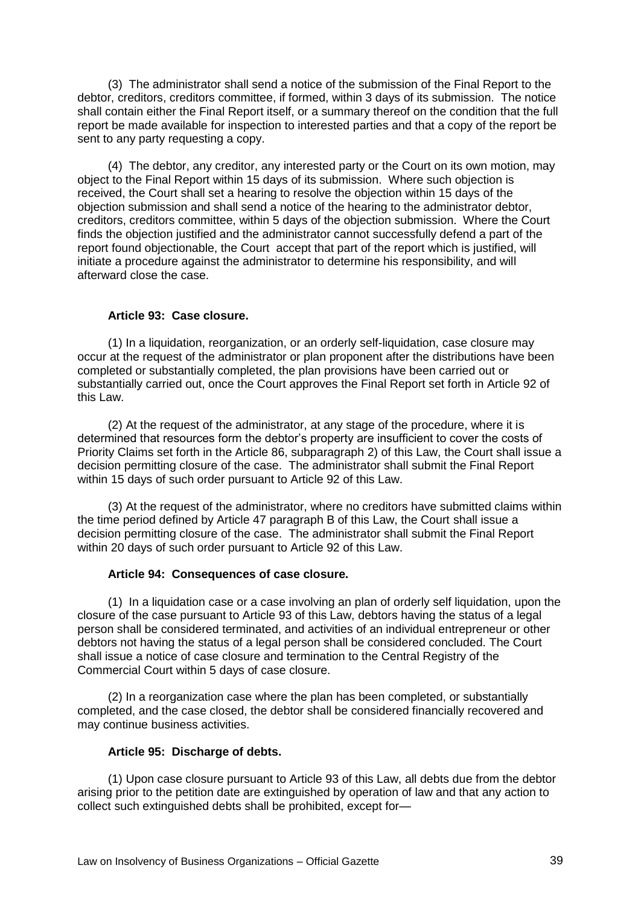(3) The administrator shall send a notice of the submission of the Final Report to the debtor, creditors, creditors committee, if formed, within 3 days of its submission. The notice shall contain either the Final Report itself, or a summary thereof on the condition that the full report be made available for inspection to interested parties and that a copy of the report be sent to any party requesting a copy.

(4) The debtor, any creditor, any interested party or the Court on its own motion, may object to the Final Report within 15 days of its submission. Where such objection is received, the Court shall set a hearing to resolve the objection within 15 days of the objection submission and shall send a notice of the hearing to the administrator debtor, creditors, creditors committee, within 5 days of the objection submission. Where the Court finds the objection justified and the administrator cannot successfully defend a part of the report found objectionable, the Court accept that part of the report which is justified, will initiate a procedure against the administrator to determine his responsibility, and will afterward close the case.

**Article 93: Case closure.**

(1) In a liquidation, reorganization, or an orderly self-liquidation, case closure may occur at the request of the administrator or plan proponent after the distributions have been completed or substantially completed, the plan provisions have been carried out or substantially carried out, once the Court approves the Final Report set forth in Article 92 of this Law.

(2) At the request of the administrator, at any stage of the procedure, where it is determined that resources form the debtor's property are insufficient to cover the costs of Priority Claims set forth in the Article 86, subparagraph 2) of this Law, the Court shall issue a decision permitting closure of the case. The administrator shall submit the Final Report within 15 days of such order pursuant to Article 92 of this Law.

(3) At the request of the administrator, where no creditors have submitted claims within the time period defined by Article 47 paragraph B of this Law, the Court shall issue a decision permitting closure of the case. The administrator shall submit the Final Report within 20 days of such order pursuant to Article 92 of this Law.

**Article 94: Consequences of case closure.**

(1) In a liquidation case or a case involving an plan of orderly self liquidation, upon the closure of the case pursuant to Article 93 of this Law, debtors having the status of a legal person shall be considered terminated, and activities of an individual entrepreneur or other debtors not having the status of a legal person shall be considered concluded. The Court shall issue a notice of case closure and termination to the Central Registry of the Commercial Court within 5 days of case closure.

(2) In a reorganization case where the plan has been completed, or substantially completed, and the case closed, the debtor shall be considered financially recovered and may continue business activities.

**Article 95: Discharge of debts.**

(1) Upon case closure pursuant to Article 93 of this Law, all debts due from the debtor arising prior to the petition date are extinguished by operation of law and that any action to collect such extinguished debts shall be prohibited, except for—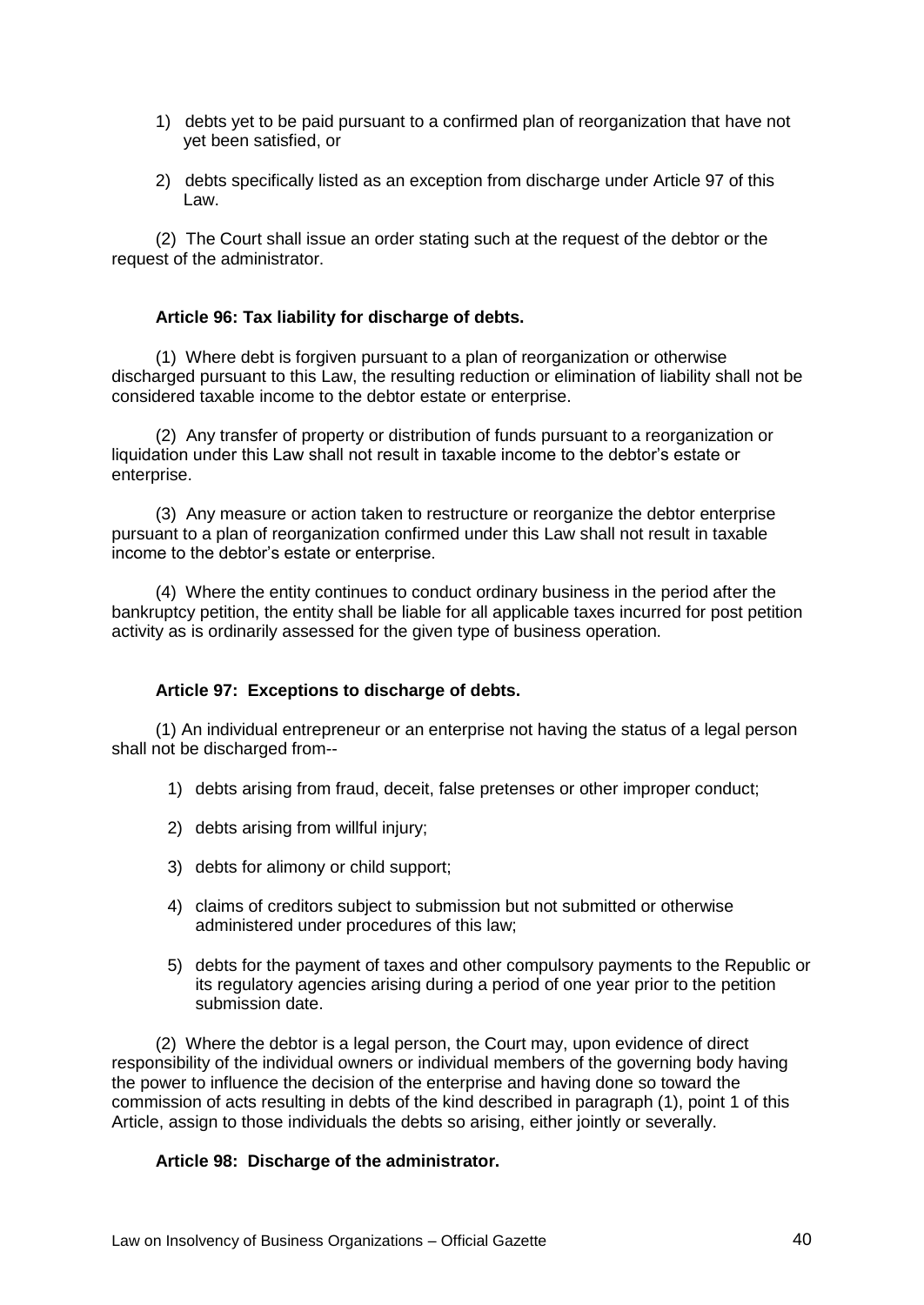1) debts yet to be paid pursuant to a confirmed plan of reorganization that have not yet been satisfied, or

2) debts specifically listed as an exception from discharge under Article 97 of this Law.

(2) The Court shall issue an order stating such at the request of the debtor or the request of the administrator.

### Article 96: Tax liability for discharge of debts.

(1) Where debt is forgiven pursuant to a plan of reorganization or otherwise discharged pursuant to this Law, the resulting reduction or elimination of liability shall not be considered taxable income to the debtor estate or enterprise.

(2) Any transfer of property or distribution of funds pursuant to a reorganization or liquidation under this Law shall not result in taxable income to the debtor's estate or enterprise.

(3) Any measure or action taken to restructure or reorganize the debtor enterprise pursuant to a plan of reorganization confirmed under this Law shall not result in taxable income to the debtor's estate or enterprise.

(4) Where the entity continues to conduct ordinary business in the period after the bankruptcy petition, the entity shall be liable for all applicable taxes incurred for post petition activity as is ordinarily assessed for the given type of business operation.

### Article 97: Exceptions to discharge of debts.

(1) An individual entrepreneur or an enterprise not having the status of a legal person shall not be discharged from--

1) debts arising from fraud, deceit, false pretenses or other improper conduct;

2) debts arising from willful injury;

3) debts for alimony or child support;

4) claims of creditors subject to submission but not submitted or otherwise administered under procedures of this law;

5) debts for the payment of taxes and other compulsory payments to the Republic or its regulatory agencies arising during a period of one year prior to the petition submission date.

(2) Where the debtor is a legal person, the Court may, upon evidence of direct responsibility of the individual owners or individual members of the governing body having the power to influence the decision of the enterprise and having done so toward the commission of acts resulting in debts of the kind described in paragraph (1), point 1 of this Article, assign to those individuals the debts so arising, either jointly or severally.

### Article 98: Discharge of the administrator.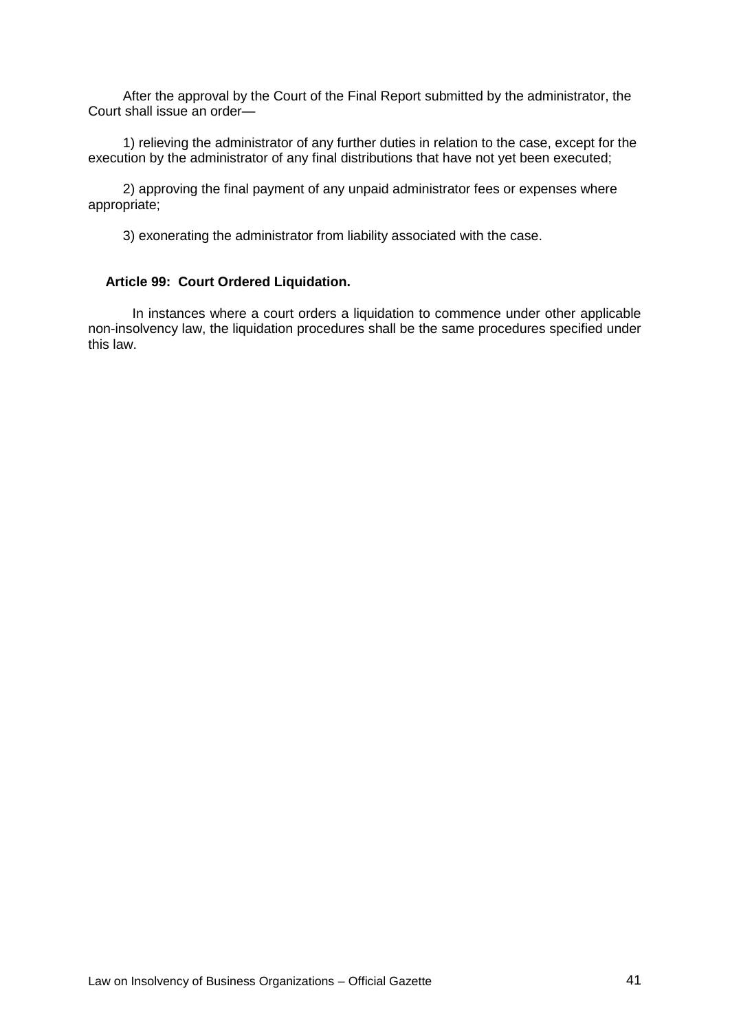After the approval by the Court of the Final Report submitted by the administrator, the Court shall issue an order—

1) relieving the administrator of any further duties in relation to the case, except for the execution by the administrator of any final distributions that have not yet been executed;

2) approving the final payment of any unpaid administrator fees or expenses where appropriate;

3) exonerating the administrator from liability associated with the case.

**Article 99: Court Ordered Liquidation.**

In instances where a court orders a liquidation to commence under other applicable non-insolvency law, the liquidation procedures shall be the same procedures specified under this law.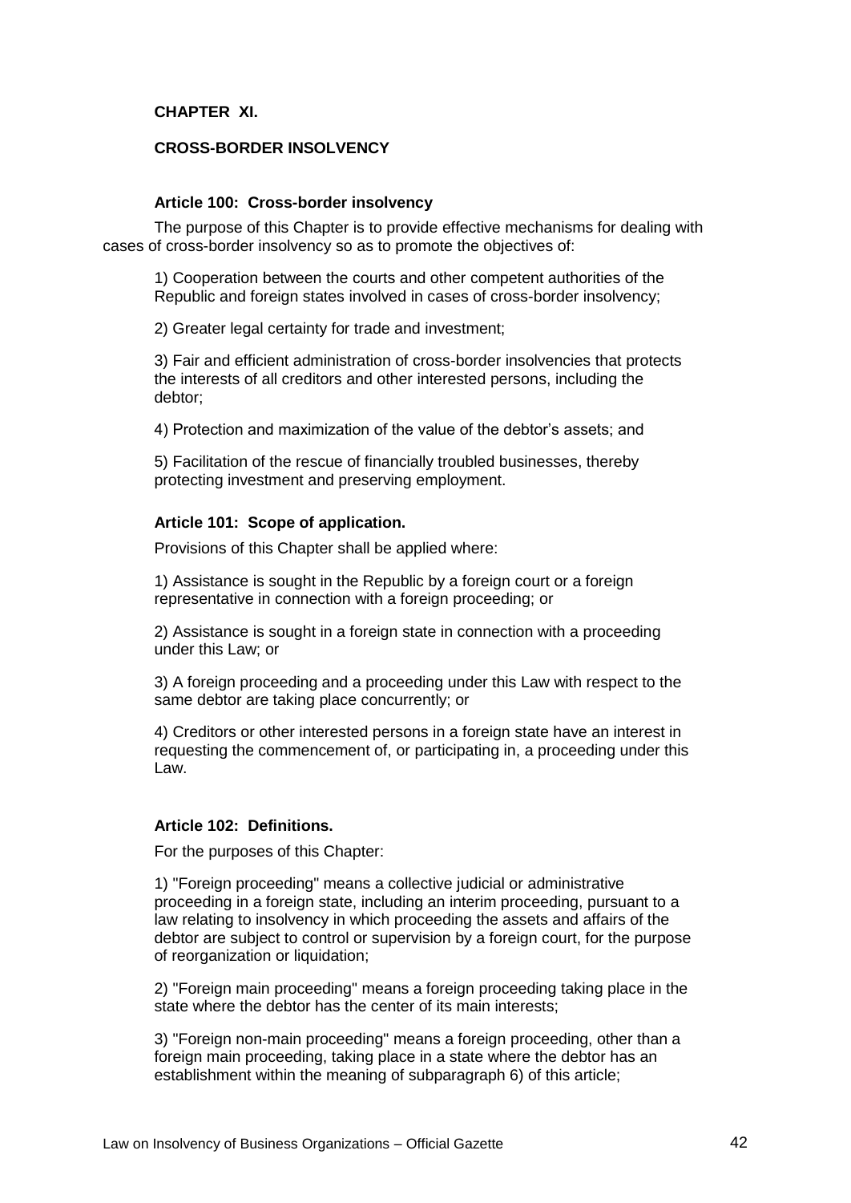## CHAPTER XI.

## CROSS-BORDER INSOLVENCY

### Article 100: Cross-border insolvency

The purpose of this Chapter is to provide effective mechanisms for dealing with cases of cross-border insolvency so as to promote the objectives of:

1) Cooperation between the courts and other competent authorities of the Republic and foreign states involved in cases of cross-border insolvency;

2) Greater legal certainty for trade and investment;

3) Fair and efficient administration of cross-border insolvencies that protects the interests of all creditors and other interested persons, including the debtor;

4) Protection and maximization of the value of the debtor's assets; and

5) Facilitation of the rescue of financially troubled businesses, thereby protecting investment and preserving employment.

### Article 101: Scope of application.

Provisions of this Chapter shall be applied where:

1) Assistance is sought in the Republic by a foreign court or a foreign representative in connection with a foreign proceeding; or

2) Assistance is sought in a foreign state in connection with a proceeding under this Law; or

3) A foreign proceeding and a proceeding under this Law with respect to the same debtor are taking place concurrently; or

4) Creditors or other interested persons in a foreign state have an interest in requesting the commencement of, or participating in, a proceeding under this Law.

### Article 102: Definitions.

For the purposes of this Chapter:

1) "Foreign proceeding" means a collective judicial or administrative proceeding in a foreign state, including an interim proceeding, pursuant to a law relating to insolvency in which proceeding the assets and affairs of the debtor are subject to control or supervision by a foreign court, for the purpose of reorganization or liquidation;

2) "Foreign main proceeding" means a foreign proceeding taking place in the state where the debtor has the center of its main interests;

3) "Foreign non-main proceeding" means a foreign proceeding, other than a foreign main proceeding, taking place in a state where the debtor has an establishment within the meaning of subparagraph 6) of this article;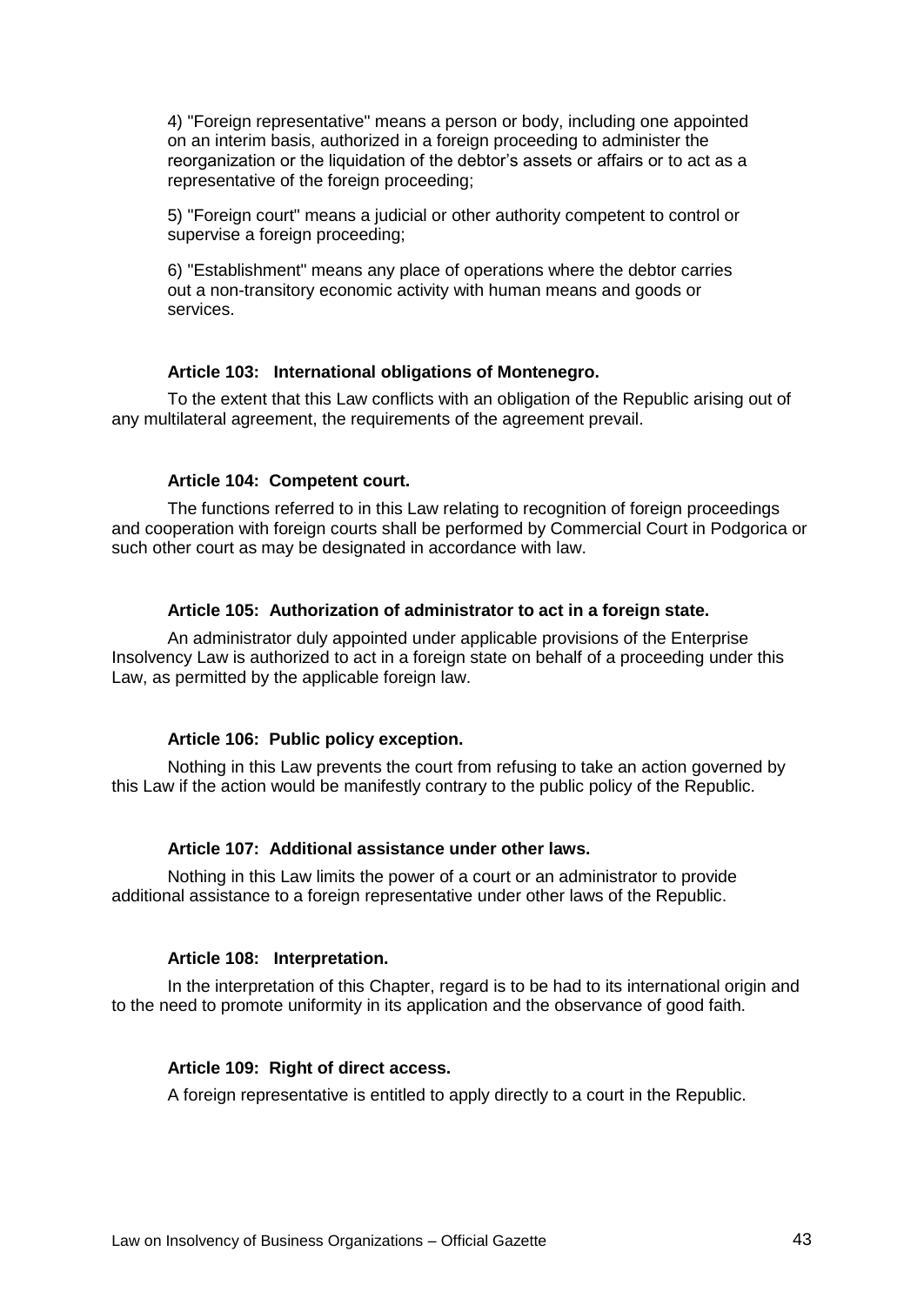4) "Foreign representative" means a person or body, including one appointed on an interim basis, authorized in a foreign proceeding to administer the reorganization or the liquidation of the debtor's assets or affairs or to act as a representative of the foreign proceeding;

5) "Foreign court" means a judicial or other authority competent to control or supervise a foreign proceeding;

6) "Establishment" means any place of operations where the debtor carries out a non-transitory economic activity with human means and goods or services.

**Article 103: International obligations of Montenegro.**

To the extent that this Law conflicts with an obligation of the Republic arising out of any multilateral agreement, the requirements of the agreement prevail.

**Article 104: Competent court.**

The functions referred to in this Law relating to recognition of foreign proceedings and cooperation with foreign courts shall be performed by Commercial Court in Podgorica or such other court as may be designated in accordance with law.

**Article 105: Authorization of administrator to act in a foreign state.**

An administrator duly appointed under applicable provisions of the Enterprise Insolvency Law is authorized to act in a foreign state on behalf of a proceeding under this Law, as permitted by the applicable foreign law.

**Article 106: Public policy exception.**

Nothing in this Law prevents the court from refusing to take an action governed by this Law if the action would be manifestly contrary to the public policy of the Republic.

**Article 107: Additional assistance under other laws.**

Nothing in this Law limits the power of a court or an administrator to provide additional assistance to a foreign representative under other laws of the Republic.

**Article 108: Interpretation.**

In the interpretation of this Chapter, regard is to be had to its international origin and to the need to promote uniformity in its application and the observance of good faith.

**Article 109: Right of direct access.**

A foreign representative is entitled to apply directly to a court in the Republic.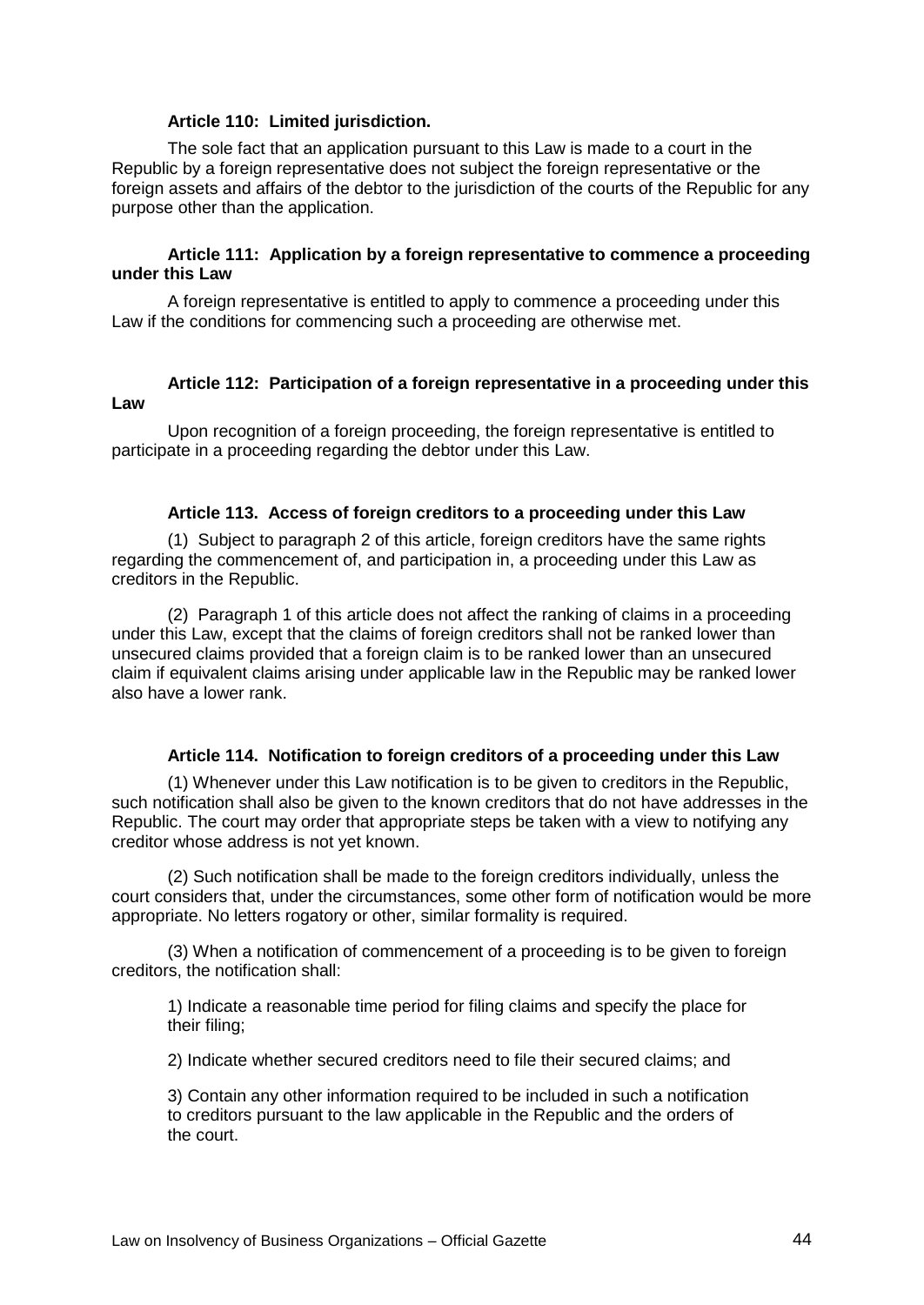#### Article 110: Limited jurisdiction.

The sole fact that an application pursuant to this Law is made to a court in the Republic by a foreign representative does not subject the foreign representative or the foreign assets and affairs of the debtor to the jurisdiction of the courts of the Republic for any purpose other than the application.

#### Article 111: Application by a foreign representative to commence a proceeding under this Law

A foreign representative is entitled to apply to commence a proceeding under this Law if the conditions for commencing such a proceeding are otherwise met.

#### Article 112: Participation of a foreign representative in a proceeding under this Law

Upon recognition of a foreign proceeding, the foreign representative is entitled to participate in a proceeding regarding the debtor under this Law.

#### Article 113. Access of foreign creditors to a proceeding under this Law

(1) Subject to paragraph 2 of this article, foreign creditors have the same rights regarding the commencement of, and participation in, a proceeding under this Law as creditors in the Republic.

(2) Paragraph 1 of this article does not affect the ranking of claims in a proceeding under this Law, except that the claims of foreign creditors shall not be ranked lower than unsecured claims provided that a foreign claim is to be ranked lower than an unsecured claim if equivalent claims arising under applicable law in the Republic may be ranked lower also have a lower rank.

#### Article 114. Notification to foreign creditors of a proceeding under this Law

(1) Whenever under this Law notification is to be given to creditors in the Republic, such notification shall also be given to the known creditors that do not have addresses in the Republic. The court may order that appropriate steps be taken with a view to notifying any creditor whose address is not yet known.

(2) Such notification shall be made to the foreign creditors individually, unless the court considers that, under the circumstances, some other form of notification would be more appropriate. No letters rogatory or other, similar formality is required.

(3) When a notification of commencement of a proceeding is to be given to foreign creditors, the notification shall:

1) Indicate a reasonable time period for filing claims and specify the place for their filing;

2) Indicate whether secured creditors need to file their secured claims; and

3) Contain any other information required to be included in such a notification to creditors pursuant to the law applicable in the Republic and the orders of the court.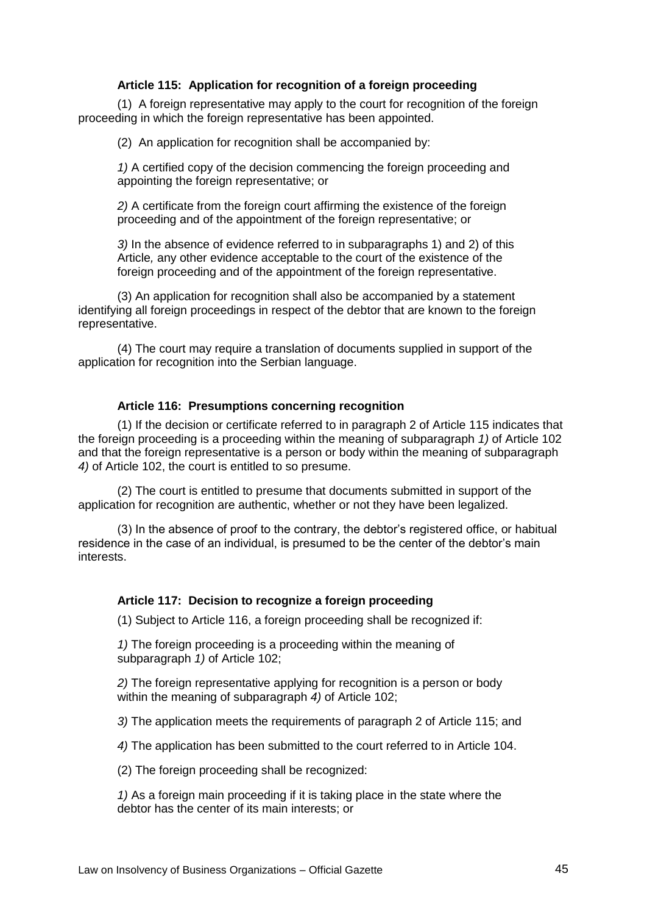**Article 115: Application for recognition of a foreign proceeding**

(1) A foreign representative may apply to the court for recognition of the foreign proceeding in which the foreign representative has been appointed.

(2) An application for recognition shall be accompanied by:

*1)* A certified copy of the decision commencing the foreign proceeding and appointing the foreign representative; or

*2)* A certificate from the foreign court affirming the existence of the foreign proceeding and of the appointment of the foreign representative; or

*3)* In the absence of evidence referred to in subparagraphs 1) and 2) of this Article*,* any other evidence acceptable to the court of the existence of the foreign proceeding and of the appointment of the foreign representative.

(3) An application for recognition shall also be accompanied by a statement identifying all foreign proceedings in respect of the debtor that are known to the foreign representative.

(4) The court may require a translation of documents supplied in support of the application for recognition into the Serbian language.

**Article 116: Presumptions concerning recognition**

(1) If the decision or certificate referred to in paragraph 2 of Article 115 indicates that the foreign proceeding is a proceeding within the meaning of subparagraph *1)* of Article 102 and that the foreign representative is a person or body within the meaning of subparagraph *4)* of Article 102, the court is entitled to so presume.

(2) The court is entitled to presume that documents submitted in support of the application for recognition are authentic, whether or not they have been legalized.

(3) In the absence of proof to the contrary, the debtor's registered office, or habitual residence in the case of an individual, is presumed to be the center of the debtor's main interests.

**Article 117: Decision to recognize a foreign proceeding**

(1) Subject to Article 116, a foreign proceeding shall be recognized if:

*1)* The foreign proceeding is a proceeding within the meaning of subparagraph *1)* of Article 102;

*2)* The foreign representative applying for recognition is a person or body within the meaning of subparagraph *4)* of Article 102;

*3)* The application meets the requirements of paragraph 2 of Article 115; and

*4)* The application has been submitted to the court referred to in Article 104.

(2) The foreign proceeding shall be recognized:

*1)* As a foreign main proceeding if it is taking place in the state where the debtor has the center of its main interests; or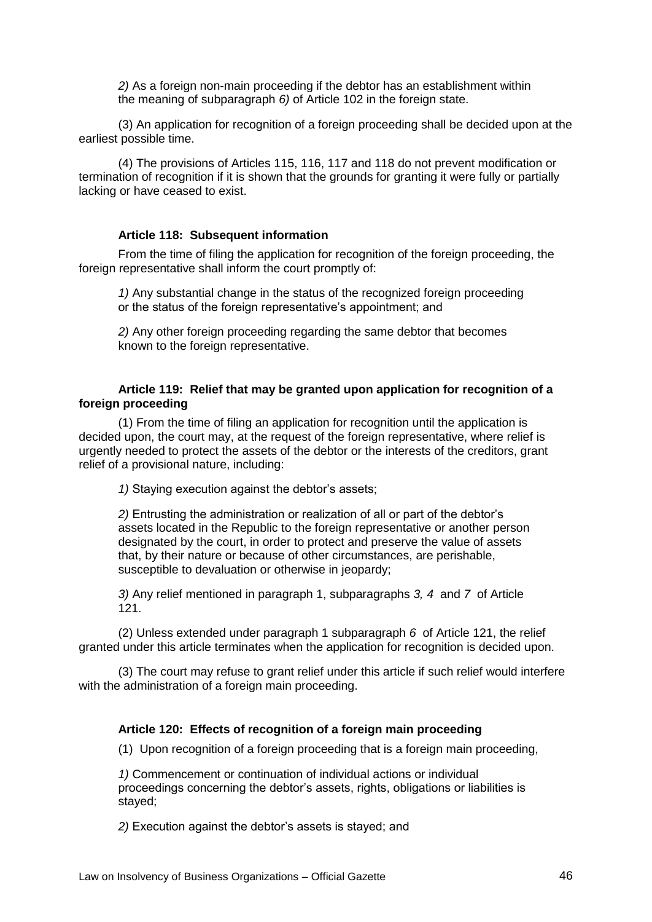*2)* As a foreign non-main proceeding if the debtor has an establishment within the meaning of subparagraph *6)* of Article 102 in the foreign state.

(3) An application for recognition of a foreign proceeding shall be decided upon at the earliest possible time.

(4) The provisions of Articles 115, 116, 117 and 118 do not prevent modification or termination of recognition if it is shown that the grounds for granting it were fully or partially lacking or have ceased to exist.

### Article 118: Subsequent information

From the time of filing the application for recognition of the foreign proceeding, the foreign representative shall inform the court promptly of:

*1)* Any substantial change in the status of the recognized foreign proceeding or the status of the foreign representative's appointment; and

*2)* Any other foreign proceeding regarding the same debtor that becomes known to the foreign representative.

### Article 119: Relief that may be granted upon application for recognition of a foreign proceeding

(1) From the time of filing an application for recognition until the application is decided upon, the court may, at the request of the foreign representative, where relief is urgently needed to protect the assets of the debtor or the interests of the creditors, grant relief of a provisional nature, including:

*1)* Staying execution against the debtor's assets;

*2)* Entrusting the administration or realization of all or part of the debtor's assets located in the Republic to the foreign representative or another person designated by the court, in order to protect and preserve the value of assets that, by their nature or because of other circumstances, are perishable, susceptible to devaluation or otherwise in jeopardy;

*3)* Any relief mentioned in paragraph 1, subparagraphs *3, 4* and *7* of Article 121.

(2) Unless extended under paragraph 1 subparagraph *6* of Article 121, the relief granted under this article terminates when the application for recognition is decided upon.

(3) The court may refuse to grant relief under this article if such relief would interfere with the administration of a foreign main proceeding.

### Article 120: Effects of recognition of a foreign main proceeding

(1) Upon recognition of a foreign proceeding that is a foreign main proceeding,

*1)* Commencement or continuation of individual actions or individual proceedings concerning the debtor's assets, rights, obligations or liabilities is stayed;

*2)* Execution against the debtor's assets is stayed; and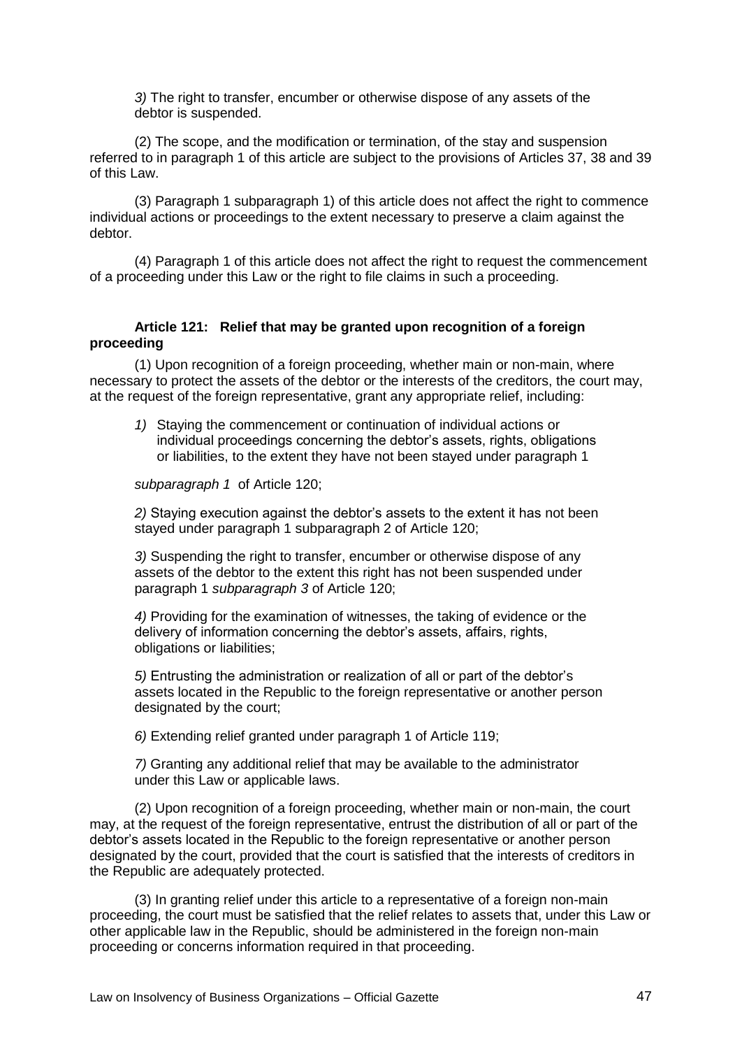*3)* The right to transfer, encumber or otherwise dispose of any assets of the debtor is suspended.

(2) The scope, and the modification or termination, of the stay and suspension referred to in paragraph 1 of this article are subject to the provisions of Articles 37, 38 and 39 of this Law.

(3) Paragraph 1 subparagraph 1) of this article does not affect the right to commence individual actions or proceedings to the extent necessary to preserve a claim against the debtor.

(4) Paragraph 1 of this article does not affect the right to request the commencement of a proceeding under this Law or the right to file claims in such a proceeding.

**Article 121: Relief that may be granted upon recognition of a foreign proceeding**

(1) Upon recognition of a foreign proceeding, whether main or non-main, where necessary to protect the assets of the debtor or the interests of the creditors, the court may, at the request of the foreign representative, grant any appropriate relief, including:

*1)* Staying the commencement or continuation of individual actions or individual proceedings concerning the debtor's assets, rights, obligations or liabilities, to the extent they have not been stayed under paragraph 1 *subparagraph 1* of Article 120;

*2)* Staying execution against the debtor's assets to the extent it has not been stayed under paragraph 1 subparagraph 2 of Article 120;

*3)* Suspending the right to transfer, encumber or otherwise dispose of any assets of the debtor to the extent this right has not been suspended under paragraph 1 *subparagraph 3* of Article 120;

*4)* Providing for the examination of witnesses, the taking of evidence or the delivery of information concerning the debtor's assets, affairs, rights, obligations or liabilities;

*5)* Entrusting the administration or realization of all or part of the debtor's assets located in the Republic to the foreign representative or another person designated by the court;

*6)* Extending relief granted under paragraph 1 of Article 119;

*7)* Granting any additional relief that may be available to the administrator under this Law or applicable laws.

(2) Upon recognition of a foreign proceeding, whether main or non-main, the court may, at the request of the foreign representative, entrust the distribution of all or part of the debtor's assets located in the Republic to the foreign representative or another person designated by the court, provided that the court is satisfied that the interests of creditors in the Republic are adequately protected.

(3) In granting relief under this article to a representative of a foreign non-main proceeding, the court must be satisfied that the relief relates to assets that, under this Law or other applicable law in the Republic, should be administered in the foreign non-main proceeding or concerns information required in that proceeding.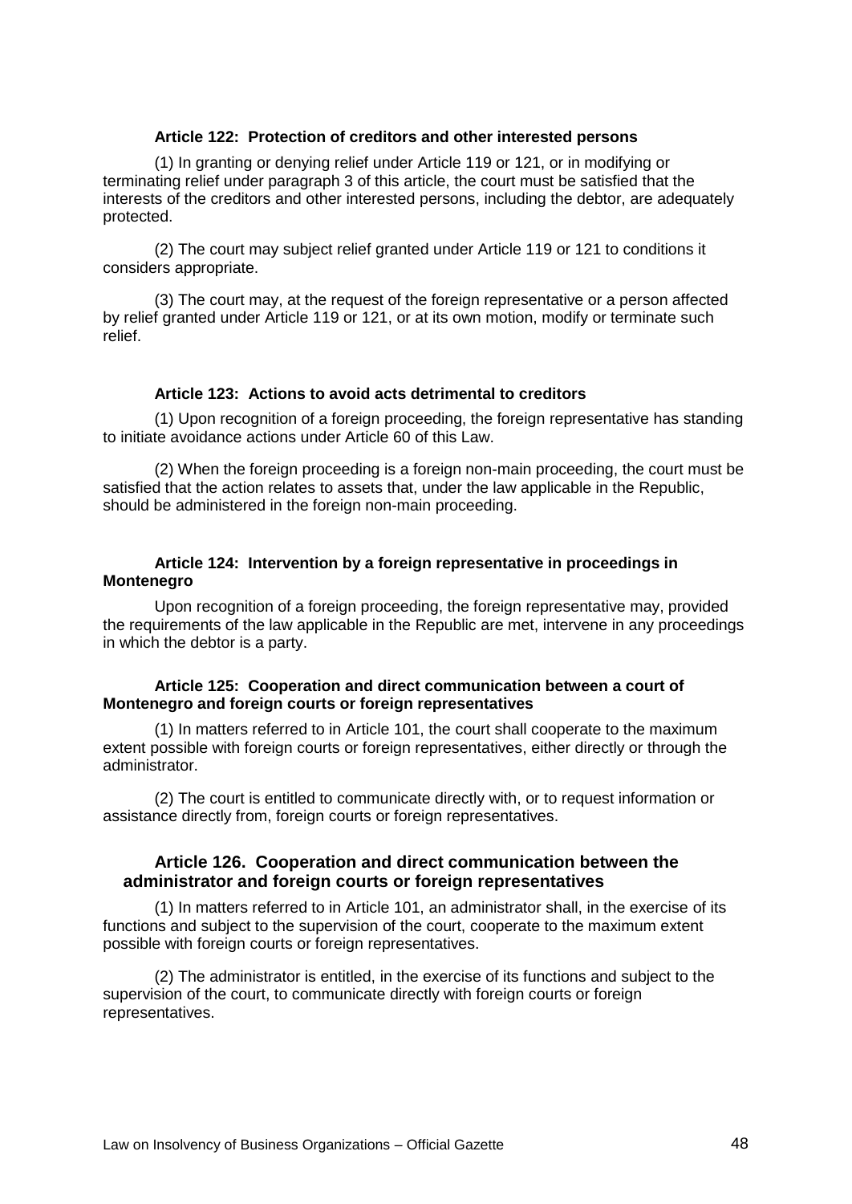#### Article 122: Protection of creditors and other interested persons

(1) In granting or denying relief under Article 119 or 121, or in modifying or terminating relief under paragraph 3 of this article, the court must be satisfied that the interests of the creditors and other interested persons, including the debtor, are adequately protected.

(2) The court may subject relief granted under Article 119 or 121 to conditions it considers appropriate.

(3) The court may, at the request of the foreign representative or a person affected by relief granted under Article 119 or 121, or at its own motion, modify or terminate such relief.

#### Article 123: Actions to avoid acts detrimental to creditors

(1) Upon recognition of a foreign proceeding, the foreign representative has standing to initiate avoidance actions under Article 60 of this Law.

(2) When the foreign proceeding is a foreign non-main proceeding, the court must be satisfied that the action relates to assets that, under the law applicable in the Republic, should be administered in the foreign non-main proceeding.

#### Article 124: Intervention by a foreign representative in proceedings in Montenegro

Upon recognition of a foreign proceeding, the foreign representative may, provided the requirements of the law applicable in the Republic are met, intervene in any proceedings in which the debtor is a party.

#### Article 125: Cooperation and direct communication between a court of Montenegro and foreign courts or foreign representatives

(1) In matters referred to in Article 101, the court shall cooperate to the maximum extent possible with foreign courts or foreign representatives, either directly or through the administrator.

(2) The court is entitled to communicate directly with, or to request information or assistance directly from, foreign courts or foreign representatives.

#### Article 126. Cooperation and direct communication between the administrator and foreign courts or foreign representatives

(1) In matters referred to in Article 101, an administrator shall, in the exercise of its functions and subject to the supervision of the court, cooperate to the maximum extent possible with foreign courts or foreign representatives.

(2) The administrator is entitled, in the exercise of its functions and subject to the supervision of the court, to communicate directly with foreign courts or foreign representatives.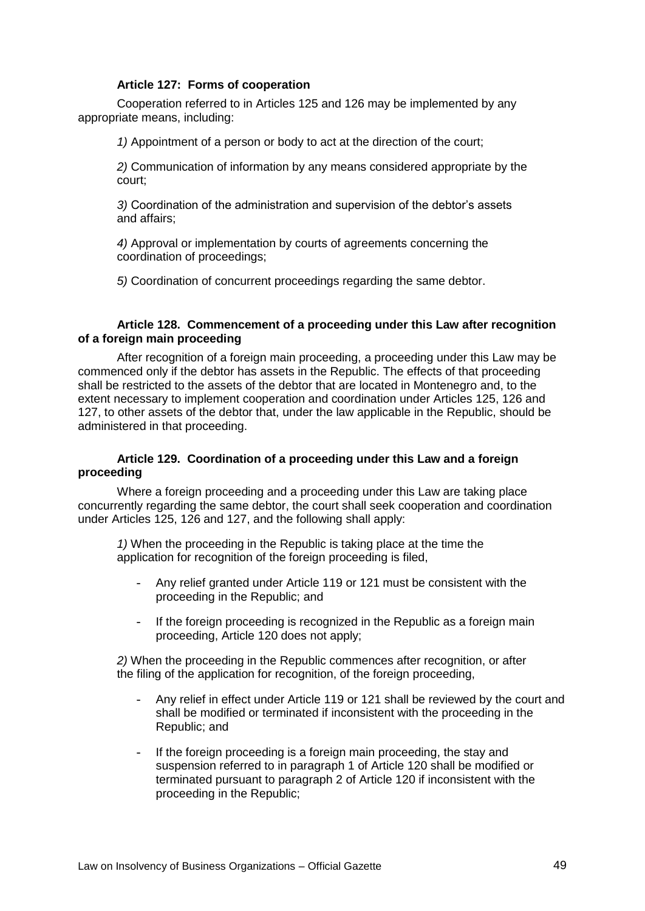### Article 127: Forms of cooperation

Cooperation referred to in Articles 125 and 126 may be implemented by any appropriate means, including:

*1)* Appointment of a person or body to act at the direction of the court;

*2)* Communication of information by any means considered appropriate by the court;

*3)* Coordination of the administration and supervision of the debtor's assets and affairs;

*4)* Approval or implementation by courts of agreements concerning the coordination of proceedings;

*5)* Coordination of concurrent proceedings regarding the same debtor.

### Article 128. Commencement of a proceeding under this Law after recognition of a foreign main proceeding

After recognition of a foreign main proceeding, a proceeding under this Law may be commenced only if the debtor has assets in the Republic. The effects of that proceeding shall be restricted to the assets of the debtor that are located in Montenegro and, to the extent necessary to implement cooperation and coordination under Articles 125, 126 and 127, to other assets of the debtor that, under the law applicable in the Republic, should be administered in that proceeding.

### Article 129. Coordination of a proceeding under this Law and a foreign proceeding

Where a foreign proceeding and a proceeding under this Law are taking place concurrently regarding the same debtor, the court shall seek cooperation and coordination under Articles 125, 126 and 127, and the following shall apply:

*1)* When the proceeding in the Republic is taking place at the time the application for recognition of the foreign proceeding is filed,

- Any relief granted under Article 119 or 121 must be consistent with the proceeding in the Republic; and
- If the foreign proceeding is recognized in the Republic as a foreign main proceeding, Article 120 does not apply;

*2)* When the proceeding in the Republic commences after recognition, or after the filing of the application for recognition, of the foreign proceeding,

- Any relief in effect under Article 119 or 121 shall be reviewed by the court and shall be modified or terminated if inconsistent with the proceeding in the Republic; and
- If the foreign proceeding is a foreign main proceeding, the stay and suspension referred to in paragraph 1 of Article 120 shall be modified or terminated pursuant to paragraph 2 of Article 120 if inconsistent with the proceeding in the Republic;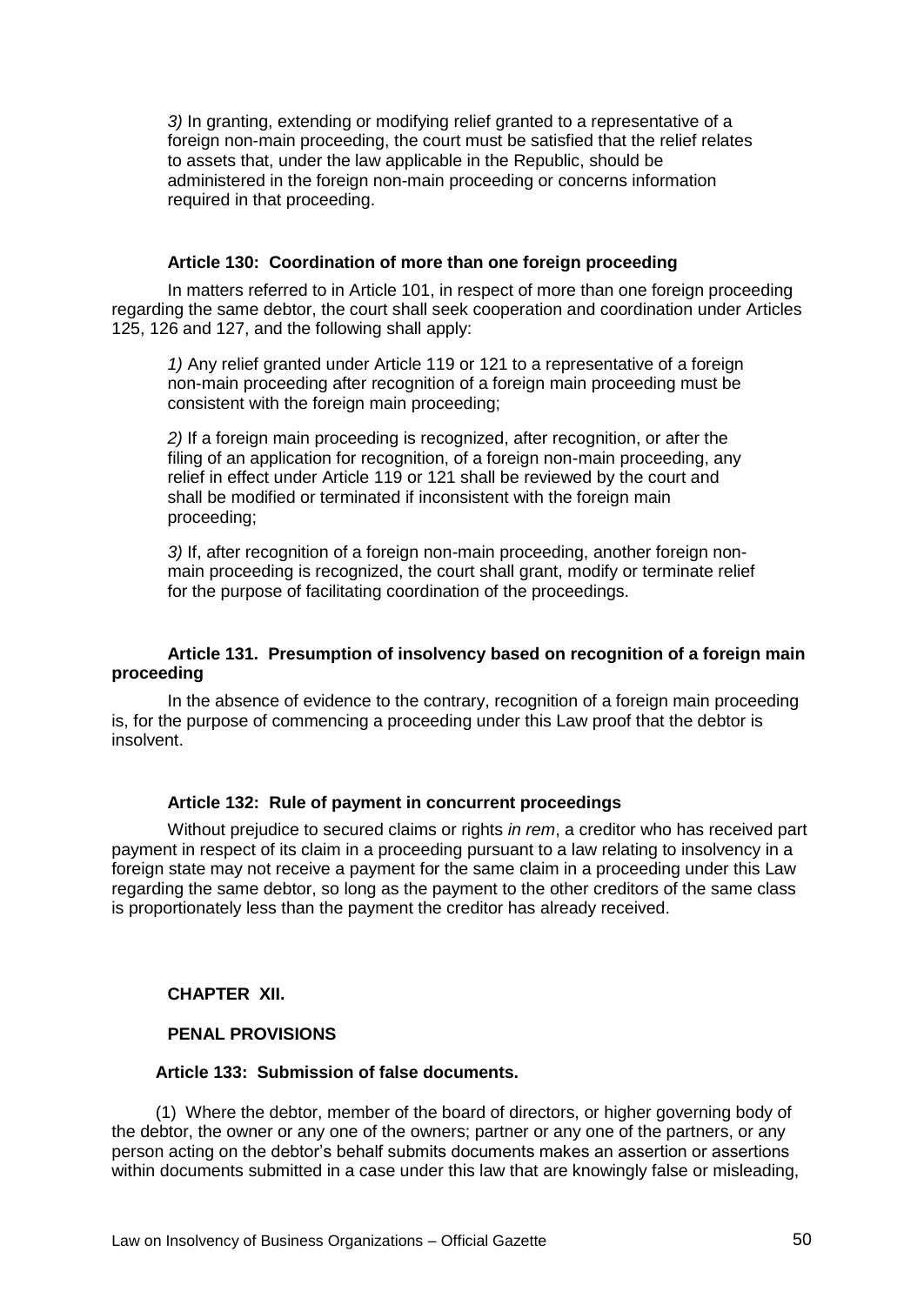*3)* In granting, extending or modifying relief granted to a representative of a foreign non-main proceeding, the court must be satisfied that the relief relates to assets that, under the law applicable in the Republic, should be administered in the foreign non-main proceeding or concerns information required in that proceeding.

**Article 130: Coordination of more than one foreign proceeding**

In matters referred to in Article 101, in respect of more than one foreign proceeding regarding the same debtor, the court shall seek cooperation and coordination under Articles 125, 126 and 127, and the following shall apply:

*1)* Any relief granted under Article 119 or 121 to a representative of a foreign non-main proceeding after recognition of a foreign main proceeding must be consistent with the foreign main proceeding;

*2)* If a foreign main proceeding is recognized, after recognition, or after the filing of an application for recognition, of a foreign non-main proceeding, any relief in effect under Article 119 or 121 shall be reviewed by the court and shall be modified or terminated if inconsistent with the foreign main proceeding;

*3)* If, after recognition of a foreign non-main proceeding, another foreign non-main proceeding is recognized, the court shall grant, modify or terminate relief for the purpose of facilitating coordination of the proceedings.

**Article 131. Presumption of insolvency based on recognition of a foreign main proceeding**

In the absence of evidence to the contrary, recognition of a foreign main proceeding is, for the purpose of commencing a proceeding under this Law proof that the debtor is insolvent.

**Article 132: Rule of payment in concurrent proceedings**

Without prejudice to secured claims or rights *in rem*, a creditor who has received part payment in respect of its claim in a proceeding pursuant to a law relating to insolvency in a foreign state may not receive a payment for the same claim in a proceeding under this Law regarding the same debtor, so long as the payment to the other creditors of the same class is proportionately less than the payment the creditor has already received.

## CHAPTER XII.

## PENAL PROVISIONS

**Article 133: Submission of false documents.**

(1) Where the debtor, member of the board of directors, or higher governing body of the debtor, the owner or any one of the owners; partner or any one of the partners, or any person acting on the debtor's behalf submits documents makes an assertion or assertions within documents submitted in a case under this law that are knowingly false or misleading,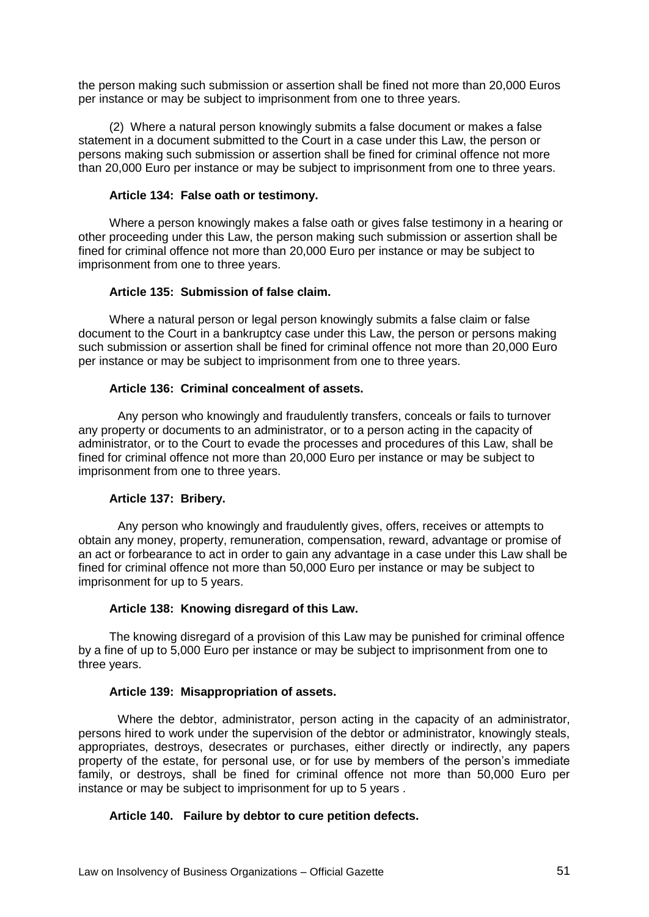the person making such submission or assertion shall be fined not more than 20,000 Euros per instance or may be subject to imprisonment from one to three years.

(2) Where a natural person knowingly submits a false document or makes a false statement in a document submitted to the Court in a case under this Law, the person or persons making such submission or assertion shall be fined for criminal offence not more than 20,000 Euro per instance or may be subject to imprisonment from one to three years.

### Article 134: False oath or testimony.

Where a person knowingly makes a false oath or gives false testimony in a hearing or other proceeding under this Law, the person making such submission or assertion shall be fined for criminal offence not more than 20,000 Euro per instance or may be subject to imprisonment from one to three years.

### Article 135: Submission of false claim.

Where a natural person or legal person knowingly submits a false claim or false document to the Court in a bankruptcy case under this Law, the person or persons making such submission or assertion shall be fined for criminal offence not more than 20,000 Euro per instance or may be subject to imprisonment from one to three years.

### Article 136: Criminal concealment of assets.

Any person who knowingly and fraudulently transfers, conceals or fails to turnover any property or documents to an administrator, or to a person acting in the capacity of administrator, or to the Court to evade the processes and procedures of this Law, shall be fined for criminal offence not more than 20,000 Euro per instance or may be subject to imprisonment from one to three years.

### Article 137: Bribery.

Any person who knowingly and fraudulently gives, offers, receives or attempts to obtain any money, property, remuneration, compensation, reward, advantage or promise of an act or forbearance to act in order to gain any advantage in a case under this Law shall be fined for criminal offence not more than 50,000 Euro per instance or may be subject to imprisonment for up to 5 years.

### Article 138: Knowing disregard of this Law.

The knowing disregard of a provision of this Law may be punished for criminal offence by a fine of up to 5,000 Euro per instance or may be subject to imprisonment from one to three years.

### Article 139: Misappropriation of assets.

Where the debtor, administrator, person acting in the capacity of an administrator, persons hired to work under the supervision of the debtor or administrator, knowingly steals, appropriates, destroys, desecrates or purchases, either directly or indirectly, any papers property of the estate, for personal use, or for use by members of the person's immediate family, or destroys, shall be fined for criminal offence not more than 50,000 Euro per instance or may be subject to imprisonment for up to 5 years .

### Article 140. Failure by debtor to cure petition defects.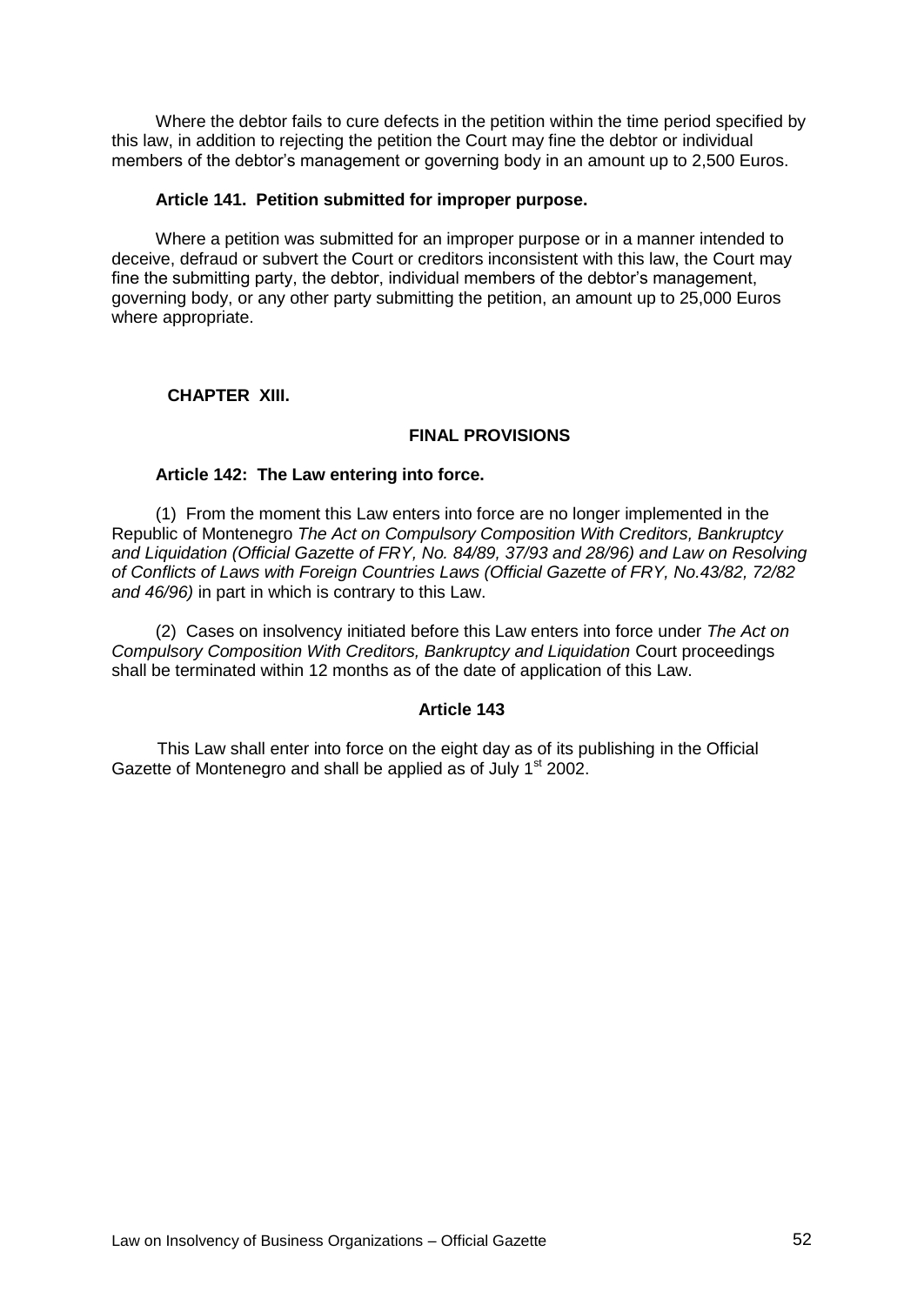Where the debtor fails to cure defects in the petition within the time period specified by this law, in addition to rejecting the petition the Court may fine the debtor or individual members of the debtor's management or governing body in an amount up to 2,500 Euros.

#### Article 141. Petition submitted for improper purpose.

Where a petition was submitted for an improper purpose or in a manner intended to deceive, defraud or subvert the Court or creditors inconsistent with this law, the Court may fine the submitting party, the debtor, individual members of the debtor's management, governing body, or any other party submitting the petition, an amount up to 25,000 Euros where appropriate.

## CHAPTER XIII.

## FINAL PROVISIONS

#### Article 142: The Law entering into force.

(1) From the moment this Law enters into force are no longer implemented in the Republic of Montenegro *The Act on Compulsory Composition With Creditors, Bankruptcy and Liquidation (Official Gazette of FRY, No. 84/89, 37/93 and 28/96) and Law on Resolving of Conflicts of Laws with Foreign Countries Laws (Official Gazette of FRY, No.43/82, 72/82 and 46/96)* in part in which is contrary to this Law.

(2) Cases on insolvency initiated before this Law enters into force under *The Act on Compulsory Composition With Creditors, Bankruptcy and Liquidation* Court proceedings shall be terminated within 12 months as of the date of application of this Law.

#### Article 143

This Law shall enter into force on the eight day as of its publishing in the Official Gazette of Montenegro and shall be applied as of July 1st 2002.